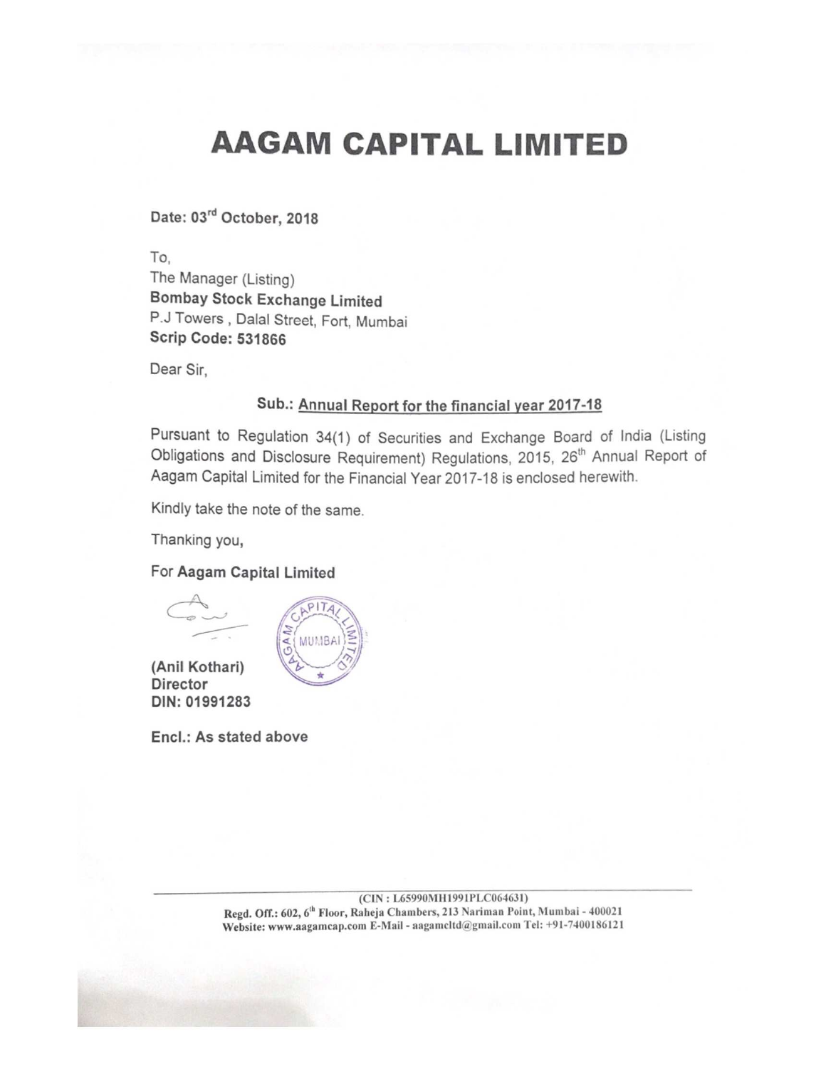# AAGAM CAPITAL LIMITED

**Date: 03rd October, 2018**

To,
The Manager (Listing)
**Bombay Stock Exchange Limited**
P.J Towers , Dalal Street, Fort, Mumbai
**Scrip Code: 531866**

Dear Sir,

**Sub.: Annual Report for the financial year 2017-18**

Pursuant to Regulation 34(1) of Securities and Exchange Board of India (Listing Obligations and Disclosure Requirement) Regulations, 2015, 26th Annual Report of Aagam Capital Limited for the Financial Year 2017-18 is enclosed herewith.

Kindly take the note of the same.

Thanking you,

For **Aagam Capital Limited**

**(Anil Kothari)**
**Director**
**DIN: 01991283**

**Encl.: As stated above**

---

(CIN : L65990MH1991PLC064631)
Regd. Off.: 602, 6th Floor, Raheja Chambers, 213 Nariman Point, Mumbai - 400021
Website: www.aagamcap.com E-Mail - aagamcltd@gmail.com Tel: +91-7400186121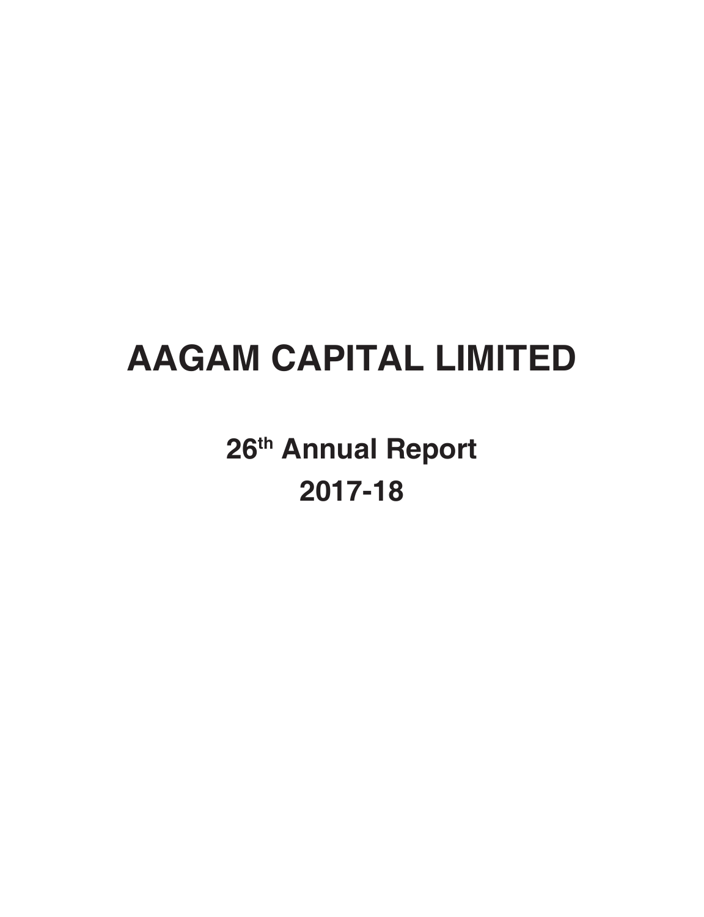# AAGAM CAPITAL LIMITED

## 26th Annual Report

## 2017-18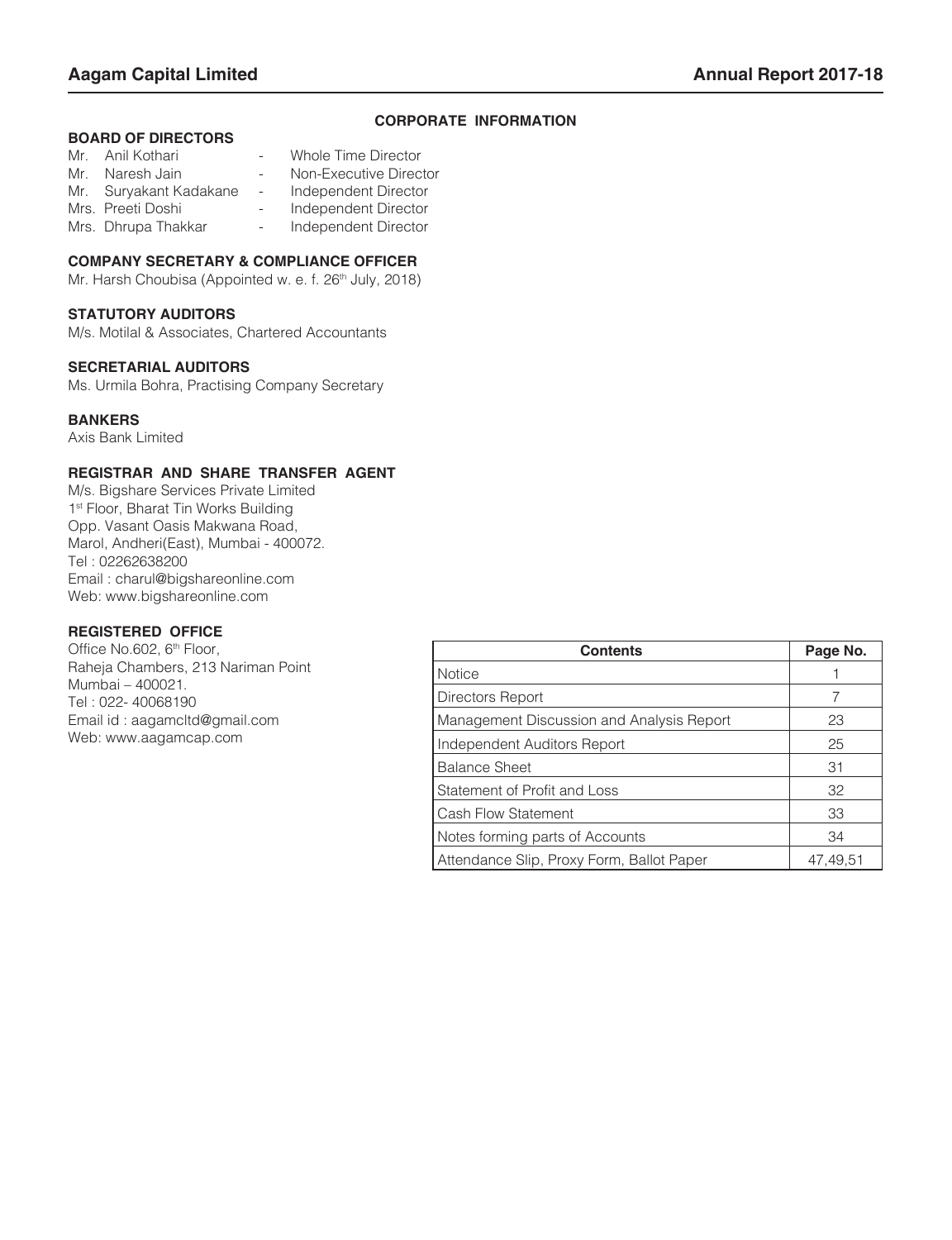## CORPORATE INFORMATION

### BOARD OF DIRECTORS

Mr. Anil Kothari - Whole Time Director
Mr. Naresh Jain - Non-Executive Director
Mr. Suryakant Kadakane - Independent Director
Mrs. Preeti Doshi - Independent Director
Mrs. Dhrupa Thakkar - Independent Director

### COMPANY SECRETARY & COMPLIANCE OFFICER

Mr. Harsh Choubisa (Appointed w. e. f. 26th July, 2018)

### STATUTORY AUDITORS

M/s. Motilal & Associates, Chartered Accountants

### SECRETARIAL AUDITORS

Ms. Urmila Bohra, Practising Company Secretary

### BANKERS

Axis Bank Limited

### REGISTRAR AND SHARE TRANSFER AGENT

M/s. Bigshare Services Private Limited
1st Floor, Bharat Tin Works Building
Opp. Vasant Oasis Makwana Road,
Marol, Andheri(East), Mumbai - 400072.
Tel : 02262638200
Email : charul@bigshareonline.com
Web: www.bigshareonline.com

### REGISTERED OFFICE

Office No.602, 6th Floor,
Raheja Chambers, 213 Nariman Point
Mumbai – 400021.
Tel : 022- 40068190
Email id : aagamcltd@gmail.com
Web: www.aagamcap.com

| Contents | Page No. |
|---|---|
| Notice | 1 |
| Directors Report | 7 |
| Management Discussion and Analysis Report | 23 |
| Independent Auditors Report | 25 |
| Balance Sheet | 31 |
| Statement of Profit and Loss | 32 |
| Cash Flow Statement | 33 |
| Notes forming parts of Accounts | 34 |
| Attendance Slip, Proxy Form, Ballot Paper | 47,49,51 |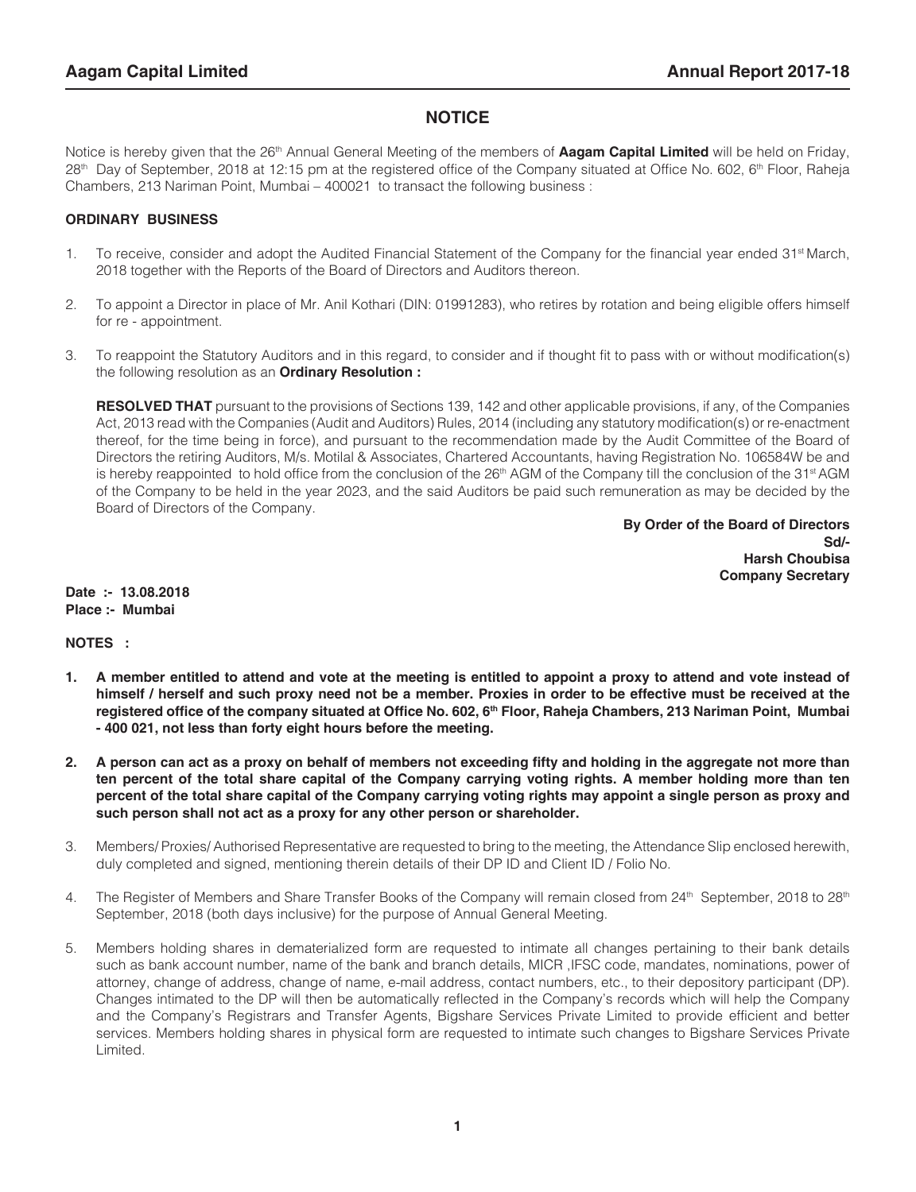# NOTICE

Notice is hereby given that the 26th Annual General Meeting of the members of **Aagam Capital Limited** will be held on Friday, 28th Day of September, 2018 at 12:15 pm at the registered office of the Company situated at Office No. 602, 6th Floor, Raheja Chambers, 213 Nariman Point, Mumbai – 400021 to transact the following business :

## ORDINARY BUSINESS

1. To receive, consider and adopt the Audited Financial Statement of the Company for the financial year ended 31st March, 2018 together with the Reports of the Board of Directors and Auditors thereon.

2. To appoint a Director in place of Mr. Anil Kothari (DIN: 01991283), who retires by rotation and being eligible offers himself for re - appointment.

3. To reappoint the Statutory Auditors and in this regard, to consider and if thought fit to pass with or without modification(s) the following resolution as an **Ordinary Resolution :**

   **RESOLVED THAT** pursuant to the provisions of Sections 139, 142 and other applicable provisions, if any, of the Companies Act, 2013 read with the Companies (Audit and Auditors) Rules, 2014 (including any statutory modification(s) or re-enactment thereof, for the time being in force), and pursuant to the recommendation made by the Audit Committee of the Board of Directors the retiring Auditors, M/s. Motilal & Associates, Chartered Accountants, having Registration No. 106584W be and is hereby reappointed to hold office from the conclusion of the 26th AGM of the Company till the conclusion of the 31st AGM of the Company to be held in the year 2023, and the said Auditors be paid such remuneration as may be decided by the Board of Directors of the Company.

**By Order of the Board of Directors**
**Sd/-**
**Harsh Choubisa**
**Company Secretary**

**Date :- 13.08.2018**
**Place :- Mumbai**

**NOTES :**

1. **A member entitled to attend and vote at the meeting is entitled to appoint a proxy to attend and vote instead of himself / herself and such proxy need not be a member. Proxies in order to be effective must be received at the registered office of the company situated at Office No. 602, 6th Floor, Raheja Chambers, 213 Nariman Point, Mumbai - 400 021, not less than forty eight hours before the meeting.**

2. **A person can act as a proxy on behalf of members not exceeding fifty and holding in the aggregate not more than ten percent of the total share capital of the Company carrying voting rights. A member holding more than ten percent of the total share capital of the Company carrying voting rights may appoint a single person as proxy and such person shall not act as a proxy for any other person or shareholder.**

3. Members/ Proxies/ Authorised Representative are requested to bring to the meeting, the Attendance Slip enclosed herewith, duly completed and signed, mentioning therein details of their DP ID and Client ID / Folio No.

4. The Register of Members and Share Transfer Books of the Company will remain closed from 24th September, 2018 to 28th September, 2018 (both days inclusive) for the purpose of Annual General Meeting.

5. Members holding shares in dematerialized form are requested to intimate all changes pertaining to their bank details such as bank account number, name of the bank and branch details, MICR ,IFSC code, mandates, nominations, power of attorney, change of address, change of name, e-mail address, contact numbers, etc., to their depository participant (DP). Changes intimated to the DP will then be automatically reflected in the Company's records which will help the Company and the Company's Registrars and Transfer Agents, Bigshare Services Private Limited to provide efficient and better services. Members holding shares in physical form are requested to intimate such changes to Bigshare Services Private Limited.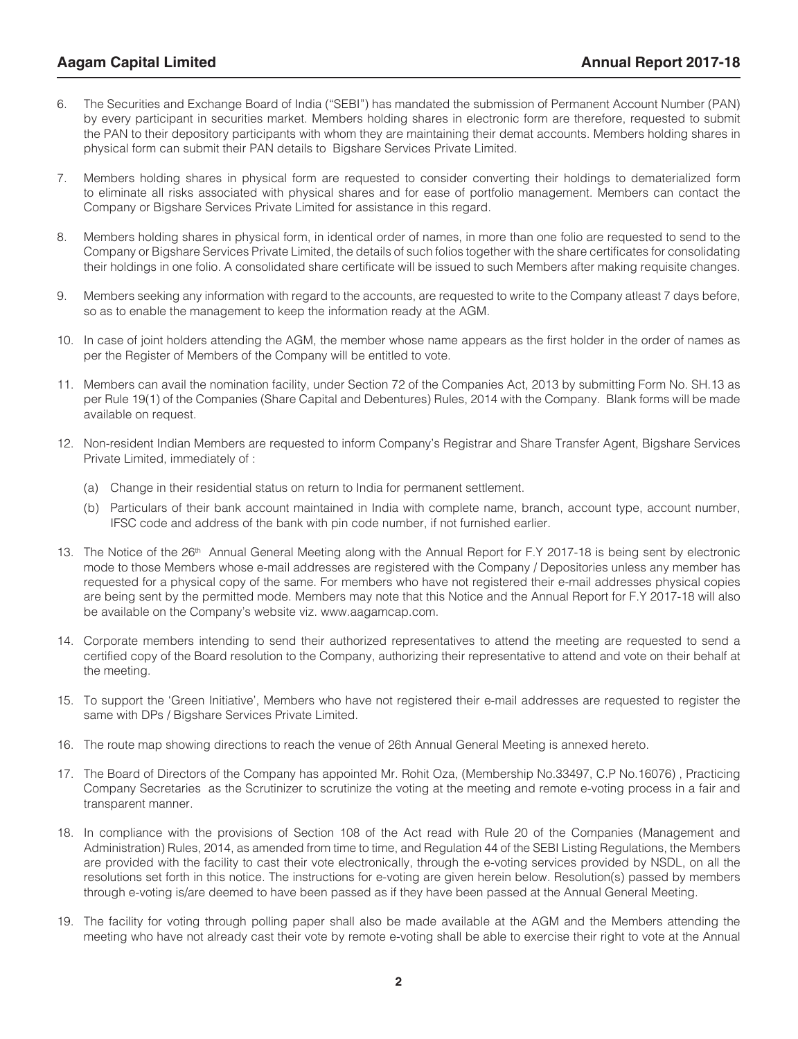6. The Securities and Exchange Board of India ("SEBI") has mandated the submission of Permanent Account Number (PAN) by every participant in securities market. Members holding shares in electronic form are therefore, requested to submit the PAN to their depository participants with whom they are maintaining their demat accounts. Members holding shares in physical form can submit their PAN details to Bigshare Services Private Limited.

7. Members holding shares in physical form are requested to consider converting their holdings to dematerialized form to eliminate all risks associated with physical shares and for ease of portfolio management. Members can contact the Company or Bigshare Services Private Limited for assistance in this regard.

8. Members holding shares in physical form, in identical order of names, in more than one folio are requested to send to the Company or Bigshare Services Private Limited, the details of such folios together with the share certificates for consolidating their holdings in one folio. A consolidated share certificate will be issued to such Members after making requisite changes.

9. Members seeking any information with regard to the accounts, are requested to write to the Company atleast 7 days before, so as to enable the management to keep the information ready at the AGM.

10. In case of joint holders attending the AGM, the member whose name appears as the first holder in the order of names as per the Register of Members of the Company will be entitled to vote.

11. Members can avail the nomination facility, under Section 72 of the Companies Act, 2013 by submitting Form No. SH.13 as per Rule 19(1) of the Companies (Share Capital and Debentures) Rules, 2014 with the Company. Blank forms will be made available on request.

12. Non-resident Indian Members are requested to inform Company's Registrar and Share Transfer Agent, Bigshare Services Private Limited, immediately of :

    (a) Change in their residential status on return to India for permanent settlement.

    (b) Particulars of their bank account maintained in India with complete name, branch, account type, account number, IFSC code and address of the bank with pin code number, if not furnished earlier.

13. The Notice of the 26th Annual General Meeting along with the Annual Report for F.Y 2017-18 is being sent by electronic mode to those Members whose e-mail addresses are registered with the Company / Depositories unless any member has requested for a physical copy of the same. For members who have not registered their e-mail addresses physical copies are being sent by the permitted mode. Members may note that this Notice and the Annual Report for F.Y 2017-18 will also be available on the Company's website viz. www.aagamcap.com.

14. Corporate members intending to send their authorized representatives to attend the meeting are requested to send a certified copy of the Board resolution to the Company, authorizing their representative to attend and vote on their behalf at the meeting.

15. To support the 'Green Initiative', Members who have not registered their e-mail addresses are requested to register the same with DPs / Bigshare Services Private Limited.

16. The route map showing directions to reach the venue of 26th Annual General Meeting is annexed hereto.

17. The Board of Directors of the Company has appointed Mr. Rohit Oza, (Membership No.33497, C.P No.16076) , Practicing Company Secretaries as the Scrutinizer to scrutinize the voting at the meeting and remote e-voting process in a fair and transparent manner.

18. In compliance with the provisions of Section 108 of the Act read with Rule 20 of the Companies (Management and Administration) Rules, 2014, as amended from time to time, and Regulation 44 of the SEBI Listing Regulations, the Members are provided with the facility to cast their vote electronically, through the e-voting services provided by NSDL, on all the resolutions set forth in this notice. The instructions for e-voting are given herein below. Resolution(s) passed by members through e-voting is/are deemed to have been passed as if they have been passed at the Annual General Meeting.

19. The facility for voting through polling paper shall also be made available at the AGM and the Members attending the meeting who have not already cast their vote by remote e-voting shall be able to exercise their right to vote at the Annual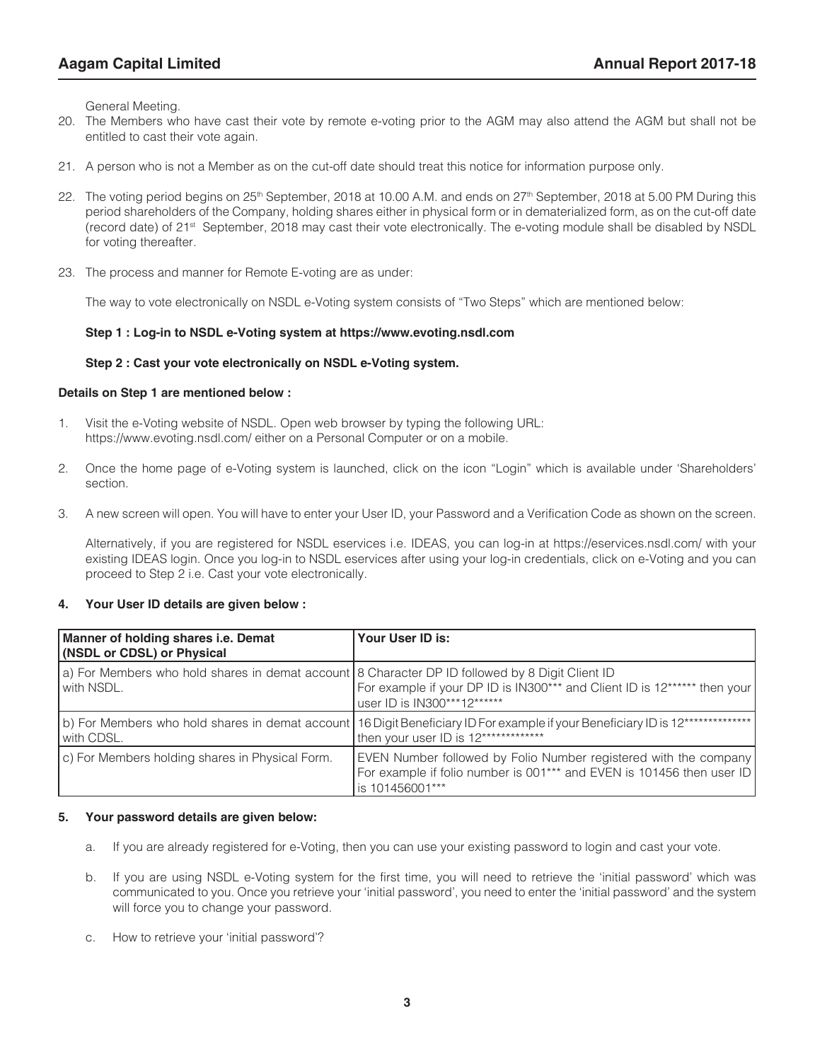General Meeting.

20. The Members who have cast their vote by remote e-voting prior to the AGM may also attend the AGM but shall not be entitled to cast their vote again.

21. A person who is not a Member as on the cut-off date should treat this notice for information purpose only.

22. The voting period begins on 25th September, 2018 at 10.00 A.M. and ends on 27th September, 2018 at 5.00 PM During this period shareholders of the Company, holding shares either in physical form or in dematerialized form, as on the cut-off date (record date) of 21st September, 2018 may cast their vote electronically. The e-voting module shall be disabled by NSDL for voting thereafter.

23. The process and manner for Remote E-voting are as under:

    The way to vote electronically on NSDL e-Voting system consists of "Two Steps" which are mentioned below:

    **Step 1 : Log-in to NSDL e-Voting system at https://www.evoting.nsdl.com**

    **Step 2 : Cast your vote electronically on NSDL e-Voting system.**

**Details on Step 1 are mentioned below :**

1. Visit the e-Voting website of NSDL. Open web browser by typing the following URL: https://www.evoting.nsdl.com/ either on a Personal Computer or on a mobile.

2. Once the home page of e-Voting system is launched, click on the icon "Login" which is available under 'Shareholders' section.

3. A new screen will open. You will have to enter your User ID, your Password and a Verification Code as shown on the screen.

   Alternatively, if you are registered for NSDL eservices i.e. IDEAS, you can log-in at https://eservices.nsdl.com/ with your existing IDEAS login. Once you log-in to NSDL eservices after using your log-in credentials, click on e-Voting and you can proceed to Step 2 i.e. Cast your vote electronically.

**4. Your User ID details are given below :**

| Manner of holding shares i.e. Demat (NSDL or CDSL) or Physical | Your User ID is: |
|---|---|
| a) For Members who hold shares in demat account with NSDL. | 8 Character DP ID followed by 8 Digit Client ID For example if your DP ID is IN300*** and Client ID is 12****** then your user ID is IN300***12****** |
| b) For Members who hold shares in demat account with CDSL. | 16 Digit Beneficiary ID For example if your Beneficiary ID is 12************** then your user ID is 12************** |
| c) For Members holding shares in Physical Form. | EVEN Number followed by Folio Number registered with the company For example if folio number is 001*** and EVEN is 101456 then user ID is 101456001*** |

**5. Your password details are given below:**

a. If you are already registered for e-Voting, then you can use your existing password to login and cast your vote.

b. If you are using NSDL e-Voting system for the first time, you will need to retrieve the 'initial password' which was communicated to you. Once you retrieve your 'initial password', you need to enter the 'initial password' and the system will force you to change your password.

c. How to retrieve your 'initial password'?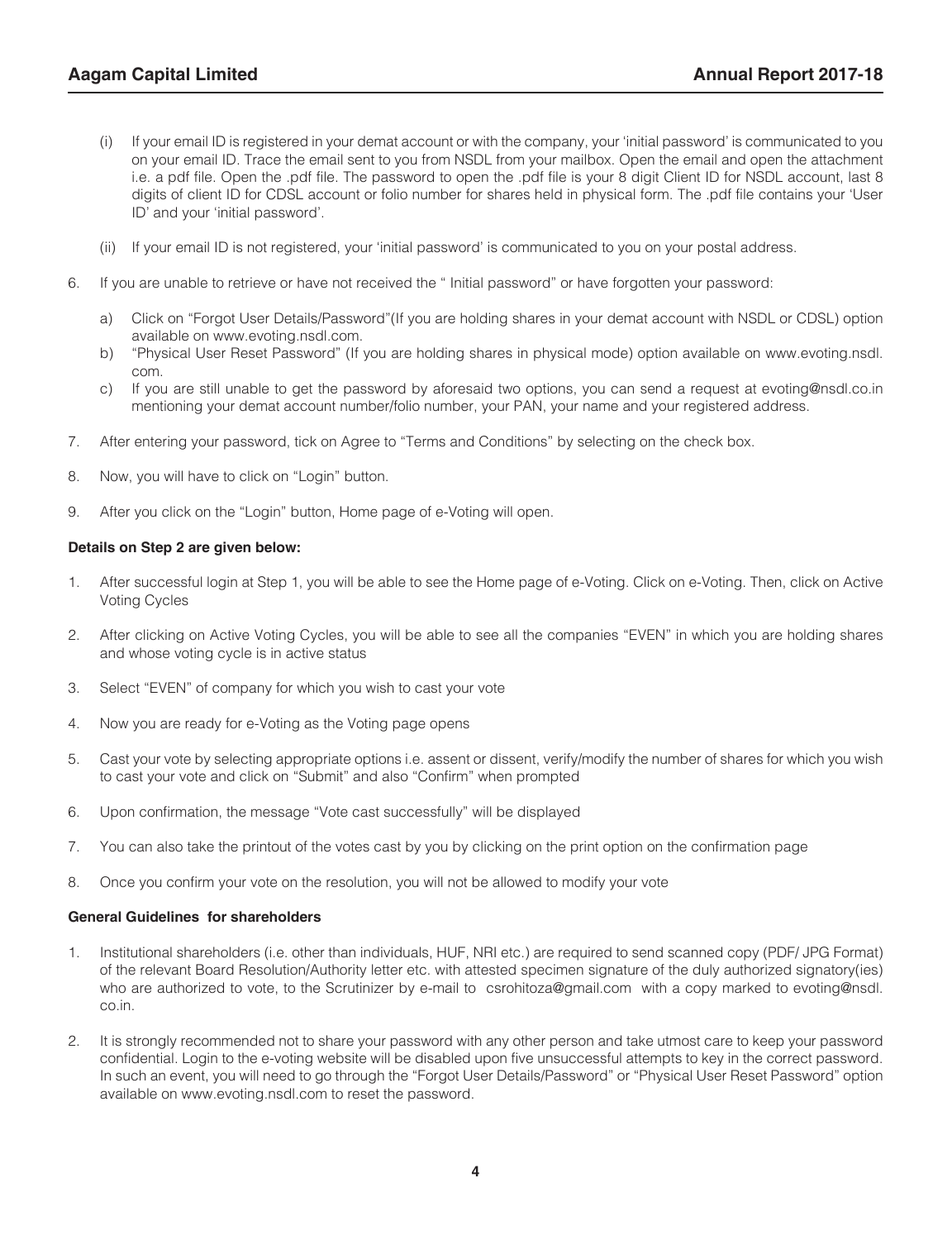(i) If your email ID is registered in your demat account or with the company, your 'initial password' is communicated to you on your email ID. Trace the email sent to you from NSDL from your mailbox. Open the email and open the attachment i.e. a pdf file. Open the .pdf file. The password to open the .pdf file is your 8 digit Client ID for NSDL account, last 8 digits of client ID for CDSL account or folio number for shares held in physical form. The .pdf file contains your 'User ID' and your 'initial password'.

(ii) If your email ID is not registered, your 'initial password' is communicated to you on your postal address.

6. If you are unable to retrieve or have not received the " Initial password" or have forgotten your password:

   a) Click on "Forgot User Details/Password"(If you are holding shares in your demat account with NSDL or CDSL) option available on www.evoting.nsdl.com.
   b) "Physical User Reset Password" (If you are holding shares in physical mode) option available on www.evoting.nsdl.com.
   c) If you are still unable to get the password by aforesaid two options, you can send a request at evoting@nsdl.co.in mentioning your demat account number/folio number, your PAN, your name and your registered address.

7. After entering your password, tick on Agree to "Terms and Conditions" by selecting on the check box.

8. Now, you will have to click on "Login" button.

9. After you click on the "Login" button, Home page of e-Voting will open.

**Details on Step 2 are given below:**

1. After successful login at Step 1, you will be able to see the Home page of e-Voting. Click on e-Voting. Then, click on Active Voting Cycles

2. After clicking on Active Voting Cycles, you will be able to see all the companies "EVEN" in which you are holding shares and whose voting cycle is in active status

3. Select "EVEN" of company for which you wish to cast your vote

4. Now you are ready for e-Voting as the Voting page opens

5. Cast your vote by selecting appropriate options i.e. assent or dissent, verify/modify the number of shares for which you wish to cast your vote and click on "Submit" and also "Confirm" when prompted

6. Upon confirmation, the message "Vote cast successfully" will be displayed

7. You can also take the printout of the votes cast by you by clicking on the print option on the confirmation page

8. Once you confirm your vote on the resolution, you will not be allowed to modify your vote

**General Guidelines for shareholders**

1. Institutional shareholders (i.e. other than individuals, HUF, NRI etc.) are required to send scanned copy (PDF/ JPG Format) of the relevant Board Resolution/Authority letter etc. with attested specimen signature of the duly authorized signatory(ies) who are authorized to vote, to the Scrutinizer by e-mail to csrohitoza@gmail.com with a copy marked to evoting@nsdl.co.in.

2. It is strongly recommended not to share your password with any other person and take utmost care to keep your password confidential. Login to the e-voting website will be disabled upon five unsuccessful attempts to key in the correct password. In such an event, you will need to go through the "Forgot User Details/Password" or "Physical User Reset Password" option available on www.evoting.nsdl.com to reset the password.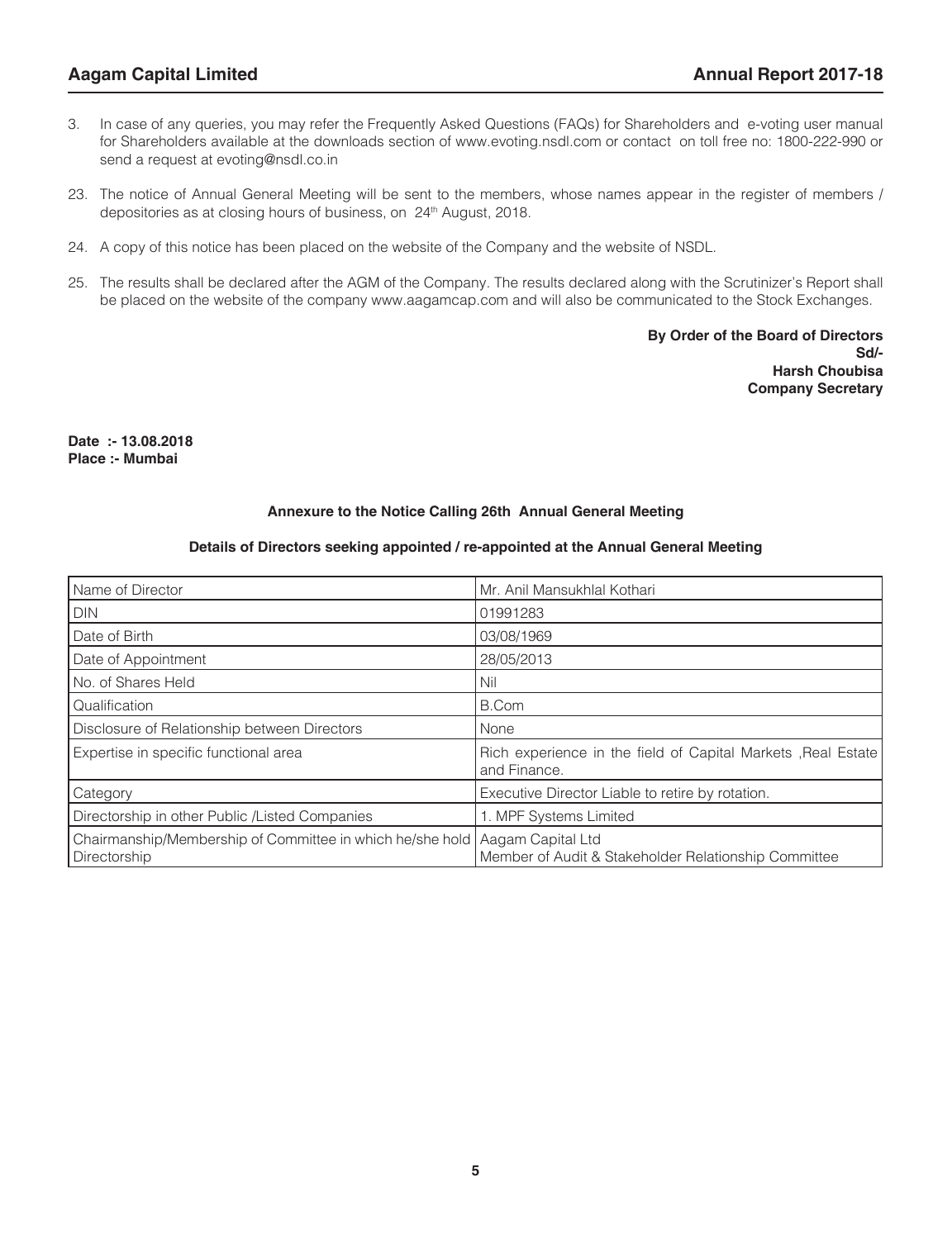3. In case of any queries, you may refer the Frequently Asked Questions (FAQs) for Shareholders and e-voting user manual for Shareholders available at the downloads section of www.evoting.nsdl.com or contact on toll free no: 1800-222-990 or send a request at evoting@nsdl.co.in

23. The notice of Annual General Meeting will be sent to the members, whose names appear in the register of members / depositories as at closing hours of business, on 24th August, 2018.

24. A copy of this notice has been placed on the website of the Company and the website of NSDL.

25. The results shall be declared after the AGM of the Company. The results declared along with the Scrutinizer's Report shall be placed on the website of the company www.aagamcap.com and will also be communicated to the Stock Exchanges.

**By Order of the Board of Directors**
**Sd/-**
**Harsh Choubisa**
**Company Secretary**

**Date :- 13.08.2018**
**Place :- Mumbai**

**Annexure to the Notice Calling 26th Annual General Meeting**

**Details of Directors seeking appointed / re-appointed at the Annual General Meeting**

| Name of Director | Mr. Anil Mansukhlal Kothari |
|---|---|
| DIN | 01991283 |
| Date of Birth | 03/08/1969 |
| Date of Appointment | 28/05/2013 |
| No. of Shares Held | Nil |
| Qualification | B.Com |
| Disclosure of Relationship between Directors | None |
| Expertise in specific functional area | Rich experience in the field of Capital Markets ,Real Estate and Finance. |
| Category | Executive Director Liable to retire by rotation. |
| Directorship in other Public /Listed Companies | 1. MPF Systems Limited |
| Chairmanship/Membership of Committee in which he/she hold Directorship | Aagam Capital Ltd<br>Member of Audit & Stakeholder Relationship Committee |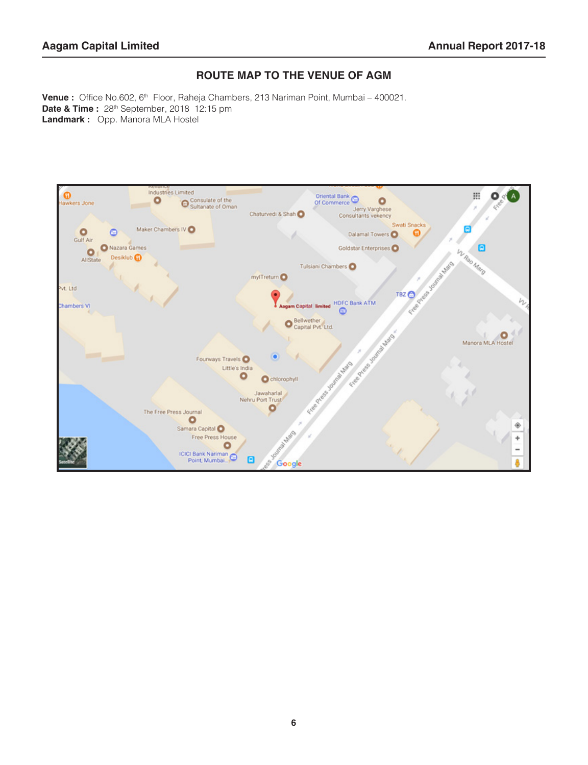## ROUTE MAP TO THE VENUE OF AGM

**Venue :** Office No.602, 6th Floor, Raheja Chambers, 213 Nariman Point, Mumbai – 400021.
**Date & Time :** 28th September, 2018 12:15 pm
**Landmark :** Opp. Manora MLA Hostel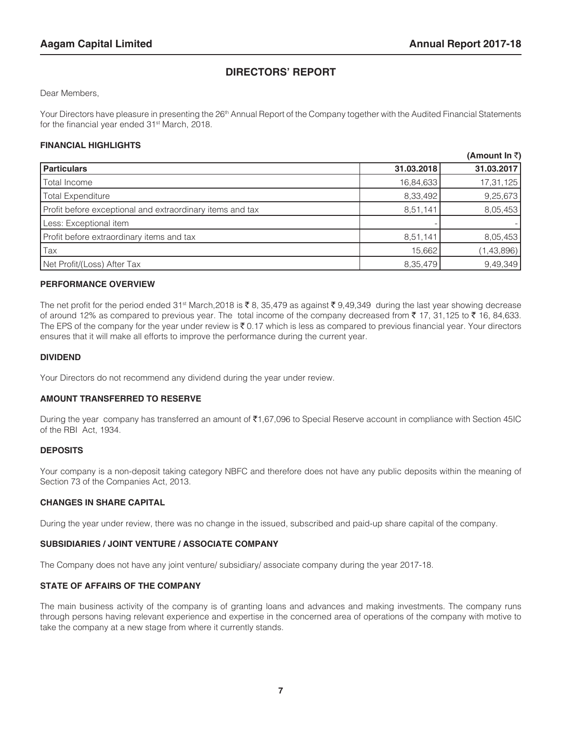# DIRECTORS' REPORT

Dear Members,

Your Directors have pleasure in presenting the 26th Annual Report of the Company together with the Audited Financial Statements for the financial year ended 31st March, 2018.

### FINANCIAL HIGHLIGHTS

(Amount In ₹)

| Particulars | 31.03.2018 | 31.03.2017 |
|---|---|---|
| Total Income | 16,84,633 | 17,31,125 |
| Total Expenditure | 8,33,492 | 9,25,673 |
| Profit before exceptional and extraordinary items and tax | 8,51,141 | 8,05,453 |
| Less: Exceptional item | - | - |
| Profit before extraordinary items and tax | 8,51,141 | 8,05,453 |
| Tax | 15,662 | (1,43,896) |
| Net Profit/(Loss) After Tax | 8,35,479 | 9,49,349 |

### PERFORMANCE OVERVIEW

The net profit for the period ended 31st March,2018 is ₹ 8, 35,479 as against ₹ 9,49,349 during the last year showing decrease of around 12% as compared to previous year. The total income of the company decreased from ₹ 17, 31,125 to ₹ 16, 84,633. The EPS of the company for the year under review is ₹ 0.17 which is less as compared to previous financial year. Your directors ensures that it will make all efforts to improve the performance during the current year.

### DIVIDEND

Your Directors do not recommend any dividend during the year under review.

### AMOUNT TRANSFERRED TO RESERVE

During the year company has transferred an amount of ₹1,67,096 to Special Reserve account in compliance with Section 45IC of the RBI Act, 1934.

### DEPOSITS

Your company is a non-deposit taking category NBFC and therefore does not have any public deposits within the meaning of Section 73 of the Companies Act, 2013.

### CHANGES IN SHARE CAPITAL

During the year under review, there was no change in the issued, subscribed and paid-up share capital of the company.

### SUBSIDIARIES / JOINT VENTURE / ASSOCIATE COMPANY

The Company does not have any joint venture/ subsidiary/ associate company during the year 2017-18.

### STATE OF AFFAIRS OF THE COMPANY

The main business activity of the company is of granting loans and advances and making investments. The company runs through persons having relevant experience and expertise in the concerned area of operations of the company with motive to take the company at a new stage from where it currently stands.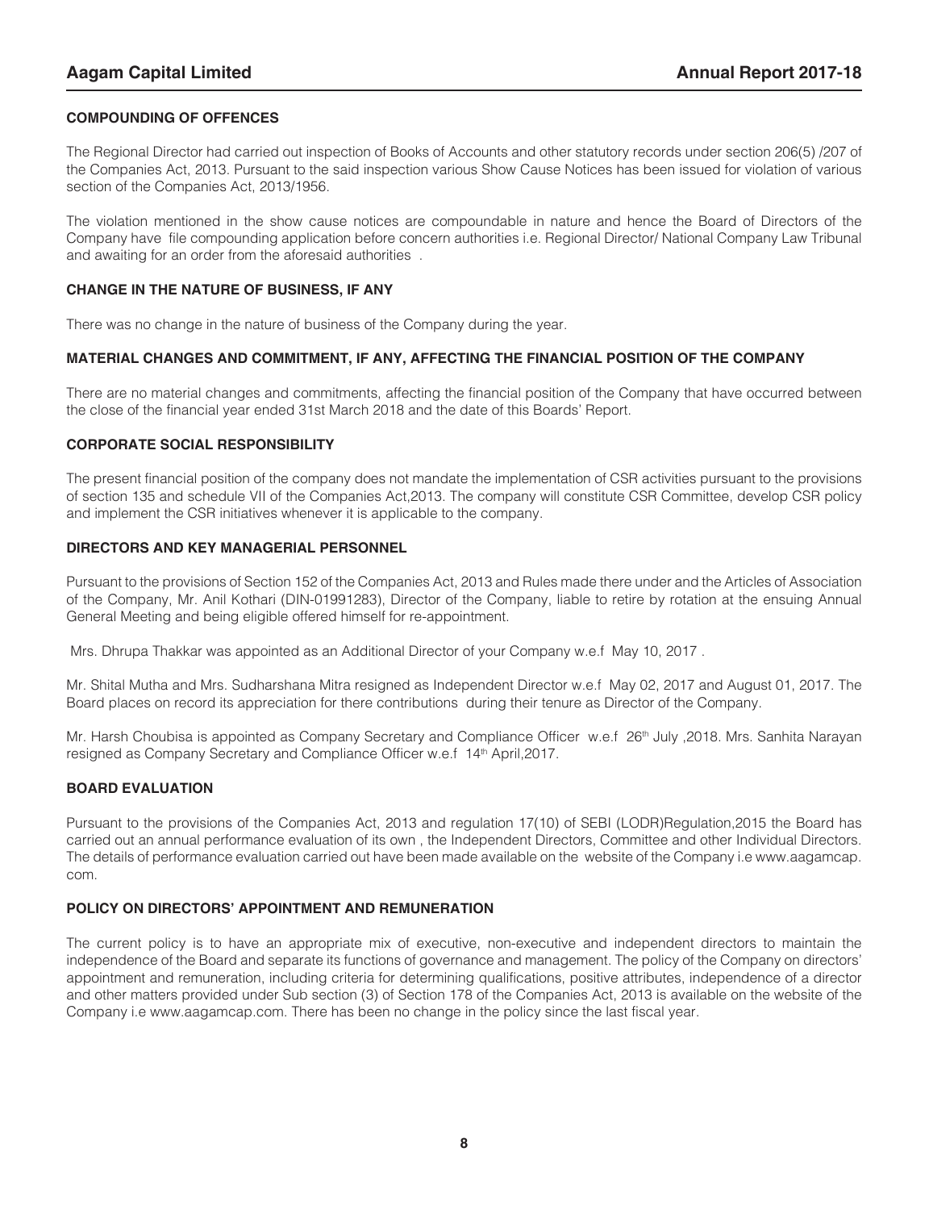## COMPOUNDING OF OFFENCES

The Regional Director had carried out inspection of Books of Accounts and other statutory records under section 206(5) /207 of the Companies Act, 2013. Pursuant to the said inspection various Show Cause Notices has been issued for violation of various section of the Companies Act, 2013/1956.

The violation mentioned in the show cause notices are compoundable in nature and hence the Board of Directors of the Company have file compounding application before concern authorities i.e. Regional Director/ National Company Law Tribunal and awaiting for an order from the aforesaid authorities .

## CHANGE IN THE NATURE OF BUSINESS, IF ANY

There was no change in the nature of business of the Company during the year.

## MATERIAL CHANGES AND COMMITMENT, IF ANY, AFFECTING THE FINANCIAL POSITION OF THE COMPANY

There are no material changes and commitments, affecting the financial position of the Company that have occurred between the close of the financial year ended 31st March 2018 and the date of this Boards' Report.

## CORPORATE SOCIAL RESPONSIBILITY

The present financial position of the company does not mandate the implementation of CSR activities pursuant to the provisions of section 135 and schedule VII of the Companies Act,2013. The company will constitute CSR Committee, develop CSR policy and implement the CSR initiatives whenever it is applicable to the company.

## DIRECTORS AND KEY MANAGERIAL PERSONNEL

Pursuant to the provisions of Section 152 of the Companies Act, 2013 and Rules made there under and the Articles of Association of the Company, Mr. Anil Kothari (DIN-01991283), Director of the Company, liable to retire by rotation at the ensuing Annual General Meeting and being eligible offered himself for re-appointment.

Mrs. Dhrupa Thakkar was appointed as an Additional Director of your Company w.e.f May 10, 2017 .

Mr. Shital Mutha and Mrs. Sudharshana Mitra resigned as Independent Director w.e.f May 02, 2017 and August 01, 2017. The Board places on record its appreciation for there contributions during their tenure as Director of the Company.

Mr. Harsh Choubisa is appointed as Company Secretary and Compliance Officer w.e.f 26th July ,2018. Mrs. Sanhita Narayan resigned as Company Secretary and Compliance Officer w.e.f 14th April,2017.

## BOARD EVALUATION

Pursuant to the provisions of the Companies Act, 2013 and regulation 17(10) of SEBI (LODR)Regulation,2015 the Board has carried out an annual performance evaluation of its own , the Independent Directors, Committee and other Individual Directors. The details of performance evaluation carried out have been made available on the website of the Company i.e www.aagamcap.com.

## POLICY ON DIRECTORS' APPOINTMENT AND REMUNERATION

The current policy is to have an appropriate mix of executive, non-executive and independent directors to maintain the independence of the Board and separate its functions of governance and management. The policy of the Company on directors' appointment and remuneration, including criteria for determining qualifications, positive attributes, independence of a director and other matters provided under Sub section (3) of Section 178 of the Companies Act, 2013 is available on the website of the Company i.e www.aagamcap.com. There has been no change in the policy since the last fiscal year.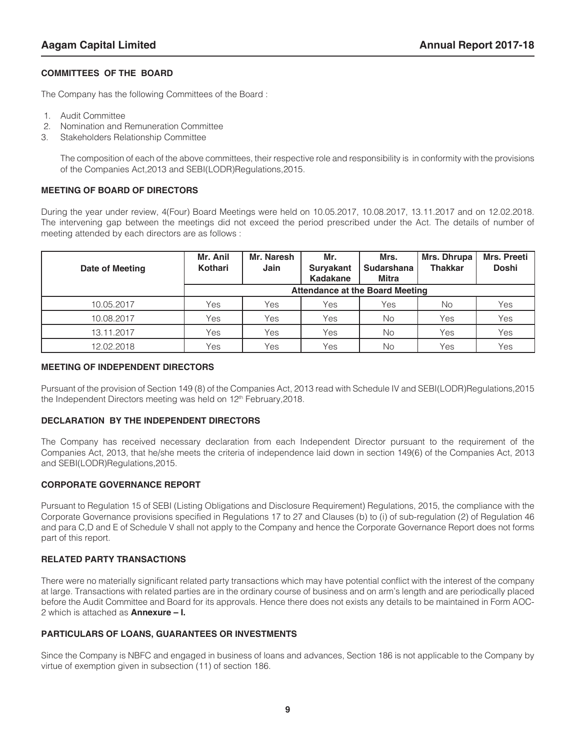### COMMITTEES OF THE BOARD

The Company has the following Committees of the Board :

1. Audit Committee
2. Nomination and Remuneration Committee
3. Stakeholders Relationship Committee

The composition of each of the above committees, their respective role and responsibility is in conformity with the provisions of the Companies Act,2013 and SEBI(LODR)Regulations,2015.

### MEETING OF BOARD OF DIRECTORS

During the year under review, 4(Four) Board Meetings were held on 10.05.2017, 10.08.2017, 13.11.2017 and on 12.02.2018. The intervening gap between the meetings did not exceed the period prescribed under the Act. The details of number of meeting attended by each directors are as follows :

| Date of Meeting | Mr. Anil Kothari | Mr. Naresh Jain | Mr. Suryakant Kadakane | Mrs. Sudarshana Mitra | Mrs. Dhrupa Thakkar | Mrs. Preeti Doshi |
|---|---|---|---|---|---|---|
| | Attendance at the Board Meeting | | | | | |
| 10.05.2017 | Yes | Yes | Yes | Yes | No | Yes |
| 10.08.2017 | Yes | Yes | Yes | No | Yes | Yes |
| 13.11.2017 | Yes | Yes | Yes | No | Yes | Yes |
| 12.02.2018 | Yes | Yes | Yes | No | Yes | Yes |

### MEETING OF INDEPENDENT DIRECTORS

Pursuant of the provision of Section 149 (8) of the Companies Act, 2013 read with Schedule IV and SEBI(LODR)Regulations,2015 the Independent Directors meeting was held on 12th February,2018.

### DECLARATION BY THE INDEPENDENT DIRECTORS

The Company has received necessary declaration from each Independent Director pursuant to the requirement of the Companies Act, 2013, that he/she meets the criteria of independence laid down in section 149(6) of the Companies Act, 2013 and SEBI(LODR)Regulations,2015.

### CORPORATE GOVERNANCE REPORT

Pursuant to Regulation 15 of SEBI (Listing Obligations and Disclosure Requirement) Regulations, 2015, the compliance with the Corporate Governance provisions specified in Regulations 17 to 27 and Clauses (b) to (i) of sub-regulation (2) of Regulation 46 and para C,D and E of Schedule V shall not apply to the Company and hence the Corporate Governance Report does not forms part of this report.

### RELATED PARTY TRANSACTIONS

There were no materially significant related party transactions which may have potential conflict with the interest of the company at large. Transactions with related parties are in the ordinary course of business and on arm's length and are periodically placed before the Audit Committee and Board for its approvals. Hence there does not exists any details to be maintained in Form AOC-2 which is attached as **Annexure – I.**

### PARTICULARS OF LOANS, GUARANTEES OR INVESTMENTS

Since the Company is NBFC and engaged in business of loans and advances, Section 186 is not applicable to the Company by virtue of exemption given in subsection (11) of section 186.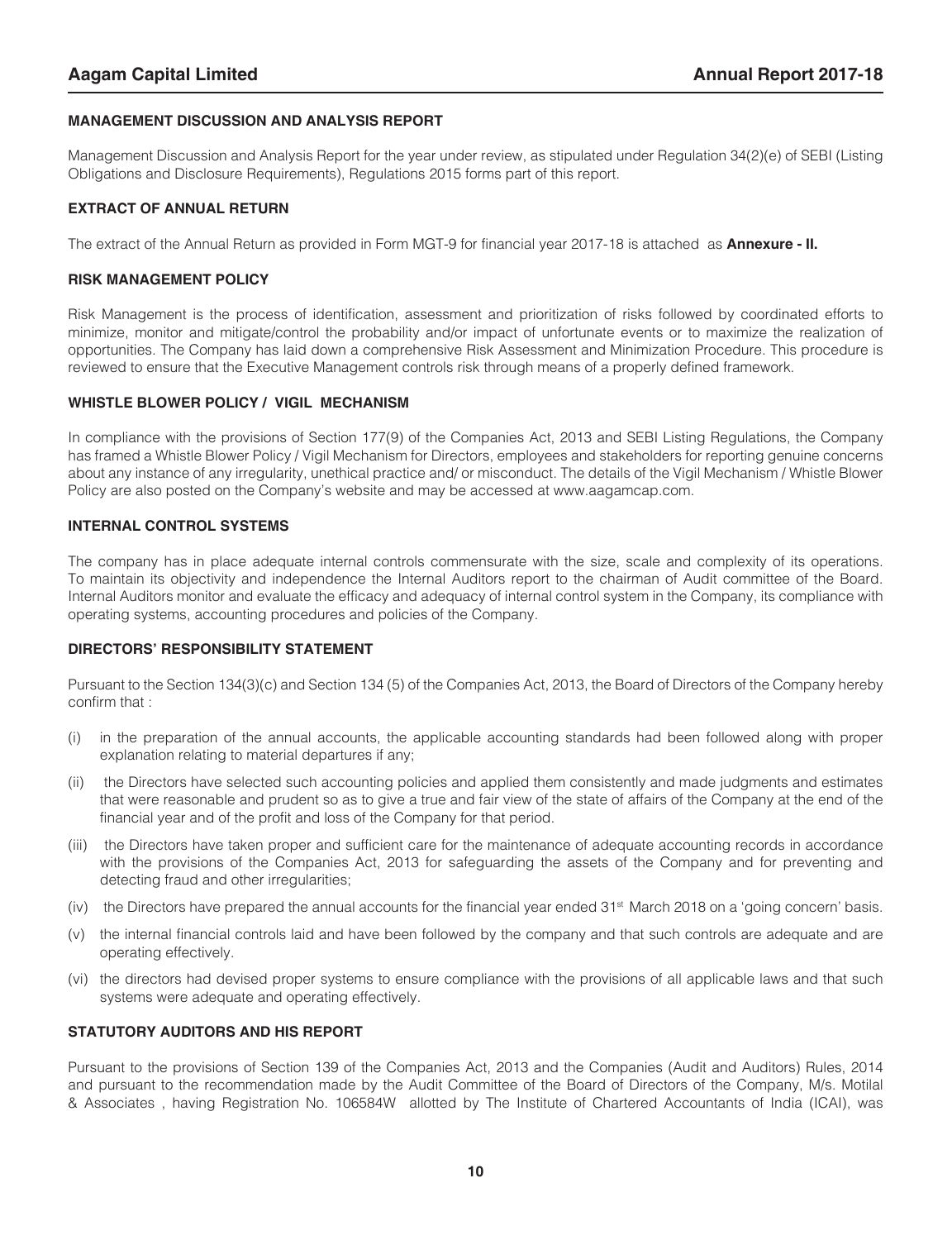## MANAGEMENT DISCUSSION AND ANALYSIS REPORT

Management Discussion and Analysis Report for the year under review, as stipulated under Regulation 34(2)(e) of SEBI (Listing Obligations and Disclosure Requirements), Regulations 2015 forms part of this report.

## EXTRACT OF ANNUAL RETURN

The extract of the Annual Return as provided in Form MGT-9 for financial year 2017-18 is attached as **Annexure - II.**

## RISK MANAGEMENT POLICY

Risk Management is the process of identification, assessment and prioritization of risks followed by coordinated efforts to minimize, monitor and mitigate/control the probability and/or impact of unfortunate events or to maximize the realization of opportunities. The Company has laid down a comprehensive Risk Assessment and Minimization Procedure. This procedure is reviewed to ensure that the Executive Management controls risk through means of a properly defined framework.

## WHISTLE BLOWER POLICY / VIGIL MECHANISM

In compliance with the provisions of Section 177(9) of the Companies Act, 2013 and SEBI Listing Regulations, the Company has framed a Whistle Blower Policy / Vigil Mechanism for Directors, employees and stakeholders for reporting genuine concerns about any instance of any irregularity, unethical practice and/ or misconduct. The details of the Vigil Mechanism / Whistle Blower Policy are also posted on the Company's website and may be accessed at www.aagamcap.com.

## INTERNAL CONTROL SYSTEMS

The company has in place adequate internal controls commensurate with the size, scale and complexity of its operations. To maintain its objectivity and independence the Internal Auditors report to the chairman of Audit committee of the Board. Internal Auditors monitor and evaluate the efficacy and adequacy of internal control system in the Company, its compliance with operating systems, accounting procedures and policies of the Company.

## DIRECTORS' RESPONSIBILITY STATEMENT

Pursuant to the Section 134(3)(c) and Section 134 (5) of the Companies Act, 2013, the Board of Directors of the Company hereby confirm that :

(i) in the preparation of the annual accounts, the applicable accounting standards had been followed along with proper explanation relating to material departures if any;

(ii) the Directors have selected such accounting policies and applied them consistently and made judgments and estimates that were reasonable and prudent so as to give a true and fair view of the state of affairs of the Company at the end of the financial year and of the profit and loss of the Company for that period.

(iii) the Directors have taken proper and sufficient care for the maintenance of adequate accounting records in accordance with the provisions of the Companies Act, 2013 for safeguarding the assets of the Company and for preventing and detecting fraud and other irregularities;

(iv) the Directors have prepared the annual accounts for the financial year ended 31st March 2018 on a 'going concern' basis.

(v) the internal financial controls laid and have been followed by the company and that such controls are adequate and are operating effectively.

(vi) the directors had devised proper systems to ensure compliance with the provisions of all applicable laws and that such systems were adequate and operating effectively.

## STATUTORY AUDITORS AND HIS REPORT

Pursuant to the provisions of Section 139 of the Companies Act, 2013 and the Companies (Audit and Auditors) Rules, 2014 and pursuant to the recommendation made by the Audit Committee of the Board of Directors of the Company, M/s. Motilal & Associates , having Registration No. 106584W allotted by The Institute of Chartered Accountants of India (ICAI), was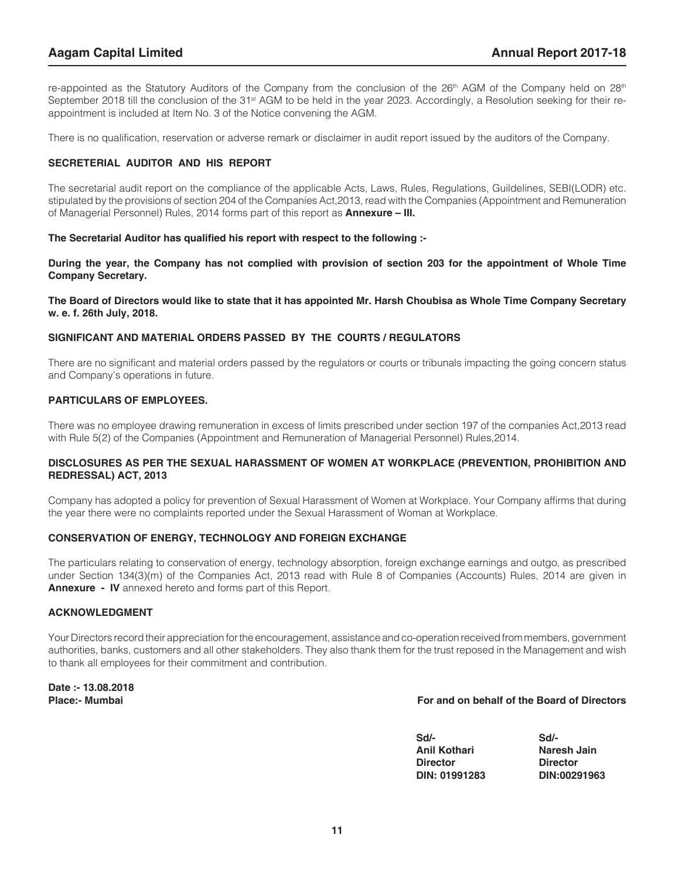re-appointed as the Statutory Auditors of the Company from the conclusion of the 26th AGM of the Company held on 28th September 2018 till the conclusion of the 31st AGM to be held in the year 2023. Accordingly, a Resolution seeking for their re-appointment is included at Item No. 3 of the Notice convening the AGM.

There is no qualification, reservation or adverse remark or disclaimer in audit report issued by the auditors of the Company.

### SECRETERIAL AUDITOR AND HIS REPORT

The secretarial audit report on the compliance of the applicable Acts, Laws, Rules, Regulations, Guildelines, SEBI(LODR) etc. stipulated by the provisions of section 204 of the Companies Act,2013, read with the Companies (Appointment and Remuneration of Managerial Personnel) Rules, 2014 forms part of this report as **Annexure – III.**

**The Secretarial Auditor has qualified his report with respect to the following :-**

**During the year, the Company has not complied with provision of section 203 for the appointment of Whole Time Company Secretary.**

**The Board of Directors would like to state that it has appointed Mr. Harsh Choubisa as Whole Time Company Secretary w. e. f. 26th July, 2018.**

### SIGNIFICANT AND MATERIAL ORDERS PASSED BY THE COURTS / REGULATORS

There are no significant and material orders passed by the regulators or courts or tribunals impacting the going concern status and Company's operations in future.

### PARTICULARS OF EMPLOYEES.

There was no employee drawing remuneration in excess of limits prescribed under section 197 of the companies Act,2013 read with Rule 5(2) of the Companies (Appointment and Remuneration of Managerial Personnel) Rules,2014.

### DISCLOSURES AS PER THE SEXUAL HARASSMENT OF WOMEN AT WORKPLACE (PREVENTION, PROHIBITION AND REDRESSAL) ACT, 2013

Company has adopted a policy for prevention of Sexual Harassment of Women at Workplace. Your Company affirms that during the year there were no complaints reported under the Sexual Harassment of Woman at Workplace.

### CONSERVATION OF ENERGY, TECHNOLOGY AND FOREIGN EXCHANGE

The particulars relating to conservation of energy, technology absorption, foreign exchange earnings and outgo, as prescribed under Section 134(3)(m) of the Companies Act, 2013 read with Rule 8 of Companies (Accounts) Rules, 2014 are given in **Annexure - IV** annexed hereto and forms part of this Report.

### ACKNOWLEDGMENT

Your Directors record their appreciation for the encouragement, assistance and co-operation received from members, government authorities, banks, customers and all other stakeholders. They also thank them for the trust reposed in the Management and wish to thank all employees for their commitment and contribution.

**Date :- 13.08.2018**
**Place:- Mumbai**

**For and on behalf of the Board of Directors**

| | |
|---|---|
| **Sd/-** | **Sd/-** |
| **Anil Kothari** | **Naresh Jain** |
| **Director** | **Director** |
| **DIN: 01991283** | **DIN:00291963** |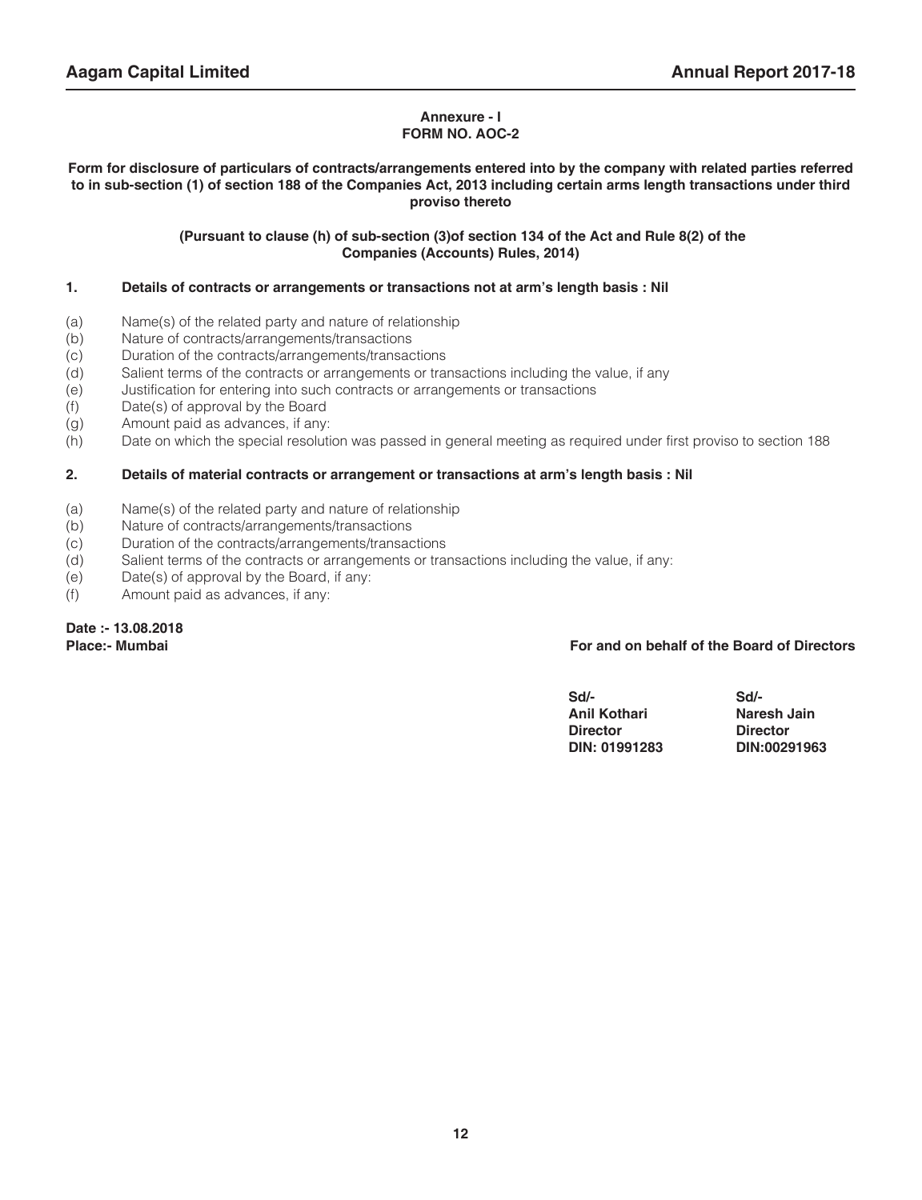## Annexure - I
## FORM NO. AOC-2

**Form for disclosure of particulars of contracts/arrangements entered into by the company with related parties referred to in sub-section (1) of section 188 of the Companies Act, 2013 including certain arms length transactions under third proviso thereto**

**(Pursuant to clause (h) of sub-section (3)of section 134 of the Act and Rule 8(2) of the Companies (Accounts) Rules, 2014)**

**1. Details of contracts or arrangements or transactions not at arm's length basis : Nil**

(a) Name(s) of the related party and nature of relationship
(b) Nature of contracts/arrangements/transactions
(c) Duration of the contracts/arrangements/transactions
(d) Salient terms of the contracts or arrangements or transactions including the value, if any
(e) Justification for entering into such contracts or arrangements or transactions
(f) Date(s) of approval by the Board
(g) Amount paid as advances, if any:
(h) Date on which the special resolution was passed in general meeting as required under first proviso to section 188

**2. Details of material contracts or arrangement or transactions at arm's length basis : Nil**

(a) Name(s) of the related party and nature of relationship
(b) Nature of contracts/arrangements/transactions
(c) Duration of the contracts/arrangements/transactions
(d) Salient terms of the contracts or arrangements or transactions including the value, if any:
(e) Date(s) of approval by the Board, if any:
(f) Amount paid as advances, if any:

**Date :- 13.08.2018**
**Place:- Mumbai**

**For and on behalf of the Board of Directors**

| Sd/- | Sd/- |
|---|---|
| **Anil Kothari** | **Naresh Jain** |
| **Director** | **Director** |
| **DIN: 01991283** | **DIN:00291963** |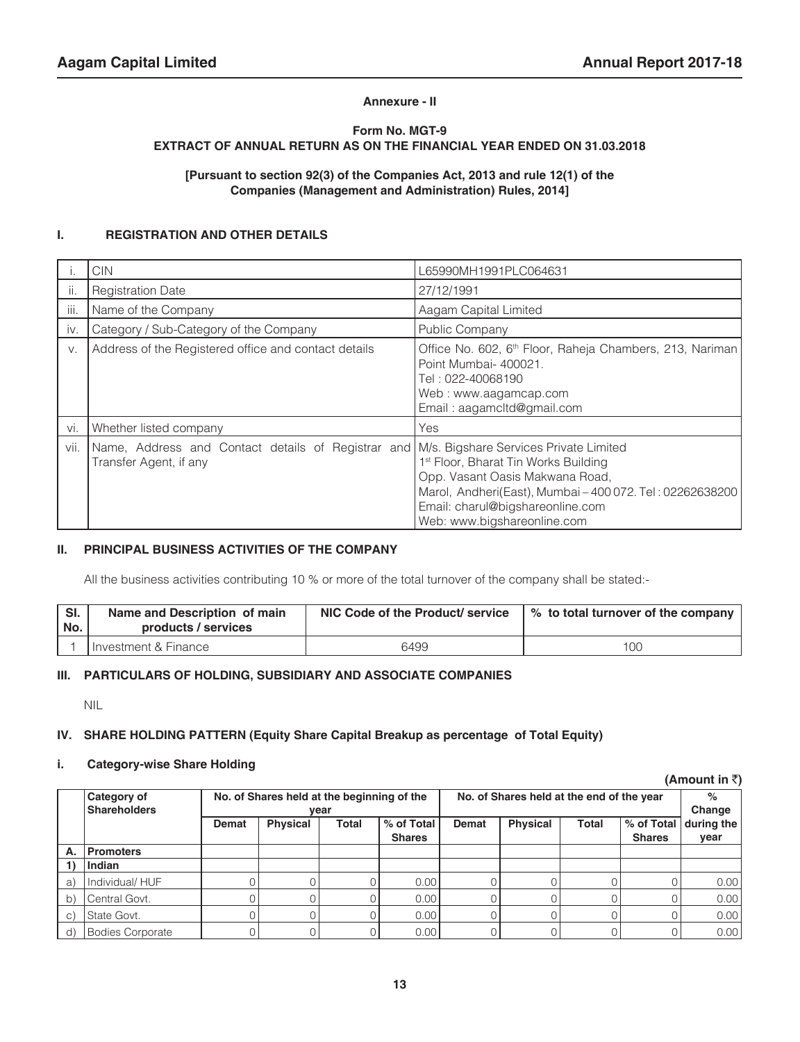**Annexure - II**

**Form No. MGT-9**
**EXTRACT OF ANNUAL RETURN AS ON THE FINANCIAL YEAR ENDED ON 31.03.2018**

**[Pursuant to section 92(3) of the Companies Act, 2013 and rule 12(1) of the Companies (Management and Administration) Rules, 2014]**

## I. REGISTRATION AND OTHER DETAILS

| | | |
|---|---|---|
| i. | CIN | L65990MH1991PLC064631 |
| ii. | Registration Date | 27/12/1991 |
| iii. | Name of the Company | Aagam Capital Limited |
| iv. | Category / Sub-Category of the Company | Public Company |
| v. | Address of the Registered office and contact details | Office No. 602, 6th Floor, Raheja Chambers, 213, Nariman Point Mumbai- 400021.<br>Tel : 022-40068190<br>Web : www.aagamcap.com<br>Email : aagamcltd@gmail.com |
| vi. | Whether listed company | Yes |
| vii. | Name, Address and Contact details of Registrar and Transfer Agent, if any | M/s. Bigshare Services Private Limited<br>1st Floor, Bharat Tin Works Building<br>Opp. Vasant Oasis Makwana Road,<br>Marol, Andheri(East), Mumbai – 400 072. Tel : 02262638200<br>Email: charul@bigshareonline.com<br>Web: www.bigshareonline.com |

## II. PRINCIPAL BUSINESS ACTIVITIES OF THE COMPANY

All the business activities contributing 10 % or more of the total turnover of the company shall be stated:-

| Sl. No. | Name and Description of main products / services | NIC Code of the Product/ service | % to total turnover of the company |
|---|---|---|---|
| 1 | Investment & Finance | 6499 | 100 |

## III. PARTICULARS OF HOLDING, SUBSIDIARY AND ASSOCIATE COMPANIES

NIL

## IV. SHARE HOLDING PATTERN (Equity Share Capital Breakup as percentage of Total Equity)

### i. Category-wise Share Holding

**(Amount in ₹)**

| | Category of Shareholders | No. of Shares held at the beginning of the year | | | | No. of Shares held at the end of the year | | | | % Change during the year |
|---|---|---|---|---|---|---|---|---|---|---|
| | | Demat | Physical | Total | % of Total Shares | Demat | Physical | Total | % of Total Shares | |
| A. | Promoters | | | | | | | | | |
| 1) | Indian | | | | | | | | | |
| a) | Individual/ HUF | 0 | 0 | 0 | 0.00 | 0 | 0 | 0 | 0 | 0.00 |
| b) | Central Govt. | 0 | 0 | 0 | 0.00 | 0 | 0 | 0 | 0 | 0.00 |
| c) | State Govt. | 0 | 0 | 0 | 0.00 | 0 | 0 | 0 | 0 | 0.00 |
| d) | Bodies Corporate | 0 | 0 | 0 | 0.00 | 0 | 0 | 0 | 0 | 0.00 |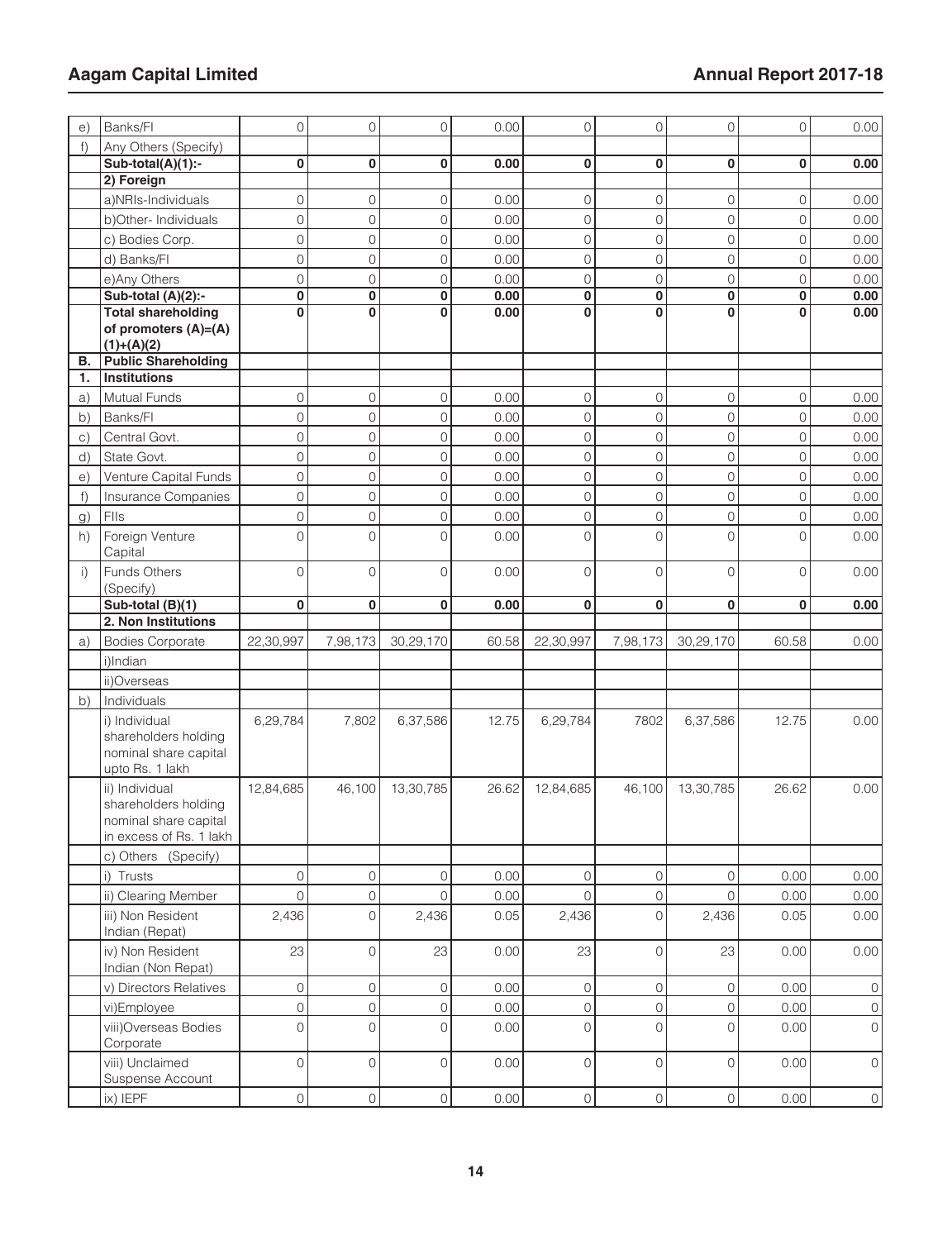| | | | | | | | | | | |
|---|---|---|---|---|---|---|---|---|---|---|
| e) | Banks/FI | 0 | 0 | 0 | 0.00 | 0 | 0 | 0 | 0 | 0.00 |
| f) | Any Others (Specify) | | | | | | | | | |
| | **Sub-total(A)(1):-** | **0** | **0** | **0** | **0.00** | **0** | **0** | **0** | **0** | **0.00** |
| | **2) Foreign** | | | | | | | | | |
| | a)NRIs-Individuals | 0 | 0 | 0 | 0.00 | 0 | 0 | 0 | 0 | 0.00 |
| | b)Other- Individuals | 0 | 0 | 0 | 0.00 | 0 | 0 | 0 | 0 | 0.00 |
| | c) Bodies Corp. | 0 | 0 | 0 | 0.00 | 0 | 0 | 0 | 0 | 0.00 |
| | d) Banks/FI | 0 | 0 | 0 | 0.00 | 0 | 0 | 0 | 0 | 0.00 |
| | e)Any Others | 0 | 0 | 0 | 0.00 | 0 | 0 | 0 | 0 | 0.00 |
| | **Sub-total (A)(2):-** | **0** | **0** | **0** | **0.00** | **0** | **0** | **0** | **0** | **0.00** |
| | **Total shareholding of promoters (A)=(A)(1)+(A)(2)** | **0** | **0** | **0** | **0.00** | **0** | **0** | **0** | **0** | **0.00** |
| **B.** | **Public Shareholding** | | | | | | | | | |
| **1.** | **Institutions** | | | | | | | | | |
| a) | Mutual Funds | 0 | 0 | 0 | 0.00 | 0 | 0 | 0 | 0 | 0.00 |
| b) | Banks/FI | 0 | 0 | 0 | 0.00 | 0 | 0 | 0 | 0 | 0.00 |
| c) | Central Govt. | 0 | 0 | 0 | 0.00 | 0 | 0 | 0 | 0 | 0.00 |
| d) | State Govt. | 0 | 0 | 0 | 0.00 | 0 | 0 | 0 | 0 | 0.00 |
| e) | Venture Capital Funds | 0 | 0 | 0 | 0.00 | 0 | 0 | 0 | 0 | 0.00 |
| f) | Insurance Companies | 0 | 0 | 0 | 0.00 | 0 | 0 | 0 | 0 | 0.00 |
| g) | FIIs | 0 | 0 | 0 | 0.00 | 0 | 0 | 0 | 0 | 0.00 |
| h) | Foreign Venture Capital | 0 | 0 | 0 | 0.00 | 0 | 0 | 0 | 0 | 0.00 |
| i) | Funds Others (Specify) | 0 | 0 | 0 | 0.00 | 0 | 0 | 0 | 0 | 0.00 |
| | **Sub-total (B)(1)** | **0** | **0** | **0** | **0.00** | **0** | **0** | **0** | **0** | **0.00** |
| | **2. Non Institutions** | | | | | | | | | |
| a) | Bodies Corporate | 22,30,997 | 7,98,173 | 30,29,170 | 60.58 | 22,30,997 | 7,98,173 | 30,29,170 | 60.58 | 0.00 |
| | i)Indian | | | | | | | | | |
| | ii)Overseas | | | | | | | | | |
| b) | Individuals | | | | | | | | | |
| | i) Individual shareholders holding nominal share capital upto Rs. 1 lakh | 6,29,784 | 7,802 | 6,37,586 | 12.75 | 6,29,784 | 7802 | 6,37,586 | 12.75 | 0.00 |
| | ii) Individual shareholders holding nominal share capital in excess of Rs. 1 lakh | 12,84,685 | 46,100 | 13,30,785 | 26.62 | 12,84,685 | 46,100 | 13,30,785 | 26.62 | 0.00 |
| | c) Others (Specify) | | | | | | | | | |
| | i) Trusts | 0 | 0 | 0 | 0.00 | 0 | 0 | 0 | 0.00 | 0.00 |
| | ii) Clearing Member | 0 | 0 | 0 | 0.00 | 0 | 0 | 0 | 0.00 | 0.00 |
| | iii) Non Resident Indian (Repat) | 2,436 | 0 | 2,436 | 0.05 | 2,436 | 0 | 2,436 | 0.05 | 0.00 |
| | iv) Non Resident Indian (Non Repat) | 23 | 0 | 23 | 0.00 | 23 | 0 | 23 | 0.00 | 0.00 |
| | v) Directors Relatives | 0 | 0 | 0 | 0.00 | 0 | 0 | 0 | 0.00 | 0 |
| | vi)Employee | 0 | 0 | 0 | 0.00 | 0 | 0 | 0 | 0.00 | 0 |
| | viii)Overseas Bodies Corporate | 0 | 0 | 0 | 0.00 | 0 | 0 | 0 | 0.00 | 0 |
| | viii) Unclaimed Suspense Account | 0 | 0 | 0 | 0.00 | 0 | 0 | 0 | 0.00 | 0 |
| | ix) IEPF | 0 | 0 | 0 | 0.00 | 0 | 0 | 0 | 0.00 | 0 |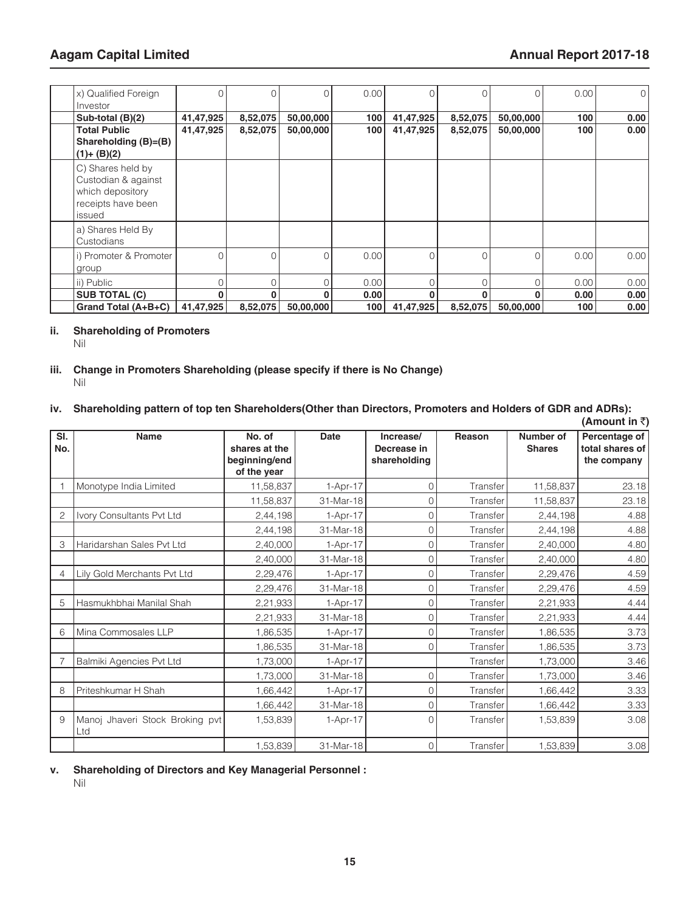| | | | | | | | | | |
|---|---|---|---|---|---|---|---|---|---|
| | x) Qualified Foreign Investor | 0 | 0 | 0 | 0.00 | 0 | 0 | 0 | 0.00 | 0 |
| | **Sub-total (B)(2)** | **41,47,925** | **8,52,075** | **50,00,000** | **100** | **41,47,925** | **8,52,075** | **50,00,000** | **100** | **0.00** |
| | **Total Public Shareholding (B)=(B)(1)+ (B)(2)** | **41,47,925** | **8,52,075** | **50,00,000** | **100** | **41,47,925** | **8,52,075** | **50,00,000** | **100** | **0.00** |
| | C) Shares held by Custodian & against which depository receipts have been issued | | | | | | | | | |
| | a) Shares Held By Custodians | | | | | | | | | |
| | i) Promoter & Promoter group | 0 | 0 | 0 | 0.00 | 0 | 0 | 0 | 0.00 | 0.00 |
| | ii) Public | 0 | 0 | 0 | 0.00 | 0 | 0 | 0 | 0.00 | 0.00 |
| | **SUB TOTAL (C)** | **0** | **0** | **0** | **0.00** | **0** | **0** | **0** | **0.00** | **0.00** |
| | **Grand Total (A+B+C)** | **41,47,925** | **8,52,075** | **50,00,000** | **100** | **41,47,925** | **8,52,075** | **50,00,000** | **100** | **0.00** |

**ii. Shareholding of Promoters**

Nil

**iii. Change in Promoters Shareholding (please specify if there is No Change)**

Nil

**iv. Shareholding pattern of top ten Shareholders(Other than Directors, Promoters and Holders of GDR and ADRs):**

**(Amount in ₹)**

| Sl. No. | Name | No. of shares at the beginning/end of the year | Date | Increase/ Decrease in shareholding | Reason | Number of Shares | Percentage of total shares of the company |
|---|---|---|---|---|---|---|---|
| 1 | Monotype India Limited | 11,58,837 | 1-Apr-17 | 0 | Transfer | 11,58,837 | 23.18 |
| | | 11,58,837 | 31-Mar-18 | 0 | Transfer | 11,58,837 | 23.18 |
| 2 | Ivory Consultants Pvt Ltd | 2,44,198 | 1-Apr-17 | 0 | Transfer | 2,44,198 | 4.88 |
| | | 2,44,198 | 31-Mar-18 | 0 | Transfer | 2,44,198 | 4.88 |
| 3 | Haridarshan Sales Pvt Ltd | 2,40,000 | 1-Apr-17 | 0 | Transfer | 2,40,000 | 4.80 |
| | | 2,40,000 | 31-Mar-18 | 0 | Transfer | 2,40,000 | 4.80 |
| 4 | Lily Gold Merchants Pvt Ltd | 2,29,476 | 1-Apr-17 | 0 | Transfer | 2,29,476 | 4.59 |
| | | 2,29,476 | 31-Mar-18 | 0 | Transfer | 2,29,476 | 4.59 |
| 5 | Hasmukhbhai Manilal Shah | 2,21,933 | 1-Apr-17 | 0 | Transfer | 2,21,933 | 4.44 |
| | | 2,21,933 | 31-Mar-18 | 0 | Transfer | 2,21,933 | 4.44 |
| 6 | Mina Commosales LLP | 1,86,535 | 1-Apr-17 | 0 | Transfer | 1,86,535 | 3.73 |
| | | 1,86,535 | 31-Mar-18 | 0 | Transfer | 1,86,535 | 3.73 |
| 7 | Balmiki Agencies Pvt Ltd | 1,73,000 | 1-Apr-17 | | Transfer | 1,73,000 | 3.46 |
| | | 1,73,000 | 31-Mar-18 | 0 | Transfer | 1,73,000 | 3.46 |
| 8 | Priteshkumar H Shah | 1,66,442 | 1-Apr-17 | 0 | Transfer | 1,66,442 | 3.33 |
| | | 1,66,442 | 31-Mar-18 | 0 | Transfer | 1,66,442 | 3.33 |
| 9 | Manoj Jhaveri Stock Broking pvt Ltd | 1,53,839 | 1-Apr-17 | 0 | Transfer | 1,53,839 | 3.08 |
| | | 1,53,839 | 31-Mar-18 | 0 | Transfer | 1,53,839 | 3.08 |

**v. Shareholding of Directors and Key Managerial Personnel :**

Nil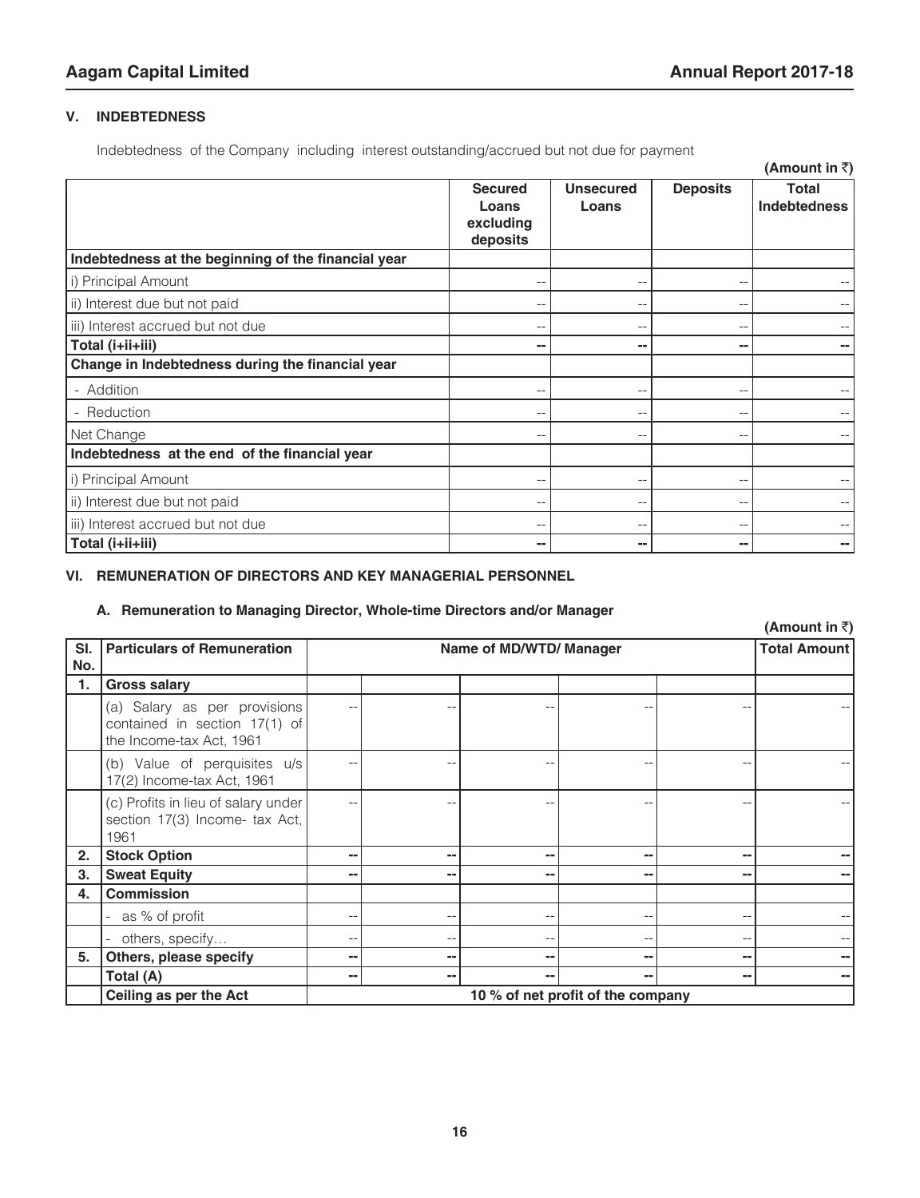## V. INDEBTEDNESS

Indebtedness of the Company including interest outstanding/accrued but not due for payment

**(Amount in ₹)**

| | Secured Loans excluding deposits | Unsecured Loans | Deposits | Total Indebtedness |
|---|---|---|---|---|
| **Indebtedness at the beginning of the financial year** | | | | |
| i) Principal Amount | -- | -- | -- | -- |
| ii) Interest due but not paid | -- | -- | -- | -- |
| iii) Interest accrued but not due | -- | -- | -- | -- |
| **Total (i+ii+iii)** | **--** | **--** | **--** | **--** |
| **Change in Indebtedness during the financial year** | | | | |
| - Addition | -- | -- | -- | -- |
| - Reduction | -- | -- | -- | -- |
| Net Change | -- | -- | -- | -- |
| **Indebtedness at the end of the financial year** | | | | |
| i) Principal Amount | -- | -- | -- | -- |
| ii) Interest due but not paid | -- | -- | -- | -- |
| iii) Interest accrued but not due | -- | -- | -- | -- |
| **Total (i+ii+iii)** | **--** | **--** | **--** | **--** |

## VI. REMUNERATION OF DIRECTORS AND KEY MANAGERIAL PERSONNEL

### A. Remuneration to Managing Director, Whole-time Directors and/or Manager

**(Amount in ₹)**

| Sl. No. | Particulars of Remuneration | Name of MD/WTD/ Manager | | | | | Total Amount |
|---|---|---|---|---|---|---|---|
| **1.** | **Gross salary** | | | | | | |
| | (a) Salary as per provisions contained in section 17(1) of the Income-tax Act, 1961 | -- | -- | -- | -- | -- | -- |
| | (b) Value of perquisites u/s 17(2) Income-tax Act, 1961 | -- | -- | -- | -- | -- | -- |
| | (c) Profits in lieu of salary under section 17(3) Income- tax Act, 1961 | -- | -- | -- | -- | -- | -- |
| **2.** | **Stock Option** | **--** | **--** | **--** | **--** | **--** | **--** |
| **3.** | **Sweat Equity** | **--** | **--** | **--** | **--** | **--** | **--** |
| **4.** | **Commission** | | | | | | |
| | - as % of profit | -- | -- | -- | -- | -- | -- |
| | - others, specify… | -- | -- | -- | -- | -- | -- |
| **5.** | **Others, please specify** | **--** | **--** | **--** | **--** | **--** | **--** |
| | **Total (A)** | **--** | **--** | **--** | **--** | **--** | **--** |
| | **Ceiling as per the Act** | **10 % of net profit of the company** | | | | | |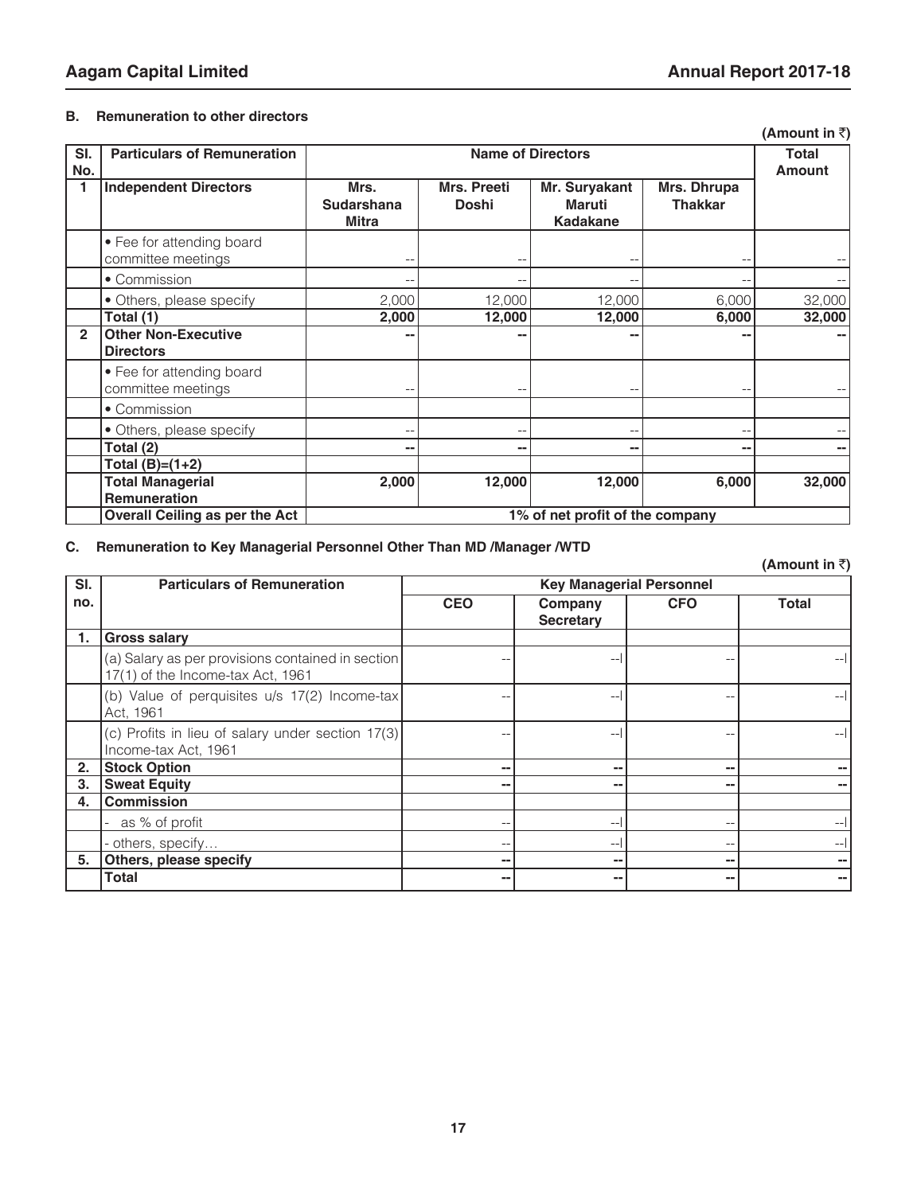### B. Remuneration to other directors

(Amount in ₹)

| Sl. No. | Particulars of Remuneration | Name of Directors | | | | Total Amount |
|---|---|---|---|---|---|---|
| **1** | **Independent Directors** | **Mrs. Sudarshana Mitra** | **Mrs. Preeti Doshi** | **Mr. Suryakant Maruti Kadakane** | **Mrs. Dhrupa Thakkar** | |
| | • Fee for attending board committee meetings | -- | -- | -- | -- | -- |
| | • Commission | -- | -- | -- | -- | -- |
| | • Others, please specify | 2,000 | 12,000 | 12,000 | 6,000 | 32,000 |
| | **Total (1)** | **2,000** | **12,000** | **12,000** | **6,000** | **32,000** |
| **2** | **Other Non-Executive Directors** | **--** | **--** | **--** | **--** | **--** |
| | • Fee for attending board committee meetings | -- | -- | -- | -- | -- |
| | • Commission | | | | | |
| | • Others, please specify | -- | -- | -- | -- | -- |
| | **Total (2)** | **--** | **--** | **--** | **--** | **--** |
| | **Total (B)=(1+2)** | | | | | |
| | **Total Managerial Remuneration** | **2,000** | **12,000** | **12,000** | **6,000** | **32,000** |
| | **Overall Ceiling as per the Act** | **1% of net profit of the company** | | | | |

### C. Remuneration to Key Managerial Personnel Other Than MD /Manager /WTD

(Amount in ₹)

| Sl. no. | Particulars of Remuneration | Key Managerial Personnel | | | |
|---|---|---|---|---|---|
| | | **CEO** | **Company Secretary** | **CFO** | **Total** |
| **1.** | **Gross salary** | | | | |
| | (a) Salary as per provisions contained in section 17(1) of the Income-tax Act, 1961 | -- | -- | -- | -- |
| | (b) Value of perquisites u/s 17(2) Income-tax Act, 1961 | -- | -- | -- | -- |
| | (c) Profits in lieu of salary under section 17(3) Income-tax Act, 1961 | -- | -- | -- | -- |
| **2.** | **Stock Option** | **--** | **--** | **--** | **--** |
| **3.** | **Sweat Equity** | **--** | **--** | **--** | **--** |
| **4.** | **Commission** | | | | |
| | - as % of profit | -- | -- | -- | -- |
| | - others, specify… | -- | -- | -- | -- |
| **5.** | **Others, please specify** | **--** | **--** | **--** | **--** |
| | **Total** | **--** | **--** | **--** | **--** |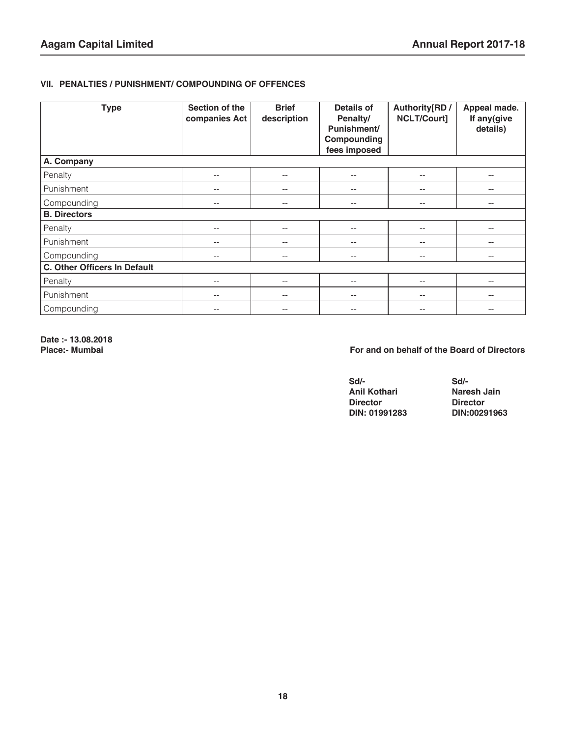### VII. PENALTIES / PUNISHMENT/ COMPOUNDING OF OFFENCES

| Type | Section of the companies Act | Brief description | Details of Penalty/ Punishment/ Compounding fees imposed | Authority[RD / NCLT/Court] | Appeal made. If any(give details) |
|---|---|---|---|---|---|
| **A. Company** | | | | | |
| Penalty | -- | -- | -- | -- | -- |
| Punishment | -- | -- | -- | -- | -- |
| Compounding | -- | -- | -- | -- | -- |
| **B. Directors** | | | | | |
| Penalty | -- | -- | -- | -- | -- |
| Punishment | -- | -- | -- | -- | -- |
| Compounding | -- | -- | -- | -- | -- |
| **C. Other Officers In Default** | | | | | |
| Penalty | -- | -- | -- | -- | -- |
| Punishment | -- | -- | -- | -- | -- |
| Compounding | -- | -- | -- | -- | -- |

**Date :- 13.08.2018**
**Place:- Mumbai**

**For and on behalf of the Board of Directors**

| | |
|---|---|
| **Sd/-** | **Sd/-** |
| **Anil Kothari** | **Naresh Jain** |
| **Director** | **Director** |
| **DIN: 01991283** | **DIN:00291963** |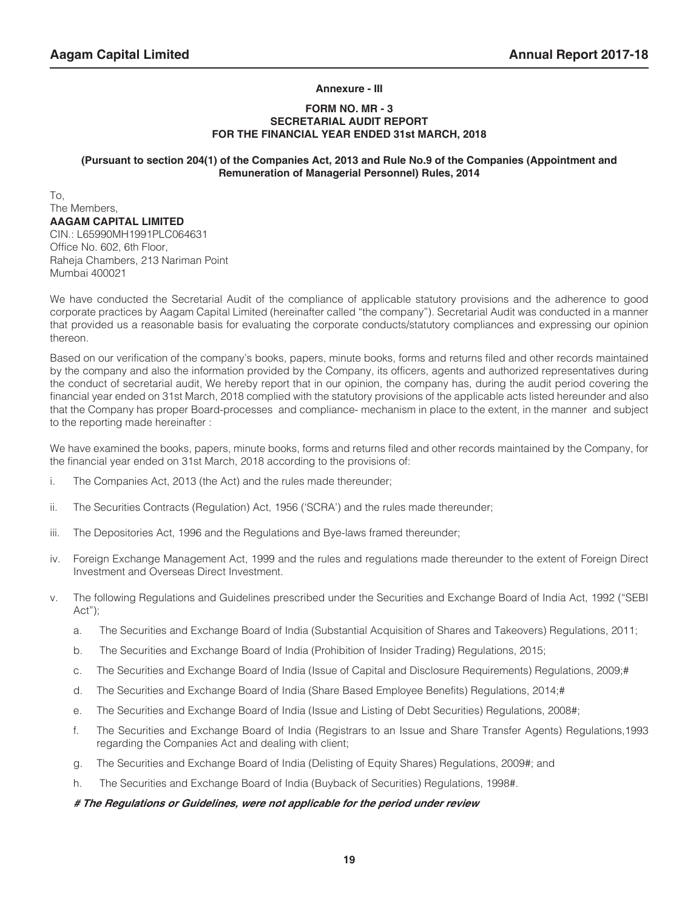**Annexure - III**

**FORM NO. MR - 3**
**SECRETARIAL AUDIT REPORT**
**FOR THE FINANCIAL YEAR ENDED 31st MARCH, 2018**

**(Pursuant to section 204(1) of the Companies Act, 2013 and Rule No.9 of the Companies (Appointment and Remuneration of Managerial Personnel) Rules, 2014**

To,
The Members,
**AAGAM CAPITAL LIMITED**
CIN.: L65990MH1991PLC064631
Office No. 602, 6th Floor,
Raheja Chambers, 213 Nariman Point
Mumbai 400021

We have conducted the Secretarial Audit of the compliance of applicable statutory provisions and the adherence to good corporate practices by Aagam Capital Limited (hereinafter called "the company"). Secretarial Audit was conducted in a manner that provided us a reasonable basis for evaluating the corporate conducts/statutory compliances and expressing our opinion thereon.

Based on our verification of the company's books, papers, minute books, forms and returns filed and other records maintained by the company and also the information provided by the Company, its officers, agents and authorized representatives during the conduct of secretarial audit, We hereby report that in our opinion, the company has, during the audit period covering the financial year ended on 31st March, 2018 complied with the statutory provisions of the applicable acts listed hereunder and also that the Company has proper Board-processes and compliance- mechanism in place to the extent, in the manner and subject to the reporting made hereinafter :

We have examined the books, papers, minute books, forms and returns filed and other records maintained by the Company, for the financial year ended on 31st March, 2018 according to the provisions of:

i. The Companies Act, 2013 (the Act) and the rules made thereunder;

ii. The Securities Contracts (Regulation) Act, 1956 ('SCRA') and the rules made thereunder;

iii. The Depositories Act, 1996 and the Regulations and Bye-laws framed thereunder;

iv. Foreign Exchange Management Act, 1999 and the rules and regulations made thereunder to the extent of Foreign Direct Investment and Overseas Direct Investment.

v. The following Regulations and Guidelines prescribed under the Securities and Exchange Board of India Act, 1992 ("SEBI Act");

   a. The Securities and Exchange Board of India (Substantial Acquisition of Shares and Takeovers) Regulations, 2011;

   b. The Securities and Exchange Board of India (Prohibition of Insider Trading) Regulations, 2015;

   c. The Securities and Exchange Board of India (Issue of Capital and Disclosure Requirements) Regulations, 2009;#

   d. The Securities and Exchange Board of India (Share Based Employee Benefits) Regulations, 2014;#

   e. The Securities and Exchange Board of India (Issue and Listing of Debt Securities) Regulations, 2008#;

   f. The Securities and Exchange Board of India (Registrars to an Issue and Share Transfer Agents) Regulations,1993 regarding the Companies Act and dealing with client;

   g. The Securities and Exchange Board of India (Delisting of Equity Shares) Regulations, 2009#; and

   h. The Securities and Exchange Board of India (Buyback of Securities) Regulations, 1998#.

***# The Regulations or Guidelines, were not applicable for the period under review***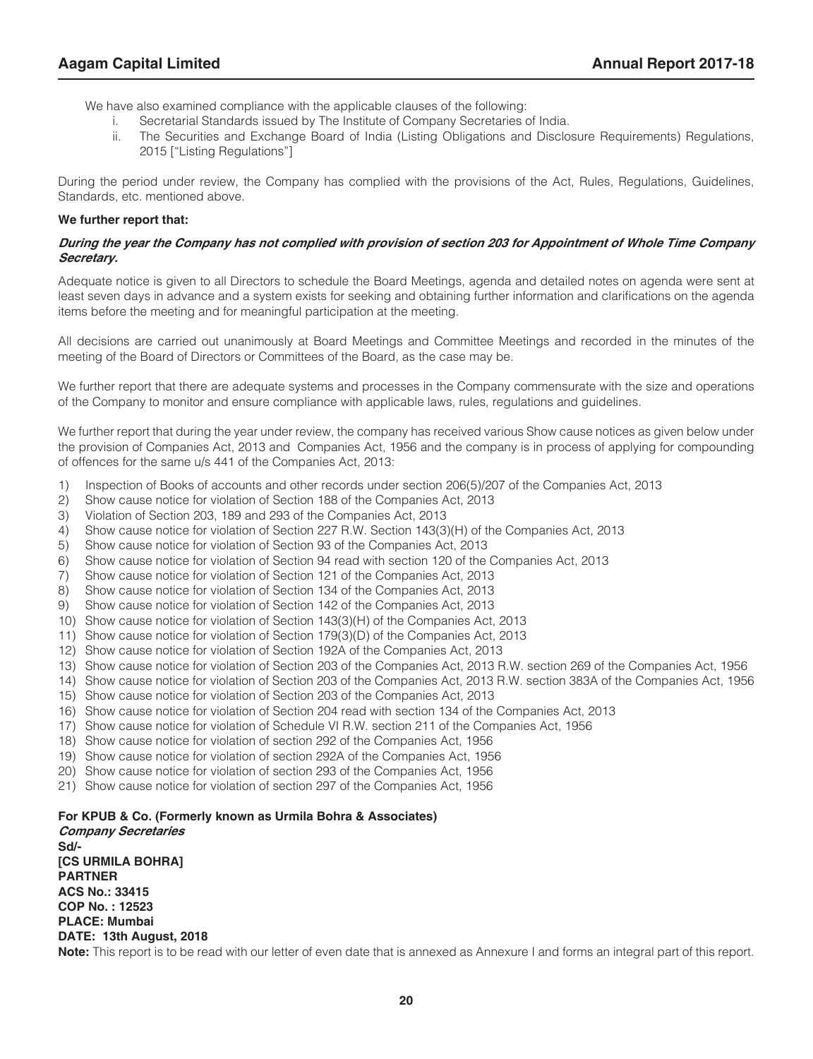We have also examined compliance with the applicable clauses of the following:

i. Secretarial Standards issued by The Institute of Company Secretaries of India.

ii. The Securities and Exchange Board of India (Listing Obligations and Disclosure Requirements) Regulations, 2015 ["Listing Regulations"]

During the period under review, the Company has complied with the provisions of the Act, Rules, Regulations, Guidelines, Standards, etc. mentioned above.

**We further report that:**

***During the year the Company has not complied with provision of section 203 for Appointment of Whole Time Company Secretary.***

Adequate notice is given to all Directors to schedule the Board Meetings, agenda and detailed notes on agenda were sent at least seven days in advance and a system exists for seeking and obtaining further information and clarifications on the agenda items before the meeting and for meaningful participation at the meeting.

All decisions are carried out unanimously at Board Meetings and Committee Meetings and recorded in the minutes of the meeting of the Board of Directors or Committees of the Board, as the case may be.

We further report that there are adequate systems and processes in the Company commensurate with the size and operations of the Company to monitor and ensure compliance with applicable laws, rules, regulations and guidelines.

We further report that during the year under review, the company has received various Show cause notices as given below under the provision of Companies Act, 2013 and Companies Act, 1956 and the company is in process of applying for compounding of offences for the same u/s 441 of the Companies Act, 2013:

1) Inspection of Books of accounts and other records under section 206(5)/207 of the Companies Act, 2013
2) Show cause notice for violation of Section 188 of the Companies Act, 2013
3) Violation of Section 203, 189 and 293 of the Companies Act, 2013
4) Show cause notice for violation of Section 227 R.W. Section 143(3)(H) of the Companies Act, 2013
5) Show cause notice for violation of Section 93 of the Companies Act, 2013
6) Show cause notice for violation of Section 94 read with section 120 of the Companies Act, 2013
7) Show cause notice for violation of Section 121 of the Companies Act, 2013
8) Show cause notice for violation of Section 134 of the Companies Act, 2013
9) Show cause notice for violation of Section 142 of the Companies Act, 2013
10) Show cause notice for violation of Section 143(3)(H) of the Companies Act, 2013
11) Show cause notice for violation of Section 179(3)(D) of the Companies Act, 2013
12) Show cause notice for violation of Section 192A of the Companies Act, 2013
13) Show cause notice for violation of Section 203 of the Companies Act, 2013 R.W. section 269 of the Companies Act, 1956
14) Show cause notice for violation of Section 203 of the Companies Act, 2013 R.W. section 383A of the Companies Act, 1956
15) Show cause notice for violation of Section 203 of the Companies Act, 2013
16) Show cause notice for violation of Section 204 read with section 134 of the Companies Act, 2013
17) Show cause notice for violation of Schedule VI R.W. section 211 of the Companies Act, 1956
18) Show cause notice for violation of section 292 of the Companies Act, 1956
19) Show cause notice for violation of section 292A of the Companies Act, 1956
20) Show cause notice for violation of section 293 of the Companies Act, 1956
21) Show cause notice for violation of section 297 of the Companies Act, 1956

**For KPUB & Co. (Formerly known as Urmila Bohra & Associates)**
***Company Secretaries***
**Sd/-**
**[CS URMILA BOHRA]**
**PARTNER**
**ACS No.: 33415**
**COP No. : 12523**
**PLACE: Mumbai**
**DATE: 13th August, 2018**

**Note:** This report is to be read with our letter of even date that is annexed as Annexure I and forms an integral part of this report.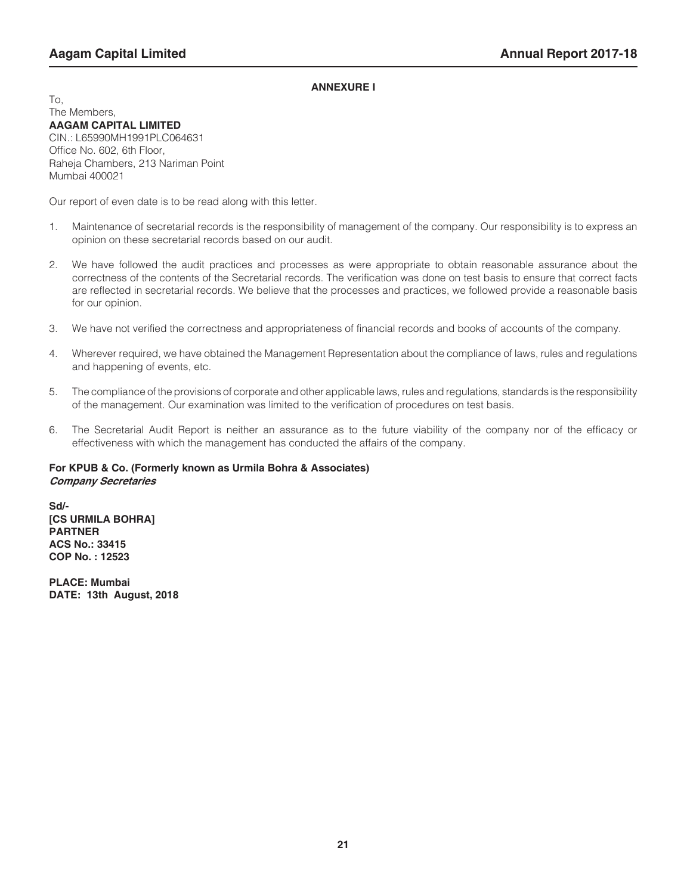**ANNEXURE I**

To,
The Members,
**AAGAM CAPITAL LIMITED**
CIN.: L65990MH1991PLC064631
Office No. 602, 6th Floor,
Raheja Chambers, 213 Nariman Point
Mumbai 400021

Our report of even date is to be read along with this letter.

1. Maintenance of secretarial records is the responsibility of management of the company. Our responsibility is to express an opinion on these secretarial records based on our audit.
2. We have followed the audit practices and processes as were appropriate to obtain reasonable assurance about the correctness of the contents of the Secretarial records. The verification was done on test basis to ensure that correct facts are reflected in secretarial records. We believe that the processes and practices, we followed provide a reasonable basis for our opinion.
3. We have not verified the correctness and appropriateness of financial records and books of accounts of the company.
4. Wherever required, we have obtained the Management Representation about the compliance of laws, rules and regulations and happening of events, etc.
5. The compliance of the provisions of corporate and other applicable laws, rules and regulations, standards is the responsibility of the management. Our examination was limited to the verification of procedures on test basis.
6. The Secretarial Audit Report is neither an assurance as to the future viability of the company nor of the efficacy or effectiveness with which the management has conducted the affairs of the company.

**For KPUB & Co. (Formerly known as Urmila Bohra & Associates)**
***Company Secretaries***

**Sd/-**
**[CS URMILA BOHRA]**
**PARTNER**
**ACS No.: 33415**
**COP No. : 12523**

**PLACE: Mumbai**
**DATE: 13th August, 2018**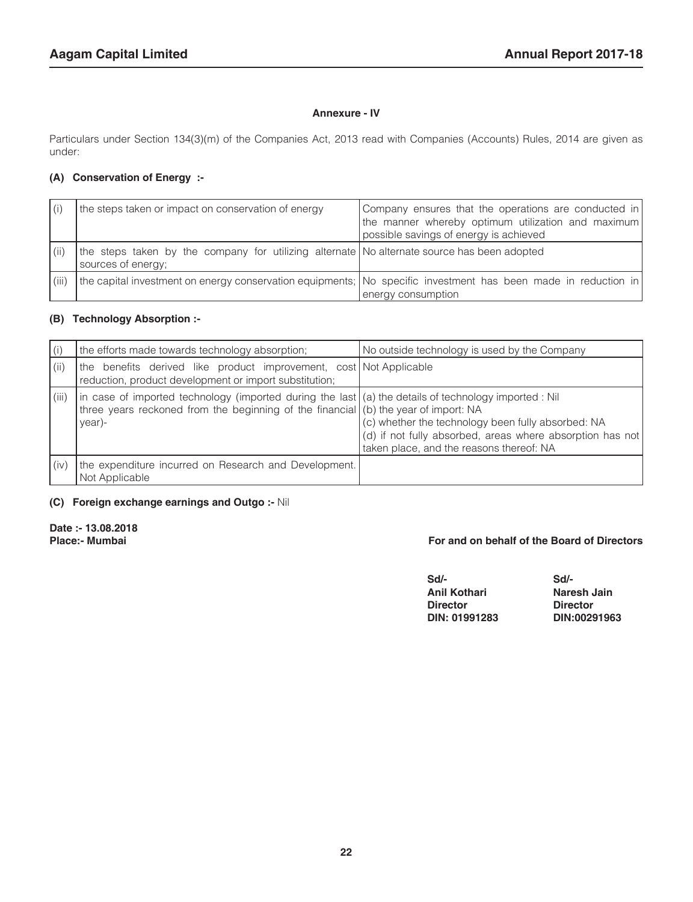## Annexure - IV

Particulars under Section 134(3)(m) of the Companies Act, 2013 read with Companies (Accounts) Rules, 2014 are given as under:

### (A) Conservation of Energy :-

| | | |
|---|---|---|
| (i) | the steps taken or impact on conservation of energy | Company ensures that the operations are conducted in the manner whereby optimum utilization and maximum possible savings of energy is achieved |
| (ii) | the steps taken by the company for utilizing alternate sources of energy; | No alternate source has been adopted |
| (iii) | the capital investment on energy conservation equipments; | No specific investment has been made in reduction in energy consumption |

### (B) Technology Absorption :-

| | | |
|---|---|---|
| (i) | the efforts made towards technology absorption; | No outside technology is used by the Company |
| (ii) | the benefits derived like product improvement, cost reduction, product development or import substitution; | Not Applicable |
| (iii) | in case of imported technology (imported during the last three years reckoned from the beginning of the financial year)- | (a) the details of technology imported : Nil<br>(b) the year of import: NA<br>(c) whether the technology been fully absorbed: NA<br>(d) if not fully absorbed, areas where absorption has not taken place, and the reasons thereof: NA |
| (iv) | the expenditure incurred on Research and Development. Not Applicable | |

### (C) Foreign exchange earnings and Outgo :- Nil

**Date :- 13.08.2018**
**Place:- Mumbai**

**For and on behalf of the Board of Directors**

| | |
|---|---|
| **Sd/-** | **Sd/-** |
| **Anil Kothari** | **Naresh Jain** |
| **Director** | **Director** |
| **DIN: 01991283** | **DIN:00291963** |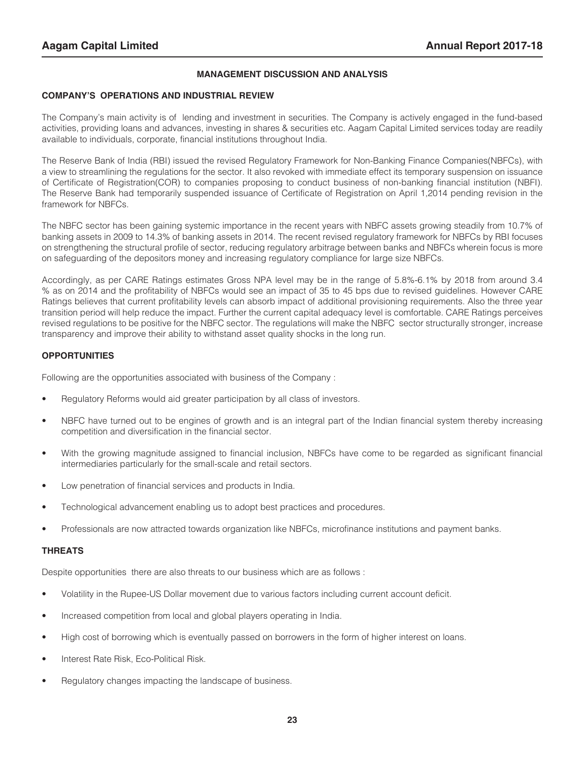## MANAGEMENT DISCUSSION AND ANALYSIS

### COMPANY'S OPERATIONS AND INDUSTRIAL REVIEW

The Company's main activity is of lending and investment in securities. The Company is actively engaged in the fund-based activities, providing loans and advances, investing in shares & securities etc. Aagam Capital Limited services today are readily available to individuals, corporate, financial institutions throughout India.

The Reserve Bank of India (RBI) issued the revised Regulatory Framework for Non-Banking Finance Companies(NBFCs), with a view to streamlining the regulations for the sector. It also revoked with immediate effect its temporary suspension on issuance of Certificate of Registration(COR) to companies proposing to conduct business of non-banking financial institution (NBFI). The Reserve Bank had temporarily suspended issuance of Certificate of Registration on April 1,2014 pending revision in the framework for NBFCs.

The NBFC sector has been gaining systemic importance in the recent years with NBFC assets growing steadily from 10.7% of banking assets in 2009 to 14.3% of banking assets in 2014. The recent revised regulatory framework for NBFCs by RBI focuses on strengthening the structural profile of sector, reducing regulatory arbitrage between banks and NBFCs wherein focus is more on safeguarding of the depositors money and increasing regulatory compliance for large size NBFCs.

Accordingly, as per CARE Ratings estimates Gross NPA level may be in the range of 5.8%-6.1% by 2018 from around 3.4 % as on 2014 and the profitability of NBFCs would see an impact of 35 to 45 bps due to revised guidelines. However CARE Ratings believes that current profitability levels can absorb impact of additional provisioning requirements. Also the three year transition period will help reduce the impact. Further the current capital adequacy level is comfortable. CARE Ratings perceives revised regulations to be positive for the NBFC sector. The regulations will make the NBFC sector structurally stronger, increase transparency and improve their ability to withstand asset quality shocks in the long run.

### OPPORTUNITIES

Following are the opportunities associated with business of the Company :

- Regulatory Reforms would aid greater participation by all class of investors.
- NBFC have turned out to be engines of growth and is an integral part of the Indian financial system thereby increasing competition and diversification in the financial sector.
- With the growing magnitude assigned to financial inclusion, NBFCs have come to be regarded as significant financial intermediaries particularly for the small-scale and retail sectors.
- Low penetration of financial services and products in India.
- Technological advancement enabling us to adopt best practices and procedures.
- Professionals are now attracted towards organization like NBFCs, microfinance institutions and payment banks.

### THREATS

Despite opportunities there are also threats to our business which are as follows :

- Volatility in the Rupee-US Dollar movement due to various factors including current account deficit.
- Increased competition from local and global players operating in India.
- High cost of borrowing which is eventually passed on borrowers in the form of higher interest on loans.
- Interest Rate Risk, Eco-Political Risk.
- Regulatory changes impacting the landscape of business.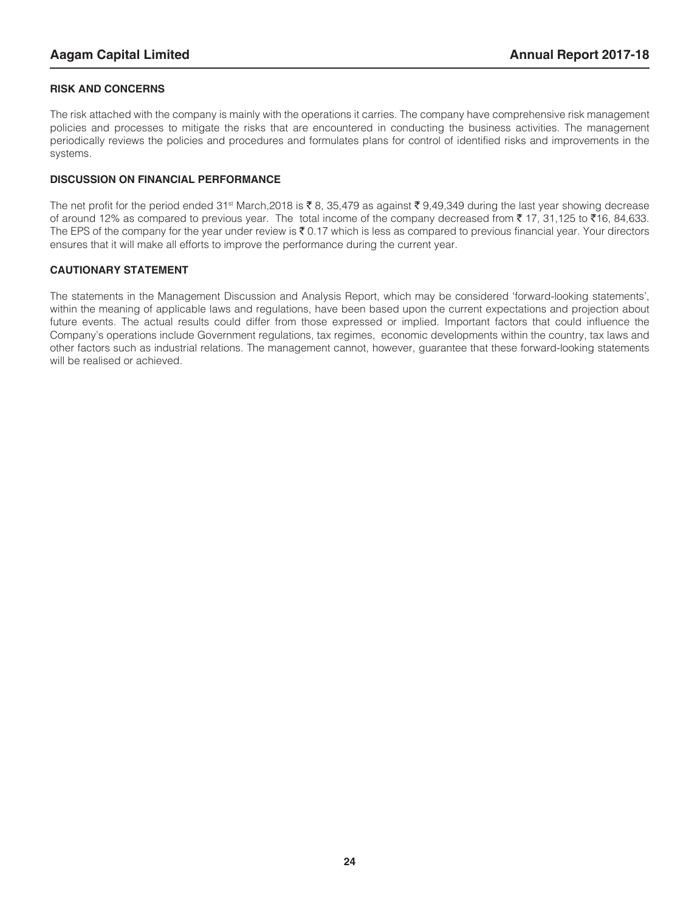## RISK AND CONCERNS

The risk attached with the company is mainly with the operations it carries. The company have comprehensive risk management policies and processes to mitigate the risks that are encountered in conducting the business activities. The management periodically reviews the policies and procedures and formulates plans for control of identified risks and improvements in the systems.

## DISCUSSION ON FINANCIAL PERFORMANCE

The net profit for the period ended 31st March,2018 is ₹ 8, 35,479 as against ₹ 9,49,349 during the last year showing decrease of around 12% as compared to previous year. The total income of the company decreased from ₹ 17, 31,125 to ₹16, 84,633. The EPS of the company for the year under review is ₹ 0.17 which is less as compared to previous financial year. Your directors ensures that it will make all efforts to improve the performance during the current year.

## CAUTIONARY STATEMENT

The statements in the Management Discussion and Analysis Report, which may be considered 'forward-looking statements', within the meaning of applicable laws and regulations, have been based upon the current expectations and projection about future events. The actual results could differ from those expressed or implied. Important factors that could influence the Company's operations include Government regulations, tax regimes, economic developments within the country, tax laws and other factors such as industrial relations. The management cannot, however, guarantee that these forward-looking statements will be realised or achieved.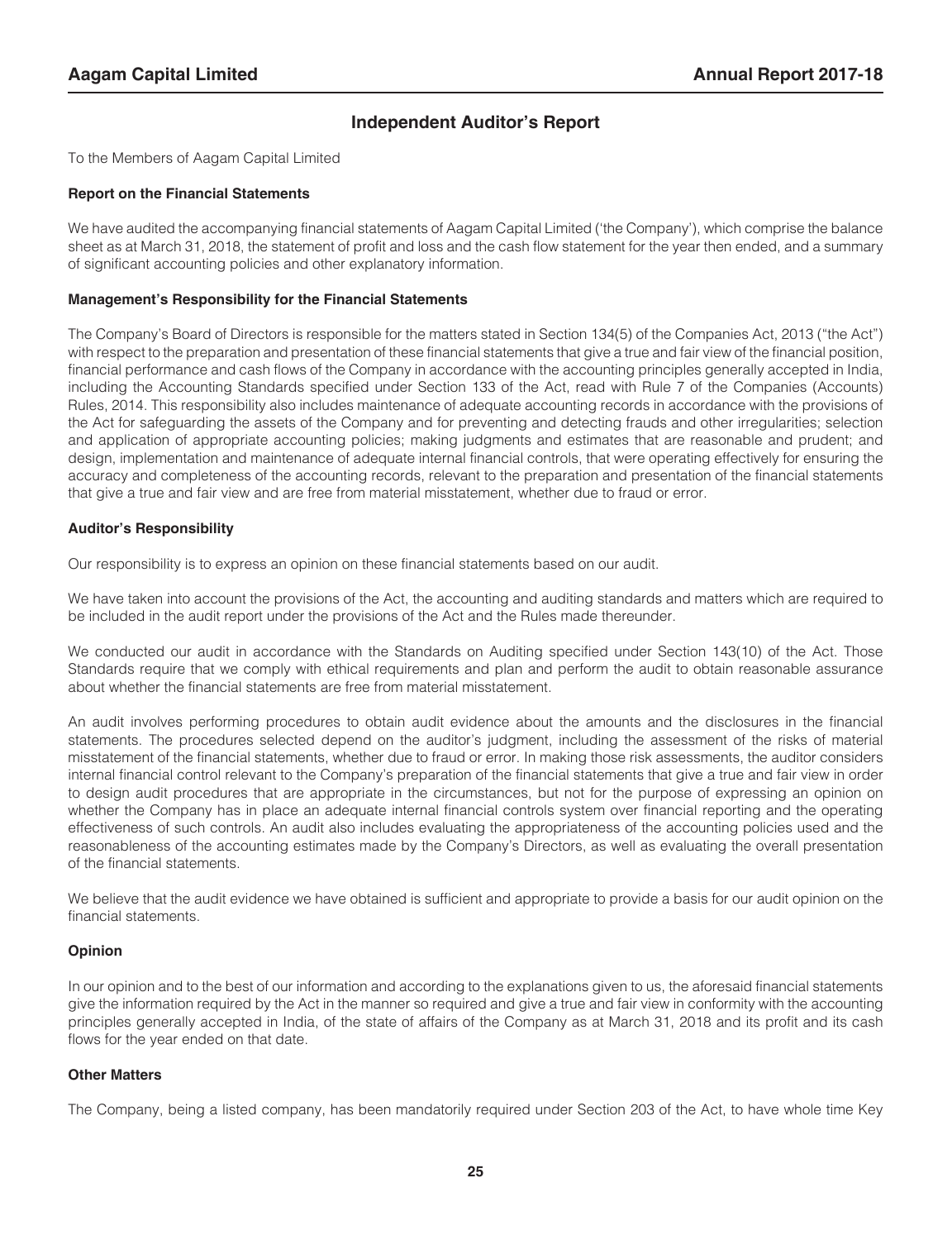# Independent Auditor's Report

To the Members of Aagam Capital Limited

### Report on the Financial Statements

We have audited the accompanying financial statements of Aagam Capital Limited ('the Company'), which comprise the balance sheet as at March 31, 2018, the statement of profit and loss and the cash flow statement for the year then ended, and a summary of significant accounting policies and other explanatory information.

### Management's Responsibility for the Financial Statements

The Company's Board of Directors is responsible for the matters stated in Section 134(5) of the Companies Act, 2013 ("the Act") with respect to the preparation and presentation of these financial statements that give a true and fair view of the financial position, financial performance and cash flows of the Company in accordance with the accounting principles generally accepted in India, including the Accounting Standards specified under Section 133 of the Act, read with Rule 7 of the Companies (Accounts) Rules, 2014. This responsibility also includes maintenance of adequate accounting records in accordance with the provisions of the Act for safeguarding the assets of the Company and for preventing and detecting frauds and other irregularities; selection and application of appropriate accounting policies; making judgments and estimates that are reasonable and prudent; and design, implementation and maintenance of adequate internal financial controls, that were operating effectively for ensuring the accuracy and completeness of the accounting records, relevant to the preparation and presentation of the financial statements that give a true and fair view and are free from material misstatement, whether due to fraud or error.

### Auditor's Responsibility

Our responsibility is to express an opinion on these financial statements based on our audit.

We have taken into account the provisions of the Act, the accounting and auditing standards and matters which are required to be included in the audit report under the provisions of the Act and the Rules made thereunder.

We conducted our audit in accordance with the Standards on Auditing specified under Section 143(10) of the Act. Those Standards require that we comply with ethical requirements and plan and perform the audit to obtain reasonable assurance about whether the financial statements are free from material misstatement.

An audit involves performing procedures to obtain audit evidence about the amounts and the disclosures in the financial statements. The procedures selected depend on the auditor's judgment, including the assessment of the risks of material misstatement of the financial statements, whether due to fraud or error. In making those risk assessments, the auditor considers internal financial control relevant to the Company's preparation of the financial statements that give a true and fair view in order to design audit procedures that are appropriate in the circumstances, but not for the purpose of expressing an opinion on whether the Company has in place an adequate internal financial controls system over financial reporting and the operating effectiveness of such controls. An audit also includes evaluating the appropriateness of the accounting policies used and the reasonableness of the accounting estimates made by the Company's Directors, as well as evaluating the overall presentation of the financial statements.

We believe that the audit evidence we have obtained is sufficient and appropriate to provide a basis for our audit opinion on the financial statements.

### Opinion

In our opinion and to the best of our information and according to the explanations given to us, the aforesaid financial statements give the information required by the Act in the manner so required and give a true and fair view in conformity with the accounting principles generally accepted in India, of the state of affairs of the Company as at March 31, 2018 and its profit and its cash flows for the year ended on that date.

### Other Matters

The Company, being a listed company, has been mandatorily required under Section 203 of the Act, to have whole time Key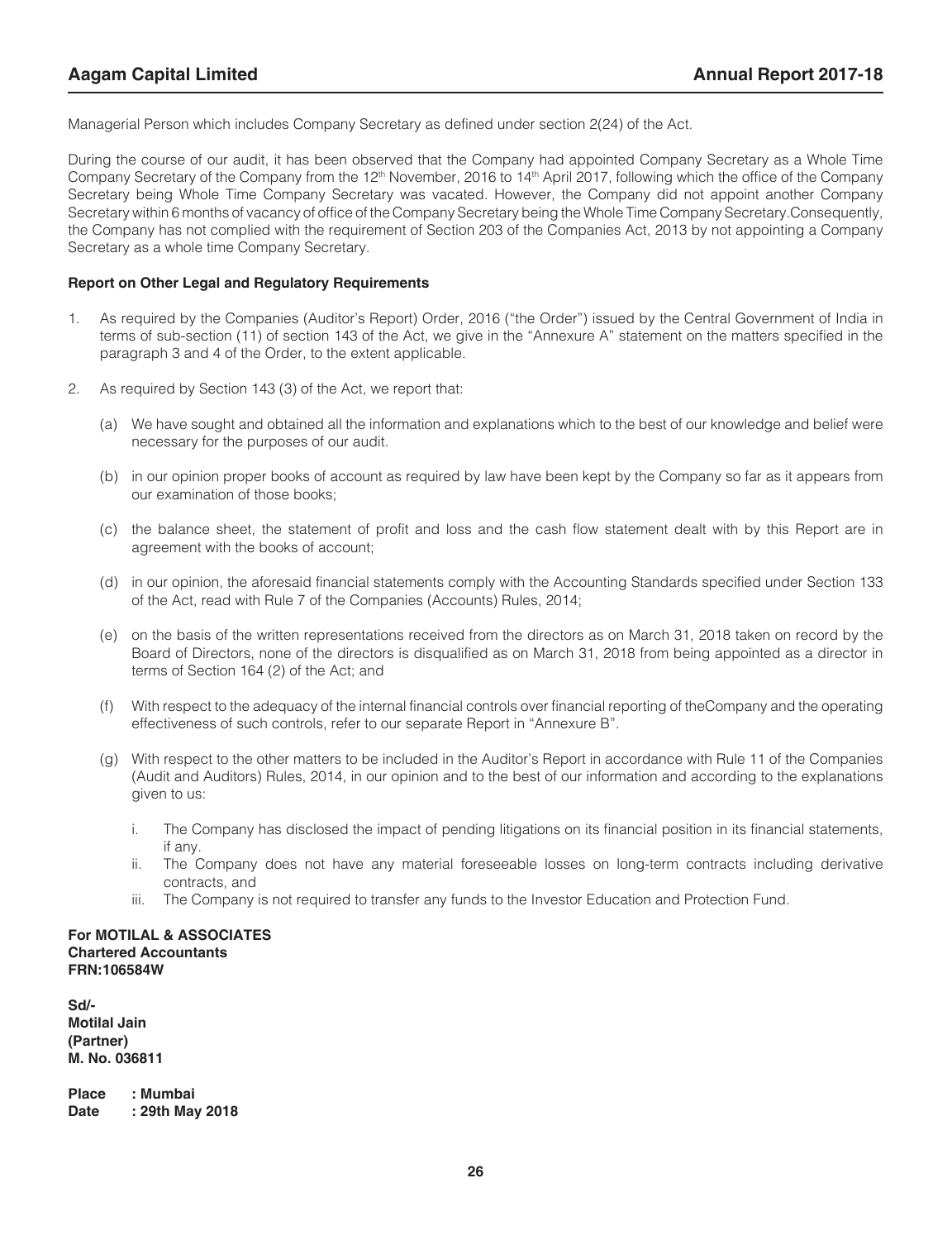Managerial Person which includes Company Secretary as defined under section 2(24) of the Act.

During the course of our audit, it has been observed that the Company had appointed Company Secretary as a Whole Time Company Secretary of the Company from the 12th November, 2016 to 14th April 2017, following which the office of the Company Secretary being Whole Time Company Secretary was vacated. However, the Company did not appoint another Company Secretary within 6 months of vacancy of office of the Company Secretary being the Whole Time Company Secretary.Consequently, the Company has not complied with the requirement of Section 203 of the Companies Act, 2013 by not appointing a Company Secretary as a whole time Company Secretary.

**Report on Other Legal and Regulatory Requirements**

1. As required by the Companies (Auditor's Report) Order, 2016 ("the Order") issued by the Central Government of India in terms of sub-section (11) of section 143 of the Act, we give in the "Annexure A" statement on the matters specified in the paragraph 3 and 4 of the Order, to the extent applicable.

2. As required by Section 143 (3) of the Act, we report that:

   (a) We have sought and obtained all the information and explanations which to the best of our knowledge and belief were necessary for the purposes of our audit.

   (b) in our opinion proper books of account as required by law have been kept by the Company so far as it appears from our examination of those books;

   (c) the balance sheet, the statement of profit and loss and the cash flow statement dealt with by this Report are in agreement with the books of account;

   (d) in our opinion, the aforesaid financial statements comply with the Accounting Standards specified under Section 133 of the Act, read with Rule 7 of the Companies (Accounts) Rules, 2014;

   (e) on the basis of the written representations received from the directors as on March 31, 2018 taken on record by the Board of Directors, none of the directors is disqualified as on March 31, 2018 from being appointed as a director in terms of Section 164 (2) of the Act; and

   (f) With respect to the adequacy of the internal financial controls over financial reporting of theCompany and the operating effectiveness of such controls, refer to our separate Report in "Annexure B".

   (g) With respect to the other matters to be included in the Auditor's Report in accordance with Rule 11 of the Companies (Audit and Auditors) Rules, 2014, in our opinion and to the best of our information and according to the explanations given to us:

      i. The Company has disclosed the impact of pending litigations on its financial position in its financial statements, if any.
      ii. The Company does not have any material foreseeable losses on long-term contracts including derivative contracts, and
      iii. The Company is not required to transfer any funds to the Investor Education and Protection Fund.

**For MOTILAL & ASSOCIATES**
**Chartered Accountants**
**FRN:106584W**

**Sd/-**
**Motilal Jain**
**(Partner)**
**M. No. 036811**

**Place : Mumbai**
**Date : 29th May 2018**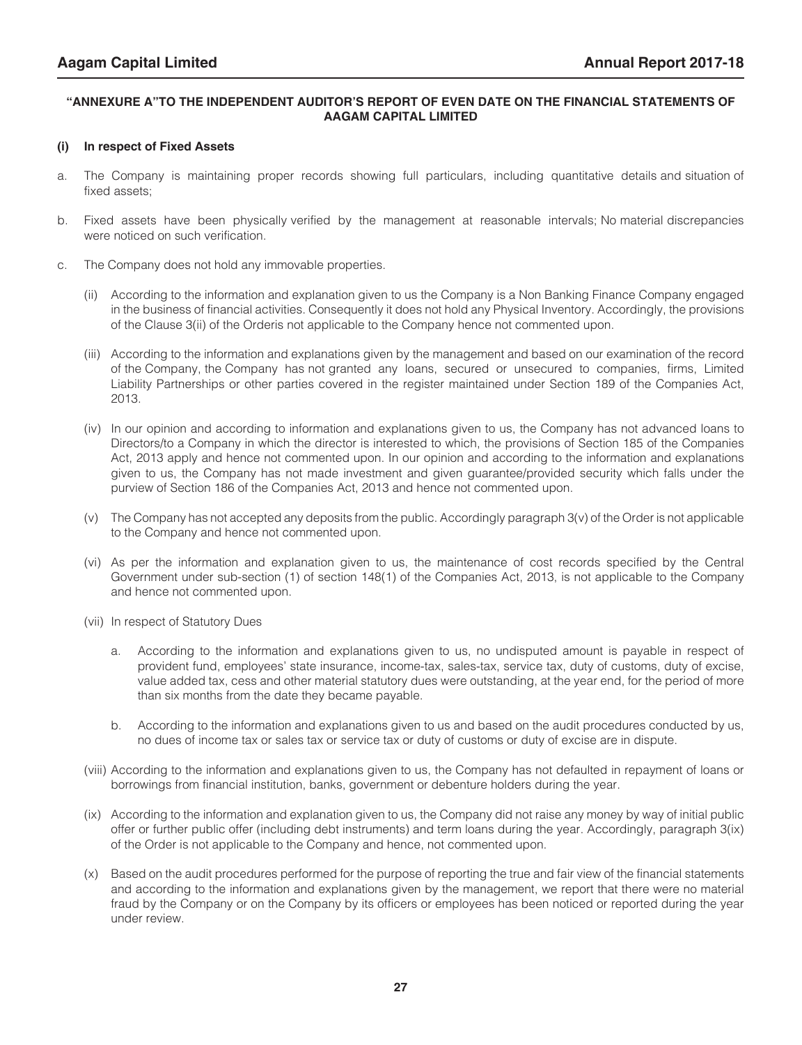## "ANNEXURE A"TO THE INDEPENDENT AUDITOR'S REPORT OF EVEN DATE ON THE FINANCIAL STATEMENTS OF AAGAM CAPITAL LIMITED

**(i) In respect of Fixed Assets**

a. The Company is maintaining proper records showing full particulars, including quantitative details and situation of fixed assets;

b. Fixed assets have been physically verified by the management at reasonable intervals; No material discrepancies were noticed on such verification.

c. The Company does not hold any immovable properties.

(ii) According to the information and explanation given to us the Company is a Non Banking Finance Company engaged in the business of financial activities. Consequently it does not hold any Physical Inventory. Accordingly, the provisions of the Clause 3(ii) of the Orderis not applicable to the Company hence not commented upon.

(iii) According to the information and explanations given by the management and based on our examination of the record of the Company, the Company has not granted any loans, secured or unsecured to companies, firms, Limited Liability Partnerships or other parties covered in the register maintained under Section 189 of the Companies Act, 2013.

(iv) In our opinion and according to information and explanations given to us, the Company has not advanced loans to Directors/to a Company in which the director is interested to which, the provisions of Section 185 of the Companies Act, 2013 apply and hence not commented upon. In our opinion and according to the information and explanations given to us, the Company has not made investment and given guarantee/provided security which falls under the purview of Section 186 of the Companies Act, 2013 and hence not commented upon.

(v) The Company has not accepted any deposits from the public. Accordingly paragraph 3(v) of the Order is not applicable to the Company and hence not commented upon.

(vi) As per the information and explanation given to us, the maintenance of cost records specified by the Central Government under sub-section (1) of section 148(1) of the Companies Act, 2013, is not applicable to the Company and hence not commented upon.

(vii) In respect of Statutory Dues

a. According to the information and explanations given to us, no undisputed amount is payable in respect of provident fund, employees' state insurance, income-tax, sales-tax, service tax, duty of customs, duty of excise, value added tax, cess and other material statutory dues were outstanding, at the year end, for the period of more than six months from the date they became payable.

b. According to the information and explanations given to us and based on the audit procedures conducted by us, no dues of income tax or sales tax or service tax or duty of customs or duty of excise are in dispute.

(viii) According to the information and explanations given to us, the Company has not defaulted in repayment of loans or borrowings from financial institution, banks, government or debenture holders during the year.

(ix) According to the information and explanation given to us, the Company did not raise any money by way of initial public offer or further public offer (including debt instruments) and term loans during the year. Accordingly, paragraph 3(ix) of the Order is not applicable to the Company and hence, not commented upon.

(x) Based on the audit procedures performed for the purpose of reporting the true and fair view of the financial statements and according to the information and explanations given by the management, we report that there were no material fraud by the Company or on the Company by its officers or employees has been noticed or reported during the year under review.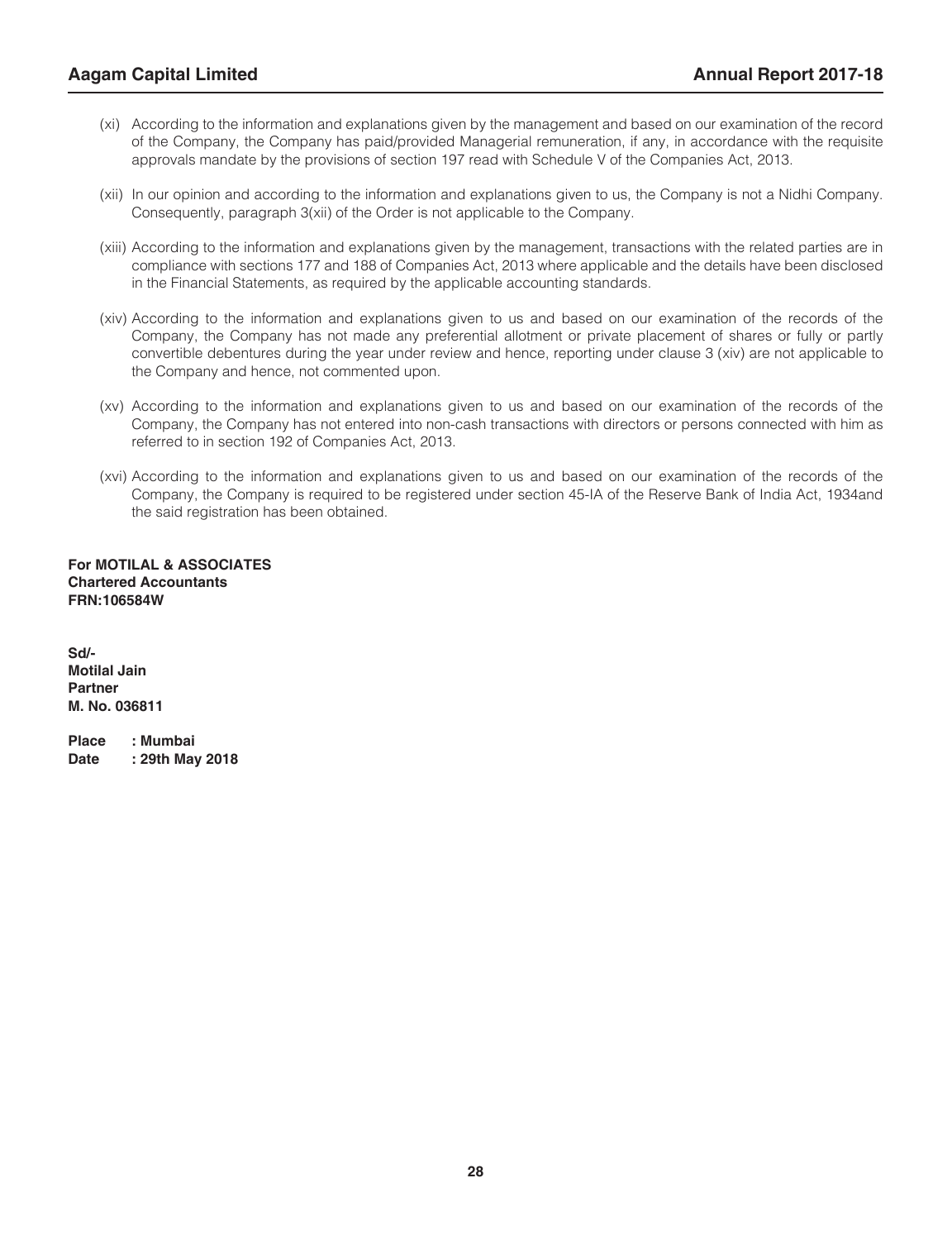(xi) According to the information and explanations given by the management and based on our examination of the record of the Company, the Company has paid/provided Managerial remuneration, if any, in accordance with the requisite approvals mandate by the provisions of section 197 read with Schedule V of the Companies Act, 2013.

(xii) In our opinion and according to the information and explanations given to us, the Company is not a Nidhi Company. Consequently, paragraph 3(xii) of the Order is not applicable to the Company.

(xiii) According to the information and explanations given by the management, transactions with the related parties are in compliance with sections 177 and 188 of Companies Act, 2013 where applicable and the details have been disclosed in the Financial Statements, as required by the applicable accounting standards.

(xiv) According to the information and explanations given to us and based on our examination of the records of the Company, the Company has not made any preferential allotment or private placement of shares or fully or partly convertible debentures during the year under review and hence, reporting under clause 3 (xiv) are not applicable to the Company and hence, not commented upon.

(xv) According to the information and explanations given to us and based on our examination of the records of the Company, the Company has not entered into non-cash transactions with directors or persons connected with him as referred to in section 192 of Companies Act, 2013.

(xvi) According to the information and explanations given to us and based on our examination of the records of the Company, the Company is required to be registered under section 45-IA of the Reserve Bank of India Act, 1934and the said registration has been obtained.

**For MOTILAL & ASSOCIATES**
**Chartered Accountants**
**FRN:106584W**

**Sd/-**
**Motilal Jain**
**Partner**
**M. No. 036811**

**Place : Mumbai**
**Date : 29th May 2018**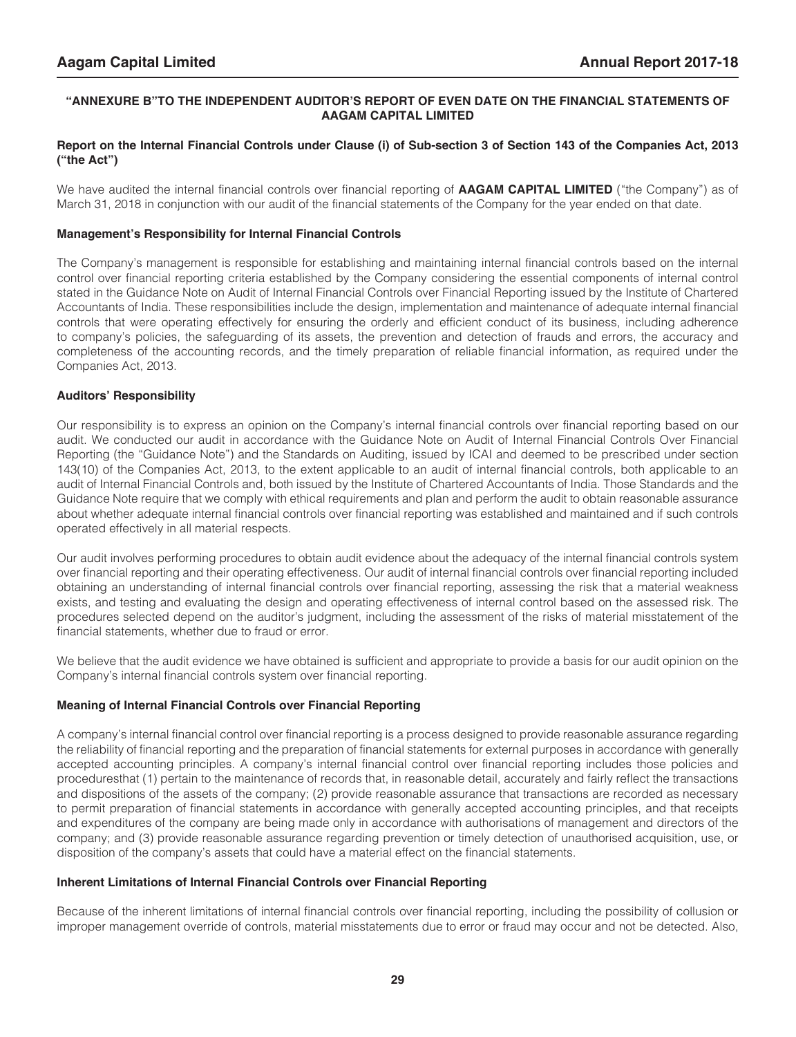## "ANNEXURE B" TO THE INDEPENDENT AUDITOR'S REPORT OF EVEN DATE ON THE FINANCIAL STATEMENTS OF AAGAM CAPITAL LIMITED

**Report on the Internal Financial Controls under Clause (i) of Sub-section 3 of Section 143 of the Companies Act, 2013 ("the Act")**

We have audited the internal financial controls over financial reporting of **AAGAM CAPITAL LIMITED** ("the Company") as of March 31, 2018 in conjunction with our audit of the financial statements of the Company for the year ended on that date.

**Management's Responsibility for Internal Financial Controls**

The Company's management is responsible for establishing and maintaining internal financial controls based on the internal control over financial reporting criteria established by the Company considering the essential components of internal control stated in the Guidance Note on Audit of Internal Financial Controls over Financial Reporting issued by the Institute of Chartered Accountants of India. These responsibilities include the design, implementation and maintenance of adequate internal financial controls that were operating effectively for ensuring the orderly and efficient conduct of its business, including adherence to company's policies, the safeguarding of its assets, the prevention and detection of frauds and errors, the accuracy and completeness of the accounting records, and the timely preparation of reliable financial information, as required under the Companies Act, 2013.

**Auditors' Responsibility**

Our responsibility is to express an opinion on the Company's internal financial controls over financial reporting based on our audit. We conducted our audit in accordance with the Guidance Note on Audit of Internal Financial Controls Over Financial Reporting (the "Guidance Note") and the Standards on Auditing, issued by ICAI and deemed to be prescribed under section 143(10) of the Companies Act, 2013, to the extent applicable to an audit of internal financial controls, both applicable to an audit of Internal Financial Controls and, both issued by the Institute of Chartered Accountants of India. Those Standards and the Guidance Note require that we comply with ethical requirements and plan and perform the audit to obtain reasonable assurance about whether adequate internal financial controls over financial reporting was established and maintained and if such controls operated effectively in all material respects.

Our audit involves performing procedures to obtain audit evidence about the adequacy of the internal financial controls system over financial reporting and their operating effectiveness. Our audit of internal financial controls over financial reporting included obtaining an understanding of internal financial controls over financial reporting, assessing the risk that a material weakness exists, and testing and evaluating the design and operating effectiveness of internal control based on the assessed risk. The procedures selected depend on the auditor's judgment, including the assessment of the risks of material misstatement of the financial statements, whether due to fraud or error.

We believe that the audit evidence we have obtained is sufficient and appropriate to provide a basis for our audit opinion on the Company's internal financial controls system over financial reporting.

**Meaning of Internal Financial Controls over Financial Reporting**

A company's internal financial control over financial reporting is a process designed to provide reasonable assurance regarding the reliability of financial reporting and the preparation of financial statements for external purposes in accordance with generally accepted accounting principles. A company's internal financial control over financial reporting includes those policies and proceduresthat (1) pertain to the maintenance of records that, in reasonable detail, accurately and fairly reflect the transactions and dispositions of the assets of the company; (2) provide reasonable assurance that transactions are recorded as necessary to permit preparation of financial statements in accordance with generally accepted accounting principles, and that receipts and expenditures of the company are being made only in accordance with authorisations of management and directors of the company; and (3) provide reasonable assurance regarding prevention or timely detection of unauthorised acquisition, use, or disposition of the company's assets that could have a material effect on the financial statements.

**Inherent Limitations of Internal Financial Controls over Financial Reporting**

Because of the inherent limitations of internal financial controls over financial reporting, including the possibility of collusion or improper management override of controls, material misstatements due to error or fraud may occur and not be detected. Also,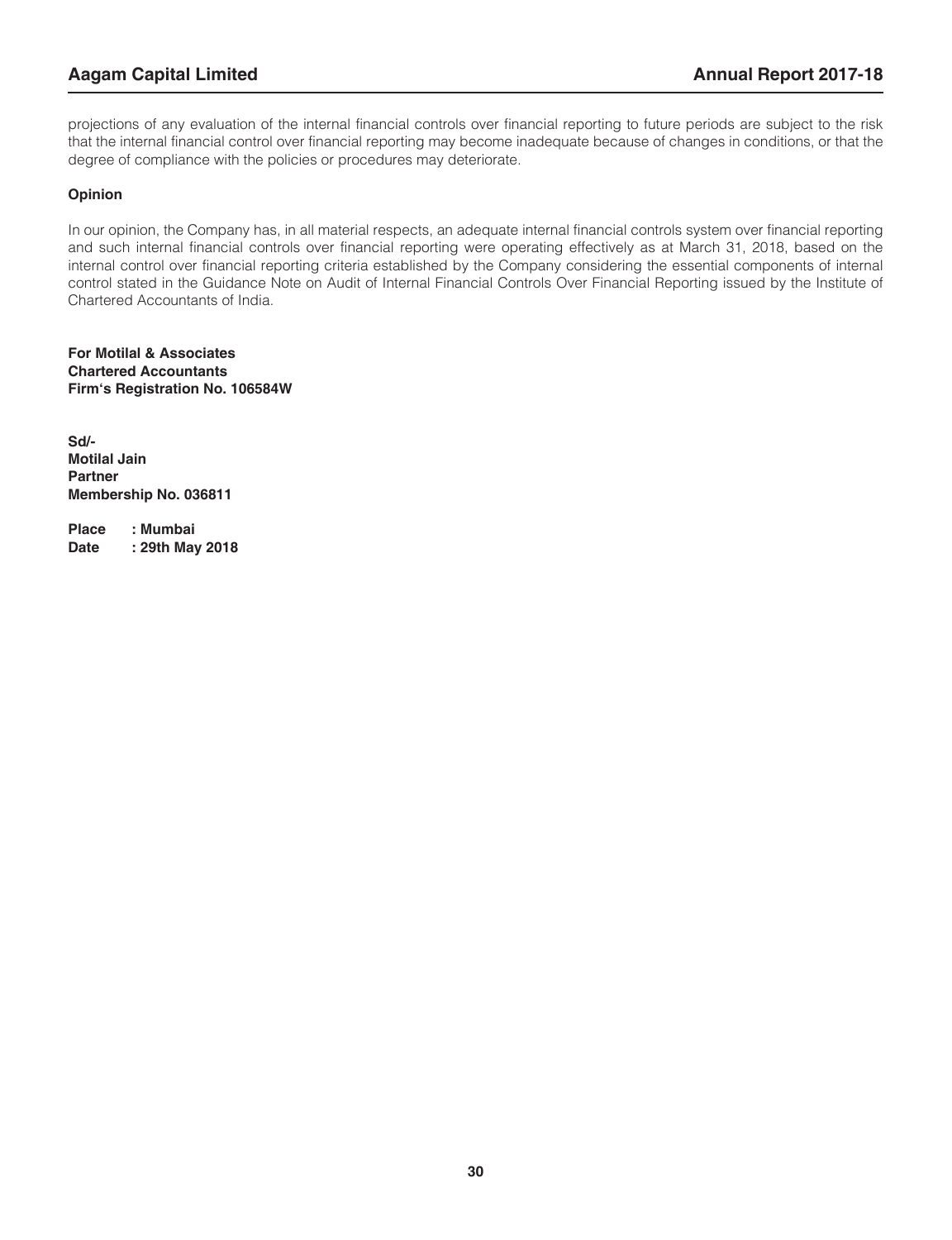projections of any evaluation of the internal financial controls over financial reporting to future periods are subject to the risk that the internal financial control over financial reporting may become inadequate because of changes in conditions, or that the degree of compliance with the policies or procedures may deteriorate.

**Opinion**

In our opinion, the Company has, in all material respects, an adequate internal financial controls system over financial reporting and such internal financial controls over financial reporting were operating effectively as at March 31, 2018, based on the internal control over financial reporting criteria established by the Company considering the essential components of internal control stated in the Guidance Note on Audit of Internal Financial Controls Over Financial Reporting issued by the Institute of Chartered Accountants of India.

**For Motilal & Associates**
**Chartered Accountants**
**Firm's Registration No. 106584W**

**Sd/-**
**Motilal Jain**
**Partner**
**Membership No. 036811**

**Place : Mumbai**
**Date : 29th May 2018**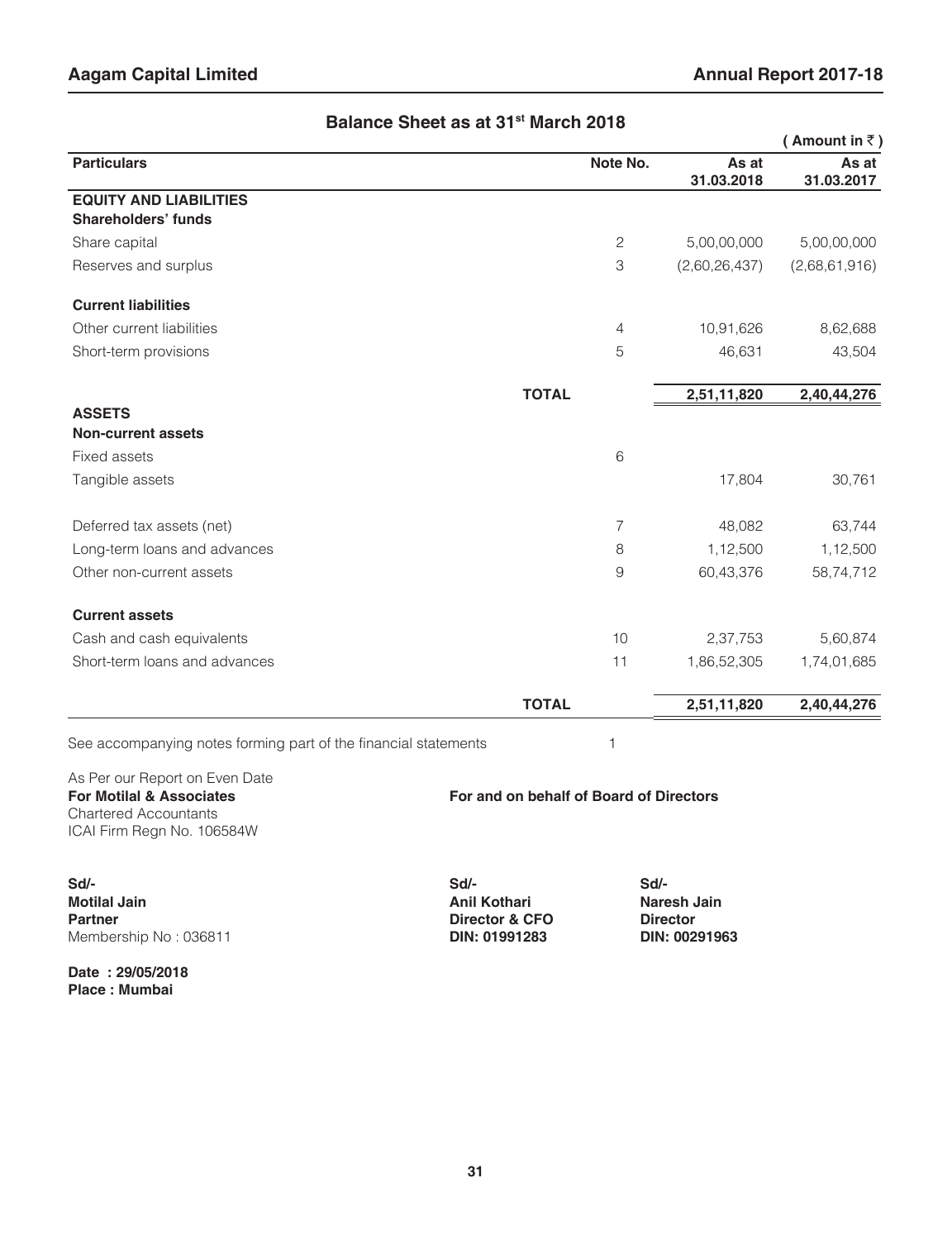## Balance Sheet as at 31[st] March 2018

( Amount in ₹ )

| Particulars | Note No. | As at 31.03.2018 | As at 31.03.2017 |
|---|---|---|---|
| **EQUITY AND LIABILITIES** | | | |
| **Shareholders' funds** | | | |
| Share capital | 2 | 5,00,00,000 | 5,00,00,000 |
| Reserves and surplus | 3 | (2,60,26,437) | (2,68,61,916) |
| **Current liabilities** | | | |
| Other current liabilities | 4 | 10,91,626 | 8,62,688 |
| Short-term provisions | 5 | 46,631 | 43,504 |
| **TOTAL** | | **2,51,11,820** | **2,40,44,276** |
| **ASSETS** | | | |
| **Non-current assets** | | | |
| Fixed assets | 6 | | |
| Tangible assets | | 17,804 | 30,761 |
| Deferred tax assets (net) | 7 | 48,082 | 63,744 |
| Long-term loans and advances | 8 | 1,12,500 | 1,12,500 |
| Other non-current assets | 9 | 60,43,376 | 58,74,712 |
| **Current assets** | | | |
| Cash and cash equivalents | 10 | 2,37,753 | 5,60,874 |
| Short-term loans and advances | 11 | 1,86,52,305 | 1,74,01,685 |
| **TOTAL** | | **2,51,11,820** | **2,40,44,276** |

See accompanying notes forming part of the financial statements 1

As Per our Report on Even Date
**For Motilal & Associates**
Chartered Accountants
ICAI Firm Regn No. 106584W

**For and on behalf of Board of Directors**

**Sd/-**
**Motilal Jain**
**Partner**
Membership No : 036811

**Sd/-**
**Anil Kothari**
**Director & CFO**
**DIN: 01991283**

**Sd/-**
**Naresh Jain**
**Director**
**DIN: 00291963**

**Date : 29/05/2018**
**Place : Mumbai**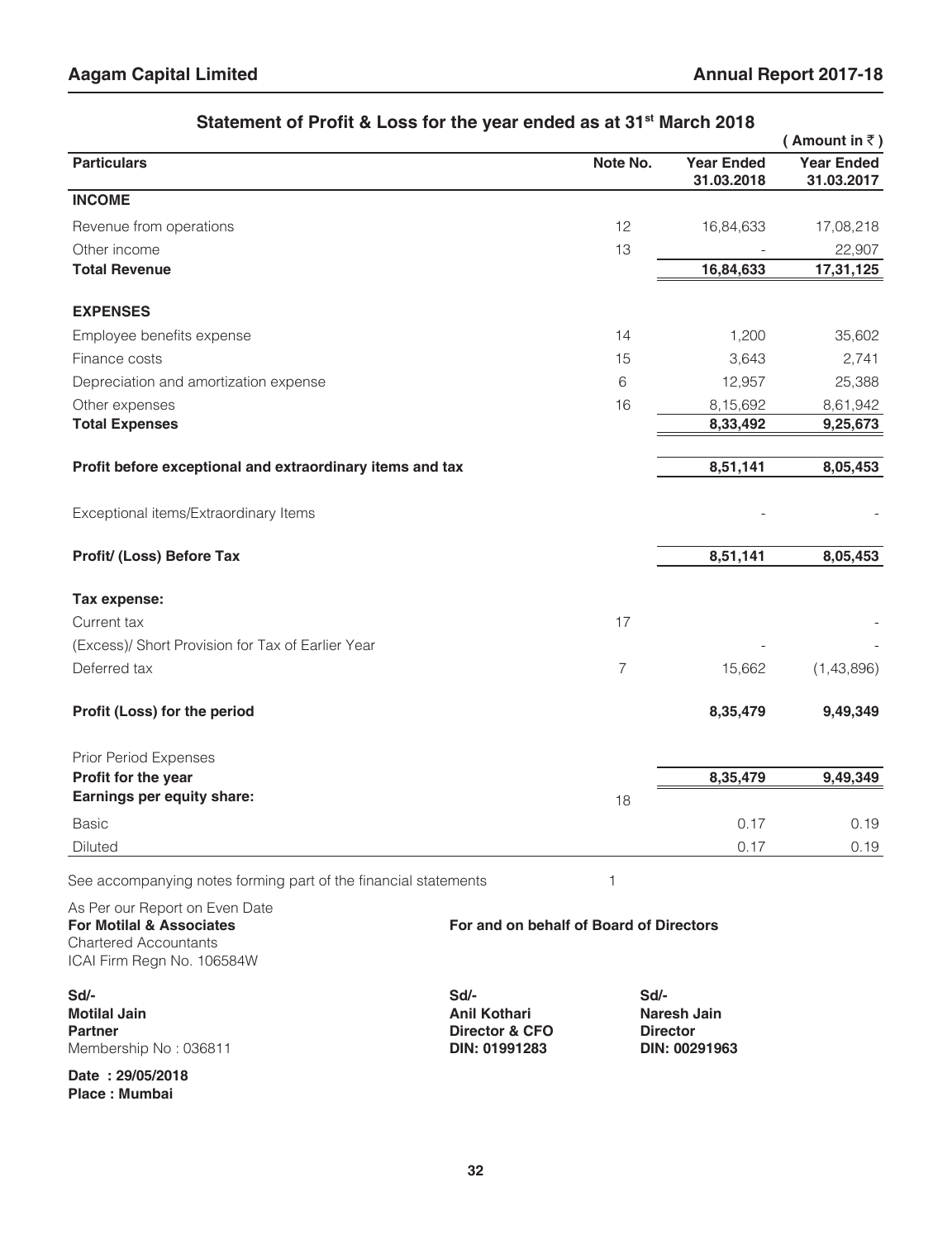## Statement of Profit & Loss for the year ended as at 31st March 2018

( Amount in ₹ )

| Particulars | Note No. | Year Ended 31.03.2018 | Year Ended 31.03.2017 |
|---|---|---|---|
| **INCOME** | | | |
| Revenue from operations | 12 | 16,84,633 | 17,08,218 |
| Other income | 13 | - | 22,907 |
| **Total Revenue** | | **16,84,633** | **17,31,125** |
| **EXPENSES** | | | |
| Employee benefits expense | 14 | 1,200 | 35,602 |
| Finance costs | 15 | 3,643 | 2,741 |
| Depreciation and amortization expense | 6 | 12,957 | 25,388 |
| Other expenses | 16 | 8,15,692 | 8,61,942 |
| **Total Expenses** | | **8,33,492** | **9,25,673** |
| **Profit before exceptional and extraordinary items and tax** | | **8,51,141** | **8,05,453** |
| Exceptional items/Extraordinary Items | | - | - |
| **Profit/ (Loss) Before Tax** | | **8,51,141** | **8,05,453** |
| **Tax expense:** | | | |
| Current tax | 17 | | - |
| (Excess)/ Short Provision for Tax of Earlier Year | | - | - |
| Deferred tax | 7 | 15,662 | (1,43,896) |
| **Profit (Loss) for the period** | | **8,35,479** | **9,49,349** |
| Prior Period Expenses | | | |
| **Profit for the year** | | **8,35,479** | **9,49,349** |
| **Earnings per equity share:** | 18 | | |
| Basic | | 0.17 | 0.19 |
| Diluted | | 0.17 | 0.19 |

See accompanying notes forming part of the financial statements 1

As Per our Report on Even Date
**For Motilal & Associates**
Chartered Accountants
ICAI Firm Regn No. 106584W

**For and on behalf of Board of Directors**

**Sd/-**
**Motilal Jain**
**Partner**
Membership No : 036811

**Sd/-**
**Anil Kothari**
**Director & CFO**
**DIN: 01991283**

**Sd/-**
**Naresh Jain**
**Director**
**DIN: 00291963**

**Date : 29/05/2018**
**Place : Mumbai**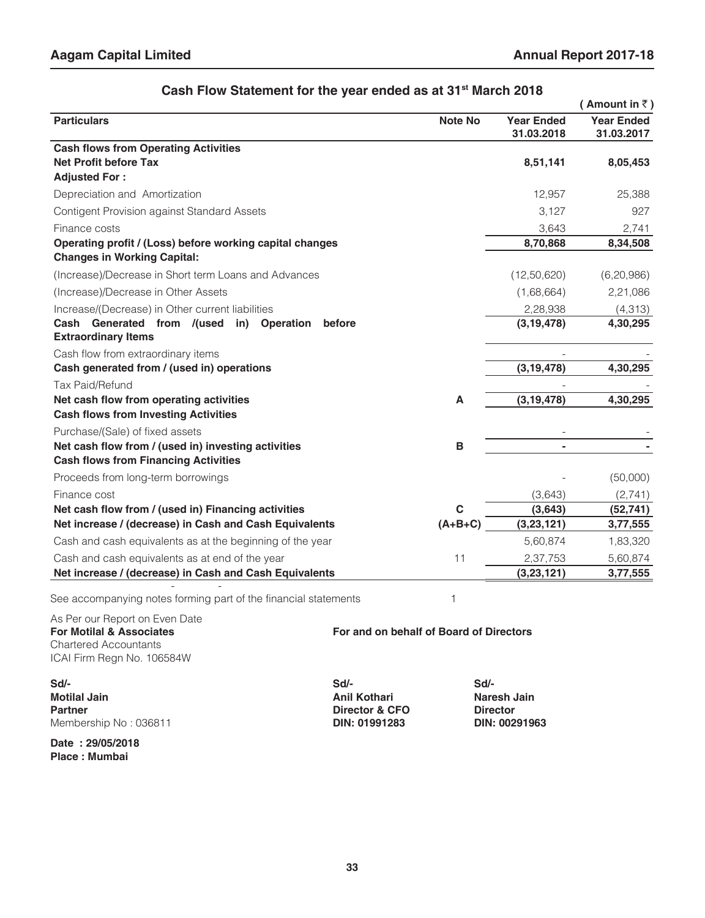## Cash Flow Statement for the year ended as at 31st March 2018

( Amount in ₹ )

| Particulars | Note No | Year Ended 31.03.2018 | Year Ended 31.03.2017 |
|---|---|---|---|
| **Cash flows from Operating Activities** | | | |
| **Net Profit before Tax** | | **8,51,141** | **8,05,453** |
| **Adjusted For :** | | | |
| Depreciation and Amortization | | 12,957 | 25,388 |
| Contigent Provision against Standard Assets | | 3,127 | 927 |
| Finance costs | | 3,643 | 2,741 |
| **Operating profit / (Loss) before working capital changes** | | **8,70,868** | **8,34,508** |
| **Changes in Working Capital:** | | | |
| (Increase)/Decrease in Short term Loans and Advances | | (12,50,620) | (6,20,986) |
| (Increase)/Decrease in Other Assets | | (1,68,664) | 2,21,086 |
| Increase/(Decrease) in Other current liabilities | | 2,28,938 | (4,313) |
| **Cash Generated from /(used in) Operation before Extraordinary Items** | | **(3,19,478)** | **4,30,295** |
| Cash flow from extraordinary items | | - | - |
| **Cash generated from / (used in) operations** | | **(3,19,478)** | **4,30,295** |
| Tax Paid/Refund | | - | - |
| **Net cash flow from operating activities** | **A** | **(3,19,478)** | **4,30,295** |
| **Cash flows from Investing Activities** | | | |
| Purchase/(Sale) of fixed assets | | - | - |
| **Net cash flow from / (used in) investing activities** | **B** | **-** | **-** |
| **Cash flows from Financing Activities** | | | |
| Proceeds from long-term borrowings | | - | (50,000) |
| Finance cost | | (3,643) | (2,741) |
| **Net cash flow from / (used in) Financing activities** | **C** | **(3,643)** | **(52,741)** |
| **Net increase / (decrease) in Cash and Cash Equivalents** | **(A+B+C)** | **(3,23,121)** | **3,77,555** |
| Cash and cash equivalents as at the beginning of the year | | 5,60,874 | 1,83,320 |
| Cash and cash equivalents as at end of the year | 11 | 2,37,753 | 5,60,874 |
| **Net increase / (decrease) in Cash and Cash Equivalents** | | **(3,23,121)** | **3,77,555** |

See accompanying notes forming part of the financial statements 1

As Per our Report on Even Date
**For Motilal & Associates**
Chartered Accountants
ICAI Firm Regn No. 106584W

**For and on behalf of Board of Directors**

**Sd/-**
**Motilal Jain**
**Partner**
Membership No : 036811

**Sd/-**
**Anil Kothari**
**Director & CFO**
**DIN: 01991283**

**Sd/-**
**Naresh Jain**
**Director**
**DIN: 00291963**

**Date : 29/05/2018**
**Place : Mumbai**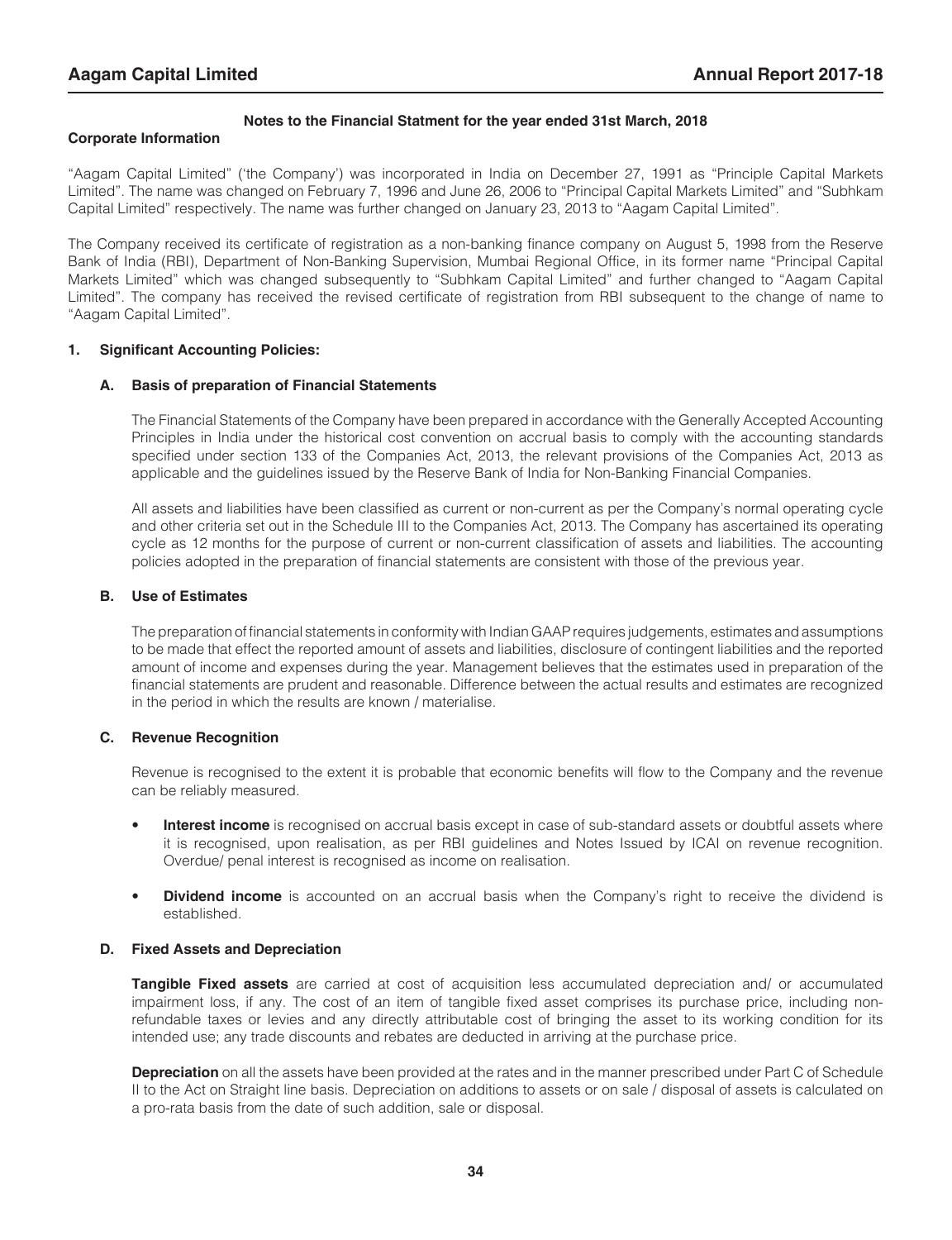## Notes to the Financial Statment for the year ended 31st March, 2018

### Corporate Information

"Aagam Capital Limited" ('the Company') was incorporated in India on December 27, 1991 as "Principle Capital Markets Limited". The name was changed on February 7, 1996 and June 26, 2006 to "Principal Capital Markets Limited" and "Subhkam Capital Limited" respectively. The name was further changed on January 23, 2013 to "Aagam Capital Limited".

The Company received its certificate of registration as a non-banking finance company on August 5, 1998 from the Reserve Bank of India (RBI), Department of Non-Banking Supervision, Mumbai Regional Office, in its former name "Principal Capital Markets Limited" which was changed subsequently to "Subhkam Capital Limited" and further changed to "Aagam Capital Limited". The company has received the revised certificate of registration from RBI subsequent to the change of name to "Aagam Capital Limited".

### 1. Significant Accounting Policies:

#### A. Basis of preparation of Financial Statements

The Financial Statements of the Company have been prepared in accordance with the Generally Accepted Accounting Principles in India under the historical cost convention on accrual basis to comply with the accounting standards specified under section 133 of the Companies Act, 2013, the relevant provisions of the Companies Act, 2013 as applicable and the guidelines issued by the Reserve Bank of India for Non-Banking Financial Companies.

All assets and liabilities have been classified as current or non-current as per the Company's normal operating cycle and other criteria set out in the Schedule III to the Companies Act, 2013. The Company has ascertained its operating cycle as 12 months for the purpose of current or non-current classification of assets and liabilities. The accounting policies adopted in the preparation of financial statements are consistent with those of the previous year.

#### B. Use of Estimates

The preparation of financial statements in conformity with Indian GAAP requires judgements, estimates and assumptions to be made that effect the reported amount of assets and liabilities, disclosure of contingent liabilities and the reported amount of income and expenses during the year. Management believes that the estimates used in preparation of the financial statements are prudent and reasonable. Difference between the actual results and estimates are recognized in the period in which the results are known / materialise.

#### C. Revenue Recognition

Revenue is recognised to the extent it is probable that economic benefits will flow to the Company and the revenue can be reliably measured.

- **Interest income** is recognised on accrual basis except in case of sub-standard assets or doubtful assets where it is recognised, upon realisation, as per RBI guidelines and Notes Issued by ICAI on revenue recognition. Overdue/ penal interest is recognised as income on realisation.
- **Dividend income** is accounted on an accrual basis when the Company's right to receive the dividend is established.

#### D. Fixed Assets and Depreciation

**Tangible Fixed assets** are carried at cost of acquisition less accumulated depreciation and/ or accumulated impairment loss, if any. The cost of an item of tangible fixed asset comprises its purchase price, including non-refundable taxes or levies and any directly attributable cost of bringing the asset to its working condition for its intended use; any trade discounts and rebates are deducted in arriving at the purchase price.

**Depreciation** on all the assets have been provided at the rates and in the manner prescribed under Part C of Schedule II to the Act on Straight line basis. Depreciation on additions to assets or on sale / disposal of assets is calculated on a pro-rata basis from the date of such addition, sale or disposal.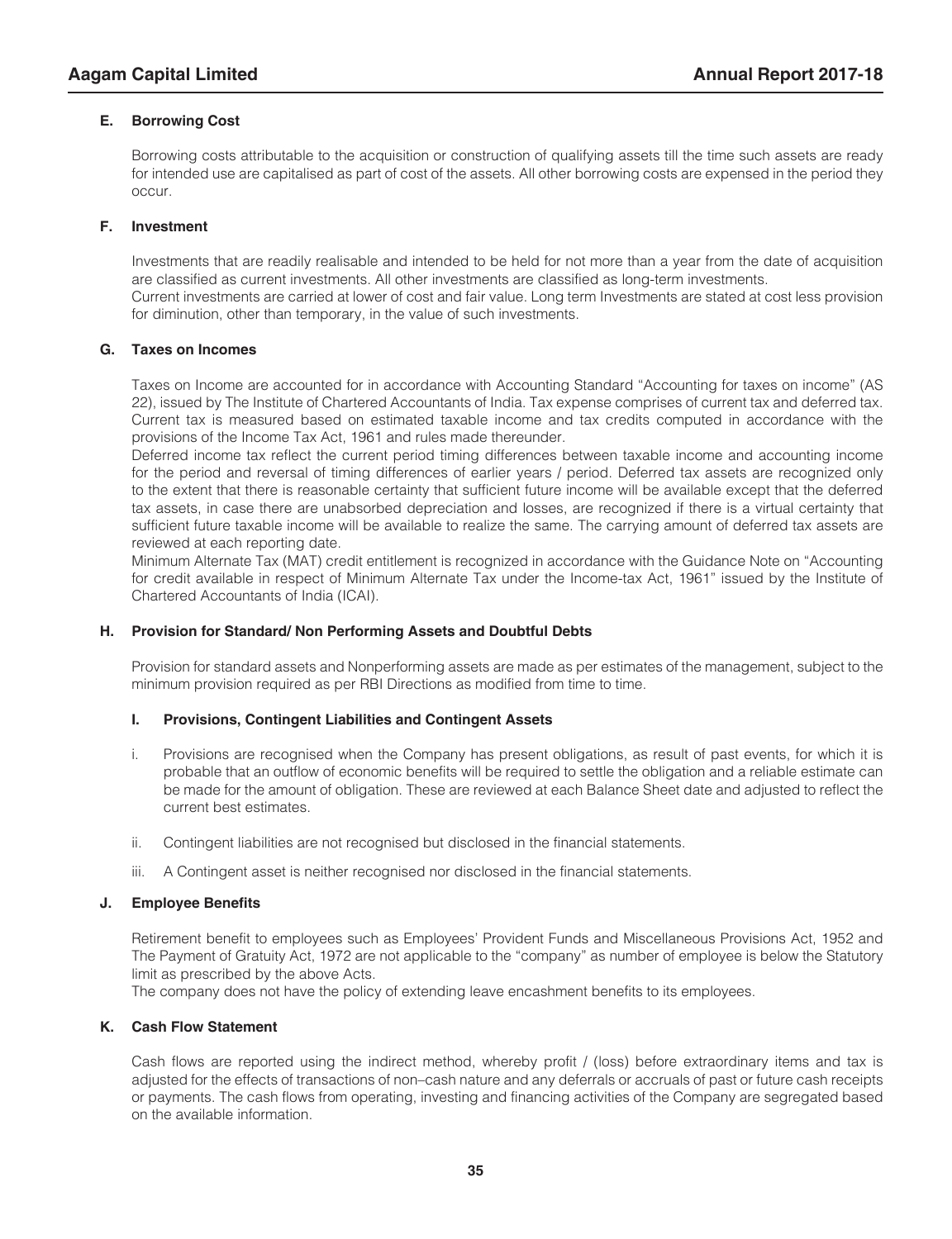### E. Borrowing Cost

Borrowing costs attributable to the acquisition or construction of qualifying assets till the time such assets are ready for intended use are capitalised as part of cost of the assets. All other borrowing costs are expensed in the period they occur.

### F. Investment

Investments that are readily realisable and intended to be held for not more than a year from the date of acquisition are classified as current investments. All other investments are classified as long-term investments.
Current investments are carried at lower of cost and fair value. Long term Investments are stated at cost less provision for diminution, other than temporary, in the value of such investments.

### G. Taxes on Incomes

Taxes on Income are accounted for in accordance with Accounting Standard "Accounting for taxes on income" (AS 22), issued by The Institute of Chartered Accountants of India. Tax expense comprises of current tax and deferred tax. Current tax is measured based on estimated taxable income and tax credits computed in accordance with the provisions of the Income Tax Act, 1961 and rules made thereunder.
Deferred income tax reflect the current period timing differences between taxable income and accounting income for the period and reversal of timing differences of earlier years / period. Deferred tax assets are recognized only to the extent that there is reasonable certainty that sufficient future income will be available except that the deferred tax assets, in case there are unabsorbed depreciation and losses, are recognized if there is a virtual certainty that sufficient future taxable income will be available to realize the same. The carrying amount of deferred tax assets are reviewed at each reporting date.
Minimum Alternate Tax (MAT) credit entitlement is recognized in accordance with the Guidance Note on "Accounting for credit available in respect of Minimum Alternate Tax under the Income-tax Act, 1961" issued by the Institute of Chartered Accountants of India (ICAI).

### H. Provision for Standard/ Non Performing Assets and Doubtful Debts

Provision for standard assets and Nonperforming assets are made as per estimates of the management, subject to the minimum provision required as per RBI Directions as modified from time to time.

### I. Provisions, Contingent Liabilities and Contingent Assets

i. Provisions are recognised when the Company has present obligations, as result of past events, for which it is probable that an outflow of economic benefits will be required to settle the obligation and a reliable estimate can be made for the amount of obligation. These are reviewed at each Balance Sheet date and adjusted to reflect the current best estimates.

ii. Contingent liabilities are not recognised but disclosed in the financial statements.

iii. A Contingent asset is neither recognised nor disclosed in the financial statements.

### J. Employee Benefits

Retirement benefit to employees such as Employees' Provident Funds and Miscellaneous Provisions Act, 1952 and The Payment of Gratuity Act, 1972 are not applicable to the "company" as number of employee is below the Statutory limit as prescribed by the above Acts.
The company does not have the policy of extending leave encashment benefits to its employees.

### K. Cash Flow Statement

Cash flows are reported using the indirect method, whereby profit / (loss) before extraordinary items and tax is adjusted for the effects of transactions of non–cash nature and any deferrals or accruals of past or future cash receipts or payments. The cash flows from operating, investing and financing activities of the Company are segregated based on the available information.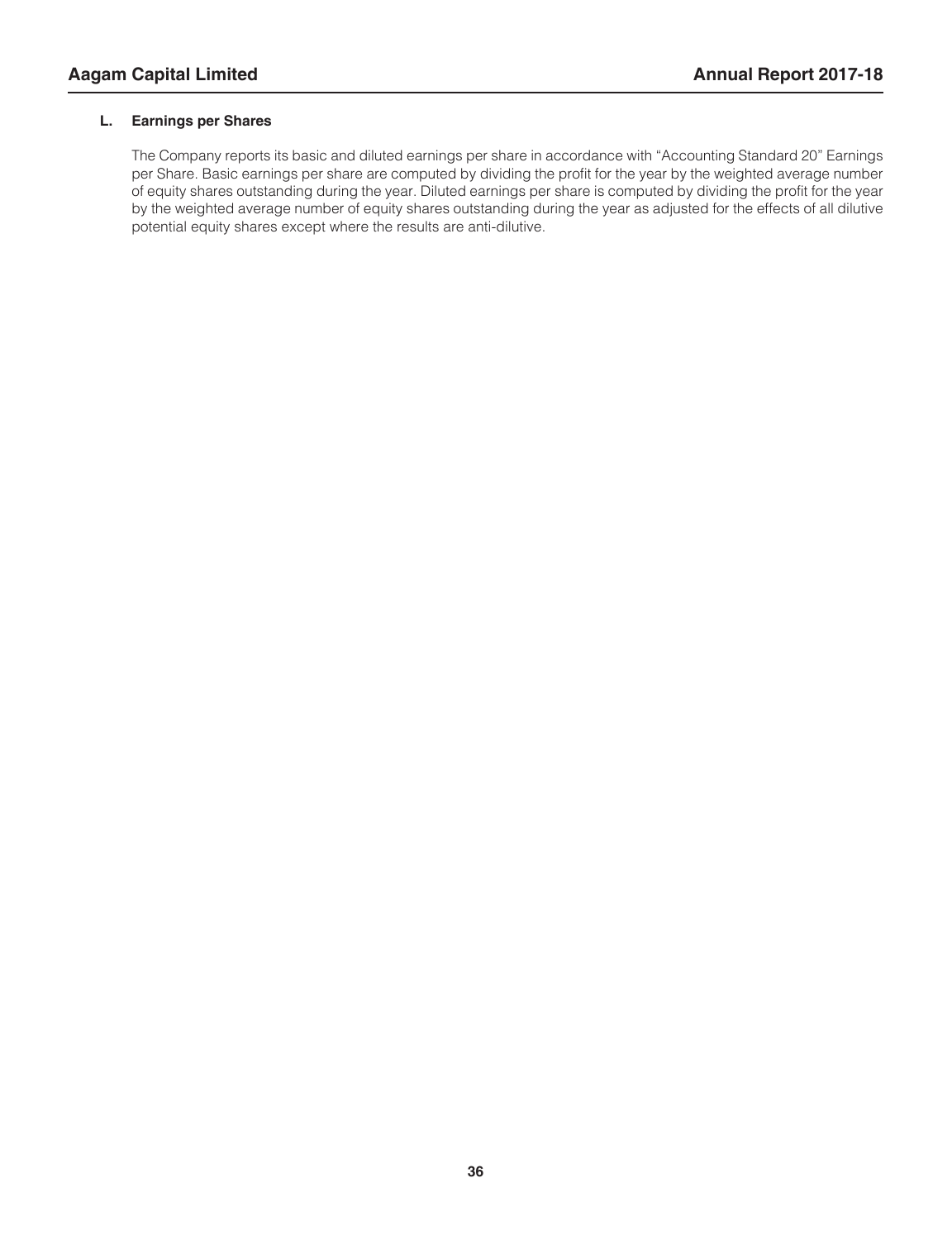**L. Earnings per Shares**

The Company reports its basic and diluted earnings per share in accordance with "Accounting Standard 20" Earnings per Share. Basic earnings per share are computed by dividing the profit for the year by the weighted average number of equity shares outstanding during the year. Diluted earnings per share is computed by dividing the profit for the year by the weighted average number of equity shares outstanding during the year as adjusted for the effects of all dilutive potential equity shares except where the results are anti-dilutive.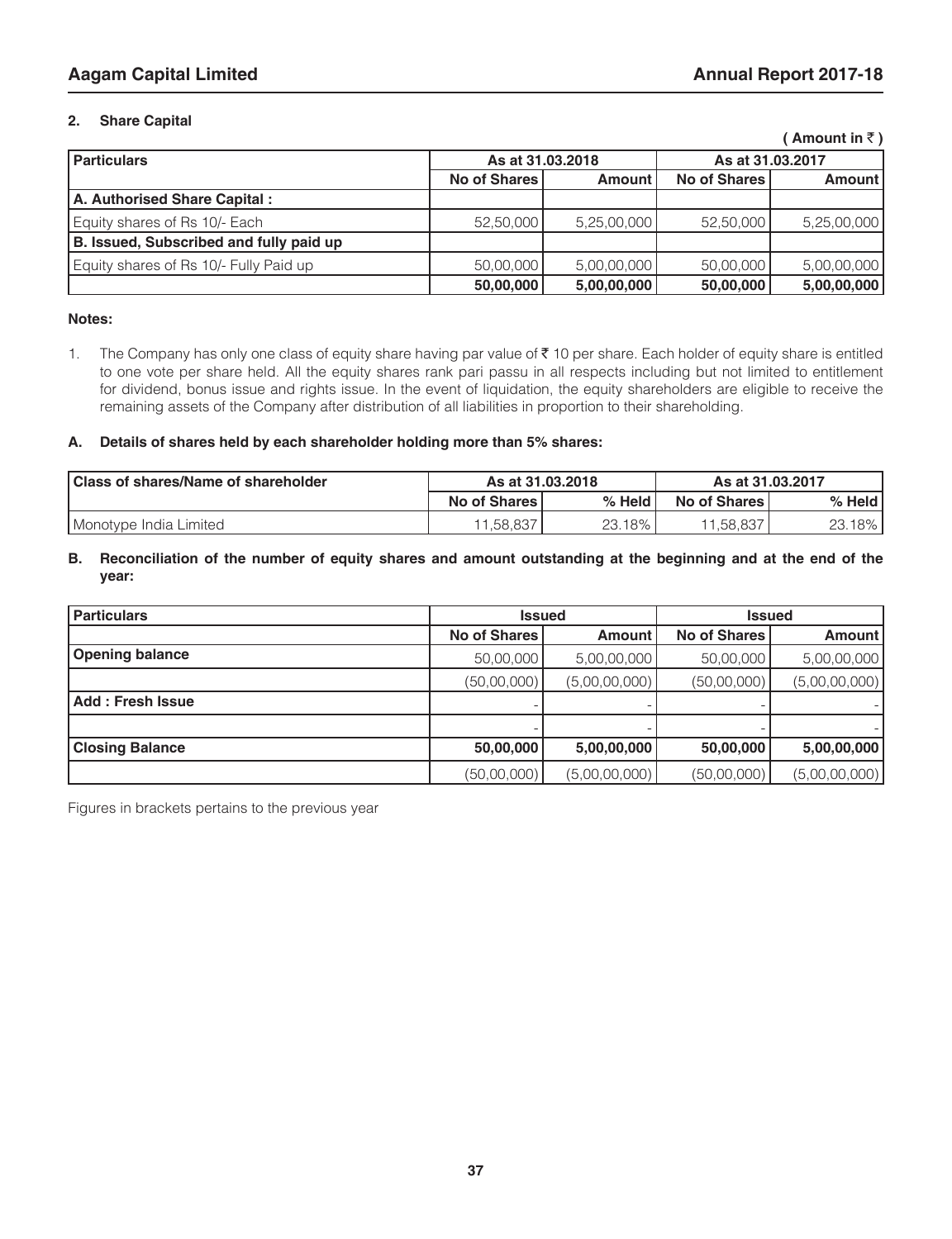## 2. Share Capital

( Amount in ₹ )

| Particulars | As at 31.03.2018 | | As at 31.03.2017 | |
|---|---|---|---|---|
| | No of Shares | Amount | No of Shares | Amount |
| **A. Authorised Share Capital :** | | | | |
| Equity shares of Rs 10/- Each | 52,50,000 | 5,25,00,000 | 52,50,000 | 5,25,00,000 |
| **B. Issued, Subscribed and fully paid up** | | | | |
| Equity shares of Rs 10/- Fully Paid up | 50,00,000 | 5,00,00,000 | 50,00,000 | 5,00,00,000 |
| | **50,00,000** | **5,00,00,000** | **50,00,000** | **5,00,00,000** |

**Notes:**

1. The Company has only one class of equity share having par value of ₹ 10 per share. Each holder of equity share is entitled to one vote per share held. All the equity shares rank pari passu in all respects including but not limited to entitlement for dividend, bonus issue and rights issue. In the event of liquidation, the equity shareholders are eligible to receive the remaining assets of the Company after distribution of all liabilities in proportion to their shareholding.

### A. Details of shares held by each shareholder holding more than 5% shares:

| Class of shares/Name of shareholder | As at 31.03.2018 | | As at 31.03.2017 | |
|---|---|---|---|---|
| | No of Shares | % Held | No of Shares | % Held |
| Monotype India Limited | 11,58,837 | 23.18% | 11,58,837 | 23.18% |

### B. Reconciliation of the number of equity shares and amount outstanding at the beginning and at the end of the year:

| Particulars | Issued | | Issued | |
|---|---|---|---|---|
| | No of Shares | Amount | No of Shares | Amount |
| **Opening balance** | 50,00,000 | 5,00,00,000 | 50,00,000 | 5,00,00,000 |
| | (50,00,000) | (5,00,00,000) | (50,00,000) | (5,00,00,000) |
| **Add : Fresh Issue** | - | - | - | - |
| | - | - | - | - |
| **Closing Balance** | **50,00,000** | **5,00,00,000** | **50,00,000** | **5,00,00,000** |
| | (50,00,000) | (5,00,00,000) | (50,00,000) | (5,00,00,000) |

Figures in brackets pertains to the previous year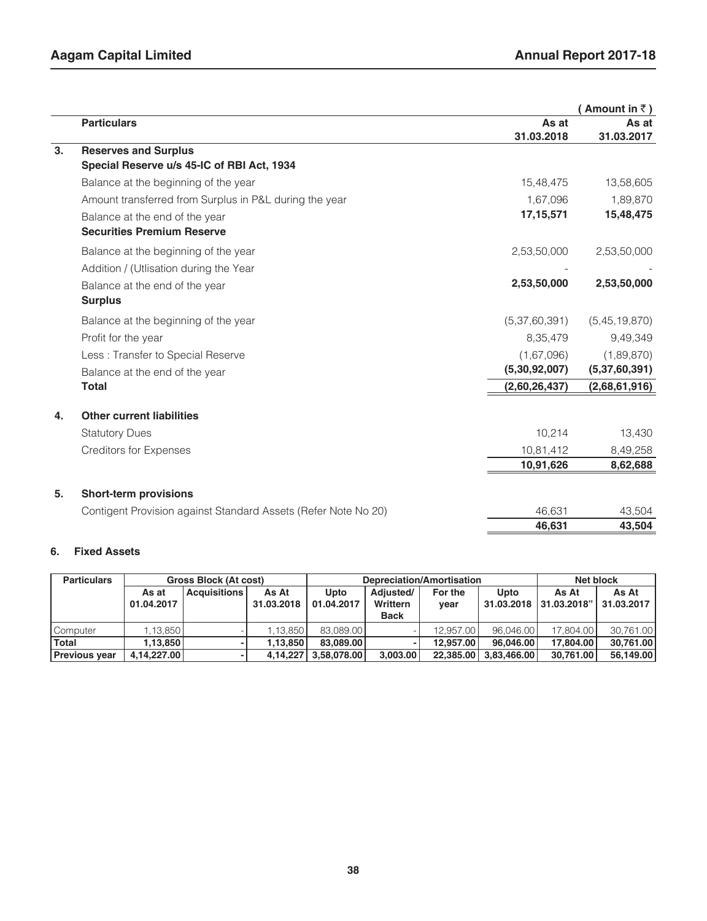| | Particulars | As at 31.03.2018 | As at 31.03.2017 |
|---|---|---|---|
| | | | ( Amount in ₹ ) |
| **3.** | **Reserves and Surplus** | | |
| | **Special Reserve u/s 45-IC of RBI Act, 1934** | | |
| | Balance at the beginning of the year | 15,48,475 | 13,58,605 |
| | Amount transferred from Surplus in P&L during the year | 1,67,096 | 1,89,870 |
| | Balance at the end of the year | **17,15,571** | **15,48,475** |
| | **Securities Premium Reserve** | | |
| | Balance at the beginning of the year | 2,53,50,000 | 2,53,50,000 |
| | Addition / (Utlisation during the Year | - | - |
| | Balance at the end of the year | **2,53,50,000** | **2,53,50,000** |
| | **Surplus** | | |
| | Balance at the beginning of the year | (5,37,60,391) | (5,45,19,870) |
| | Profit for the year | 8,35,479 | 9,49,349 |
| | Less : Transfer to Special Reserve | (1,67,096) | (1,89,870) |
| | Balance at the end of the year | **(5,30,92,007)** | **(5,37,60,391)** |
| | **Total** | **(2,60,26,437)** | **(2,68,61,916)** |
| **4.** | **Other current liabilities** | | |
| | Statutory Dues | 10,214 | 13,430 |
| | Creditors for Expenses | 10,81,412 | 8,49,258 |
| | | **10,91,626** | **8,62,688** |
| **5.** | **Short-term provisions** | | |
| | Contigent Provision against Standard Assets (Refer Note No 20) | 46,631 | 43,504 |
| | | **46,631** | **43,504** |

**6. Fixed Assets**

| Particulars | Gross Block (At cost) | | | Depreciation/Amortisation | | | | Net block | |
|---|---|---|---|---|---|---|---|---|---|
| | As at 01.04.2017 | Acquisitions | As At 31.03.2018 | Upto 01.04.2017 | Adjusted/ Writtern Back | For the year | Upto 31.03.2018 | As At 31.03.2018" | As At 31.03.2017 |
| Computer | 1,13,850 | - | 1,13,850 | 83,089.00 | - | 12,957.00 | 96,046.00 | 17,804.00 | 30,761.00 |
| **Total** | **1,13,850** | **-** | **1,13,850** | **83,089.00** | **-** | **12,957.00** | **96,046.00** | **17,804.00** | **30,761.00** |
| **Previous year** | **4,14,227.00** | **-** | **4,14,227** | **3,58,078.00** | **3,003.00** | **22,385.00** | **3,83,466.00** | **30,761.00** | **56,149.00** |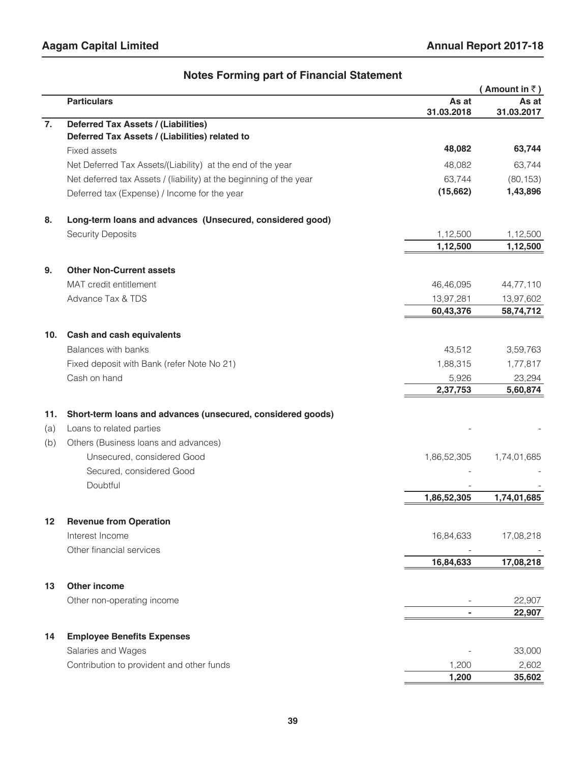## Notes Forming part of Financial Statement

( Amount in ₹ )

| | Particulars | As at 31.03.2018 | As at 31.03.2017 |
|---|---|---|---|
| **7.** | **Deferred Tax Assets / (Liabilities)** | | |
| | **Deferred Tax Assets / (Liabilities) related to** | | |
| | Fixed assets | **48,082** | **63,744** |
| | Net Deferred Tax Assets/(Liability) at the end of the year | 48,082 | 63,744 |
| | Net deferred tax Assets / (liability) at the beginning of the year | 63,744 | (80,153) |
| | Deferred tax (Expense) / Income for the year | **(15,662)** | **1,43,896** |
| **8.** | **Long-term loans and advances (Unsecured, considered good)** | | |
| | Security Deposits | 1,12,500 | 1,12,500 |
| | | **1,12,500** | **1,12,500** |
| **9.** | **Other Non-Current assets** | | |
| | MAT credit entitlement | 46,46,095 | 44,77,110 |
| | Advance Tax & TDS | 13,97,281 | 13,97,602 |
| | | **60,43,376** | **58,74,712** |
| **10.** | **Cash and cash equivalents** | | |
| | Balances with banks | 43,512 | 3,59,763 |
| | Fixed deposit with Bank (refer Note No 21) | 1,88,315 | 1,77,817 |
| | Cash on hand | 5,926 | 23,294 |
| | | **2,37,753** | **5,60,874** |
| **11.** | **Short-term loans and advances (unsecured, considered goods)** | | |
| (a) | Loans to related parties | - | - |
| (b) | Others (Business loans and advances) | | |
| | Unsecured, considered Good | 1,86,52,305 | 1,74,01,685 |
| | Secured, considered Good | - | - |
| | Doubtful | - | - |
| | | **1,86,52,305** | **1,74,01,685** |
| **12** | **Revenue from Operation** | | |
| | Interest Income | 16,84,633 | 17,08,218 |
| | Other financial services | - | - |
| | | **16,84,633** | **17,08,218** |
| **13** | **Other income** | | |
| | Other non-operating income | - | 22,907 |
| | | **-** | **22,907** |
| **14** | **Employee Benefits Expenses** | | |
| | Salaries and Wages | - | 33,000 |
| | Contribution to provident and other funds | 1,200 | 2,602 |
| | | **1,200** | **35,602** |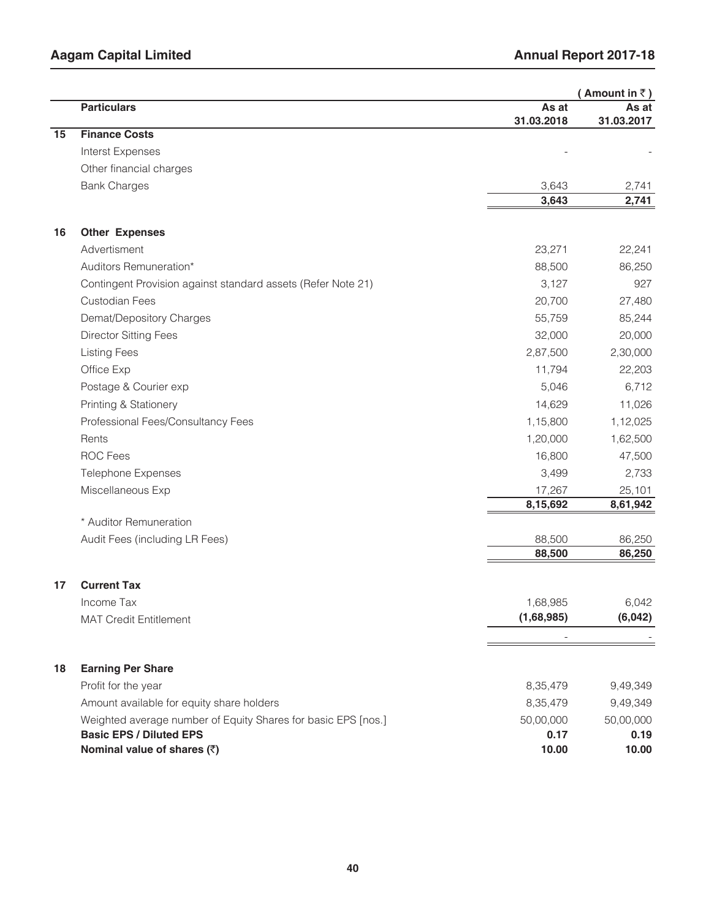( Amount in ₹ )

| | Particulars | As at 31.03.2018 | As at 31.03.2017 |
|---|---|---|---|
| **15** | **Finance Costs** | | |
| | Interst Expenses | - | - |
| | Other financial charges | | |
| | Bank Charges | 3,643 | 2,741 |
| | | **3,643** | **2,741** |
| **16** | **Other Expenses** | | |
| | Advertisment | 23,271 | 22,241 |
| | Auditors Remuneration* | 88,500 | 86,250 |
| | Contingent Provision against standard assets (Refer Note 21) | 3,127 | 927 |
| | Custodian Fees | 20,700 | 27,480 |
| | Demat/Depository Charges | 55,759 | 85,244 |
| | Director Sitting Fees | 32,000 | 20,000 |
| | Listing Fees | 2,87,500 | 2,30,000 |
| | Office Exp | 11,794 | 22,203 |
| | Postage & Courier exp | 5,046 | 6,712 |
| | Printing & Stationery | 14,629 | 11,026 |
| | Professional Fees/Consultancy Fees | 1,15,800 | 1,12,025 |
| | Rents | 1,20,000 | 1,62,500 |
| | ROC Fees | 16,800 | 47,500 |
| | Telephone Expenses | 3,499 | 2,733 |
| | Miscellaneous Exp | 17,267 | 25,101 |
| | | **8,15,692** | **8,61,942** |
| | * Auditor Remuneration | | |
| | Audit Fees (including LR Fees) | 88,500 | 86,250 |
| | | **88,500** | **86,250** |
| **17** | **Current Tax** | | |
| | Income Tax | 1,68,985 | 6,042 |
| | MAT Credit Entitlement | **(1,68,985)** | **(6,042)** |
| | | - | - |
| **18** | **Earning Per Share** | | |
| | Profit for the year | 8,35,479 | 9,49,349 |
| | Amount available for equity share holders | 8,35,479 | 9,49,349 |
| | Weighted average number of Equity Shares for basic EPS [nos.] | 50,00,000 | 50,00,000 |
| | **Basic EPS / Diluted EPS** | **0.17** | **0.19** |
| | **Nominal value of shares (₹)** | **10.00** | **10.00** |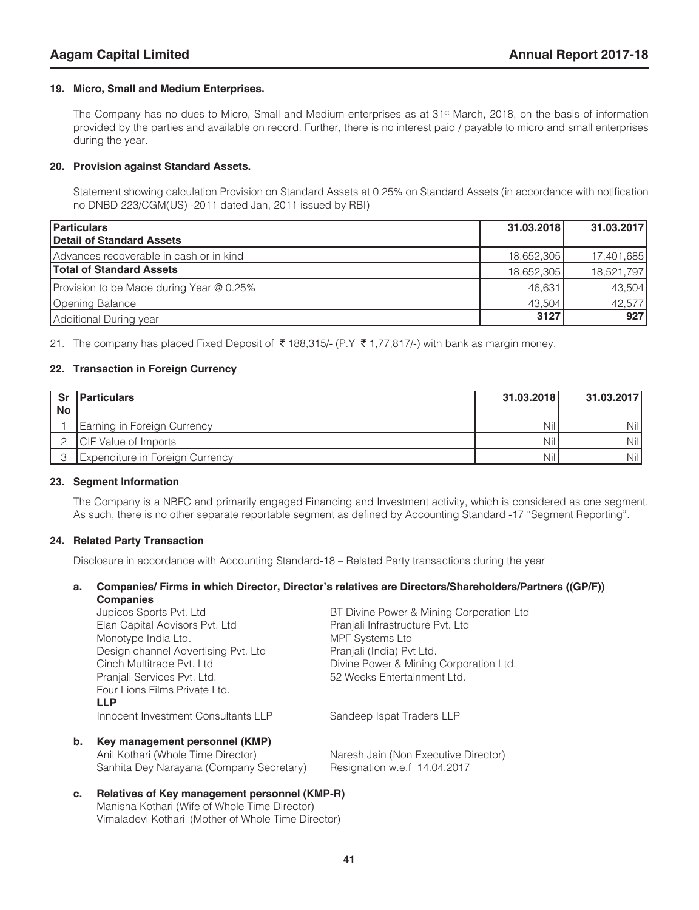### 19. Micro, Small and Medium Enterprises.

The Company has no dues to Micro, Small and Medium enterprises as at 31st March, 2018, on the basis of information provided by the parties and available on record. Further, there is no interest paid / payable to micro and small enterprises during the year.

### 20. Provision against Standard Assets.

Statement showing calculation Provision on Standard Assets at 0.25% on Standard Assets (in accordance with notification no DNBD 223/CGM(US) -2011 dated Jan, 2011 issued by RBI)

| Particulars | 31.03.2018 | 31.03.2017 |
|---|---|---|
| **Detail of Standard Assets** | | |
| Advances recoverable in cash or in kind | 18,652,305 | 17,401,685 |
| **Total of Standard Assets** | 18,652,305 | 18,521,797 |
| Provision to be Made during Year @ 0.25% | 46,631 | 43,504 |
| Opening Balance | 43,504 | 42,577 |
| Additional During year | **3127** | **927** |

21. The company has placed Fixed Deposit of ₹ 188,315/- (P.Y ₹ 1,77,817/-) with bank as margin money.

### 22. Transaction in Foreign Currency

| Sr No | Particulars | 31.03.2018 | 31.03.2017 |
|---|---|---|---|
| 1 | Earning in Foreign Currency | Nil | Nil |
| 2 | CIF Value of Imports | Nil | Nil |
| 3 | Expenditure in Foreign Currency | Nil | Nil |

### 23. Segment Information

The Company is a NBFC and primarily engaged Financing and Investment activity, which is considered as one segment. As such, there is no other separate reportable segment as defined by Accounting Standard -17 "Segment Reporting".

### 24. Related Party Transaction

Disclosure in accordance with Accounting Standard-18 – Related Party transactions during the year

**a. Companies/ Firms in which Director, Director's relatives are Directors/Shareholders/Partners ((GP/F))**

**Companies**

- Jupicos Sports Pvt. Ltd
- Elan Capital Advisors Pvt. Ltd
- Monotype India Ltd.
- Design channel Advertising Pvt. Ltd
- Cinch Multitrade Pvt. Ltd
- Pranjali Services Pvt. Ltd.
- Four Lions Films Private Ltd.
- BT Divine Power & Mining Corporation Ltd
- Pranjali Infrastructure Pvt. Ltd
- MPF Systems Ltd
- Pranjali (India) Pvt Ltd.
- Divine Power & Mining Corporation Ltd.
- 52 Weeks Entertainment Ltd.

**LLP**

- Innocent Investment Consultants LLP
- Sandeep Ispat Traders LLP

**b. Key management personnel (KMP)**

- Anil Kothari (Whole Time Director)
- Sanhita Dey Narayana (Company Secretary)
- Naresh Jain (Non Executive Director)
- Resignation w.e.f 14.04.2017

**c. Relatives of Key management personnel (KMP-R)**

Manisha Kothari (Wife of Whole Time Director)

Vimaladevi Kothari (Mother of Whole Time Director)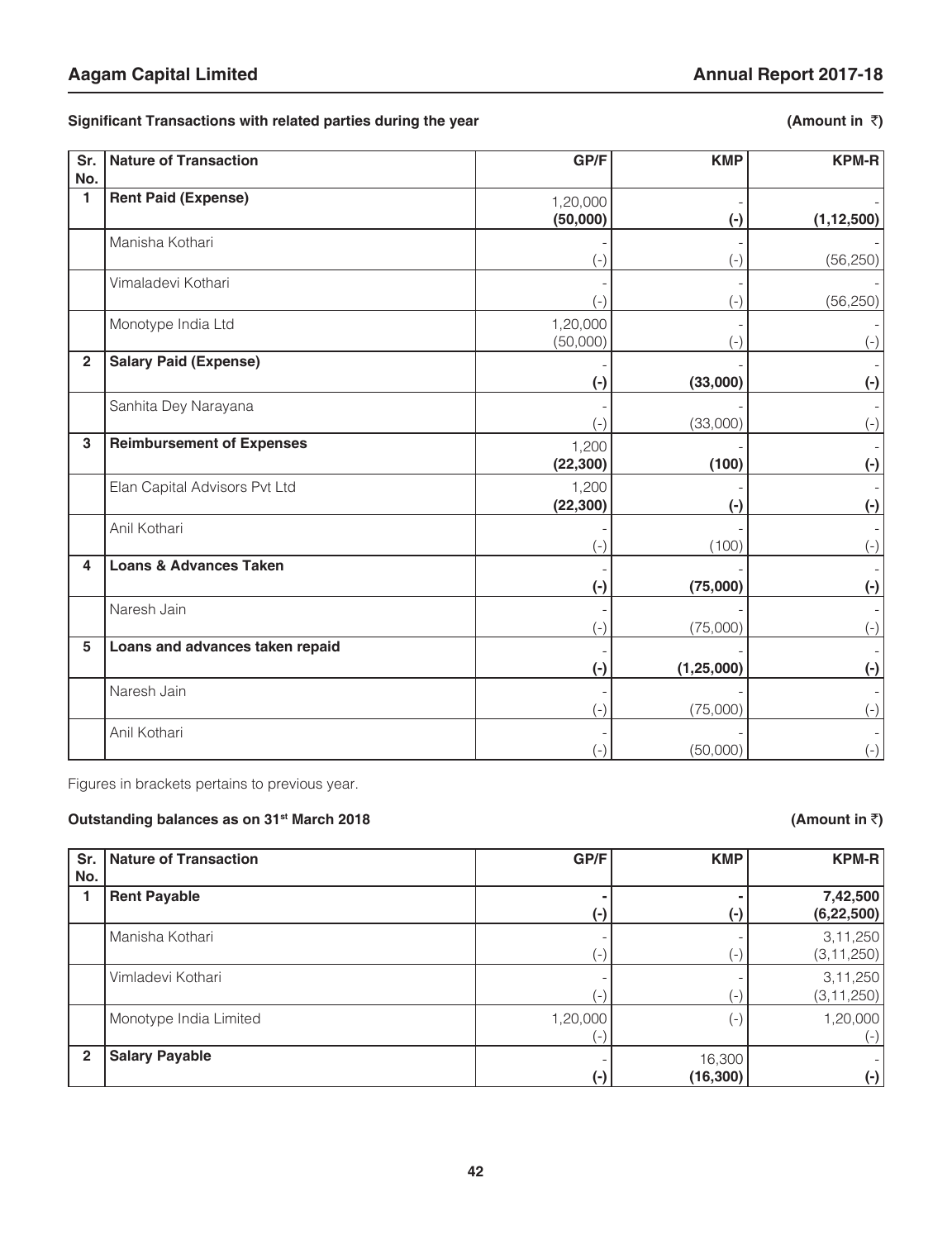**Significant Transactions with related parties during the year** **(Amount in ₹)**

| Sr. No. | Nature of Transaction | GP/F | KMP | KPM-R |
|---|---|---|---|---|
| 1 | **Rent Paid (Expense)** | 1,20,000 **(50,000)** | - **(-)** | - **(1,12,500)** |
| | Manisha Kothari | - (-) | - (-) | - (56,250) |
| | Vimaladevi Kothari | - (-) | - (-) | - (56,250) |
| | Monotype India Ltd | 1,20,000 (50,000) | - (-) | - (-) |
| 2 | **Salary Paid (Expense)** | - **(-)** | - **(33,000)** | - **(-)** |
| | Sanhita Dey Narayana | - (-) | - (33,000) | - (-) |
| 3 | **Reimbursement of Expenses** | 1,200 **(22,300)** | - **(100)** | - **(-)** |
| | Elan Capital Advisors Pvt Ltd | 1,200 **(22,300)** | - **(-)** | - **(-)** |
| | Anil Kothari | - (-) | - (100) | - (-) |
| 4 | **Loans & Advances Taken** | - **(-)** | - **(75,000)** | - **(-)** |
| | Naresh Jain | - (-) | - (75,000) | - (-) |
| 5 | **Loans and advances taken repaid** | - **(-)** | - **(1,25,000)** | - **(-)** |
| | Naresh Jain | - (-) | - (75,000) | - (-) |
| | Anil Kothari | - (-) | - (50,000) | - (-) |

Figures in brackets pertains to previous year.

**Outstanding balances as on 31st March 2018** **(Amount in ₹)**

| Sr. No. | Nature of Transaction | GP/F | KMP | KPM-R |
|---|---|---|---|---|
| 1 | **Rent Payable** | **- (-)** | **- (-)** | **7,42,500 (6,22,500)** |
| | Manisha Kothari | - (-) | - (-) | 3,11,250 (3,11,250) |
| | Vimladevi Kothari | - (-) | - (-) | 3,11,250 (3,11,250) |
| | Monotype India Limited | 1,20,000 (-) | (-) | 1,20,000 (-) |
| 2 | **Salary Payable** | - **(-)** | 16,300 **(16,300)** | - **(-)** |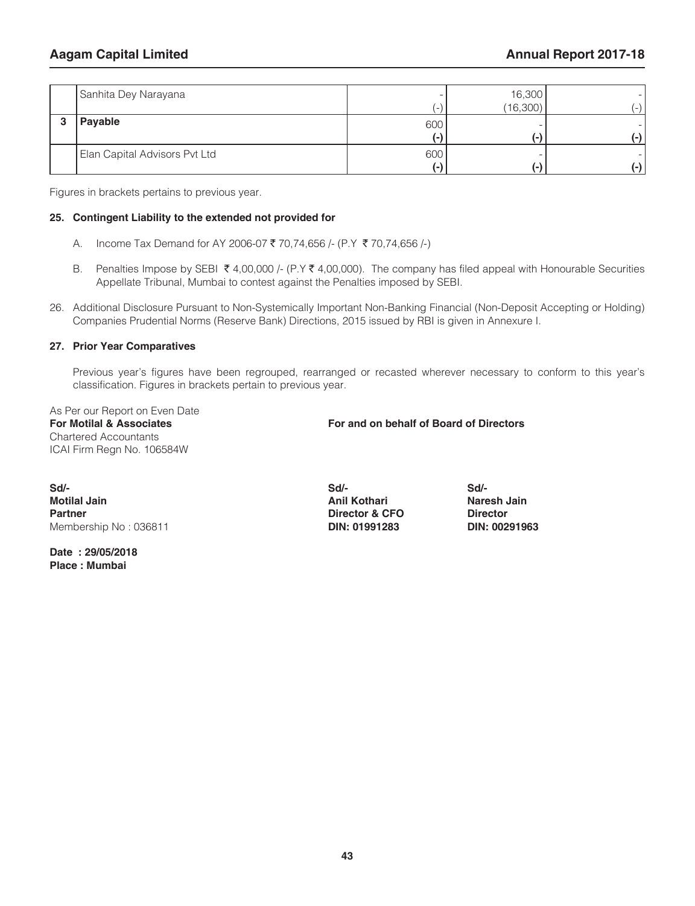|   |   |   |   |   |
|---|---|---|---|---|
|   | Sanhita Dey Narayana | -<br>(-) | 16,300<br>(16,300) | -<br>(-) |
| 3 | **Payable** | 600<br>**(-)** | -<br>**(-)** | -<br>**(-)** |
|   | Elan Capital Advisors Pvt Ltd | 600<br>**(-)** | -<br>**(-)** | -<br>**(-)** |

Figures in brackets pertains to previous year.

**25. Contingent Liability to the extended not provided for**

A. Income Tax Demand for AY 2006-07 ₹ 70,74,656 /- (P.Y ₹ 70,74,656 /-)

B. Penalties Impose by SEBI ₹ 4,00,000 /- (P.Y ₹ 4,00,000). The company has filed appeal with Honourable Securities Appellate Tribunal, Mumbai to contest against the Penalties imposed by SEBI.

26. Additional Disclosure Pursuant to Non-Systemically Important Non-Banking Financial (Non-Deposit Accepting or Holding) Companies Prudential Norms (Reserve Bank) Directions, 2015 issued by RBI is given in Annexure I.

**27. Prior Year Comparatives**

Previous year's figures have been regrouped, rearranged or recasted wherever necessary to conform to this year's classification. Figures in brackets pertain to previous year.

As Per our Report on Even Date
**For Motilal & Associates**
Chartered Accountants
ICAI Firm Regn No. 106584W

**For and on behalf of Board of Directors**

**Sd/-**
**Motilal Jain**
**Partner**
Membership No : 036811

**Sd/-**
**Anil Kothari**
**Director & CFO**
**DIN: 01991283**

**Sd/-**
**Naresh Jain**
**Director**
**DIN: 00291963**

**Date : 29/05/2018**
**Place : Mumbai**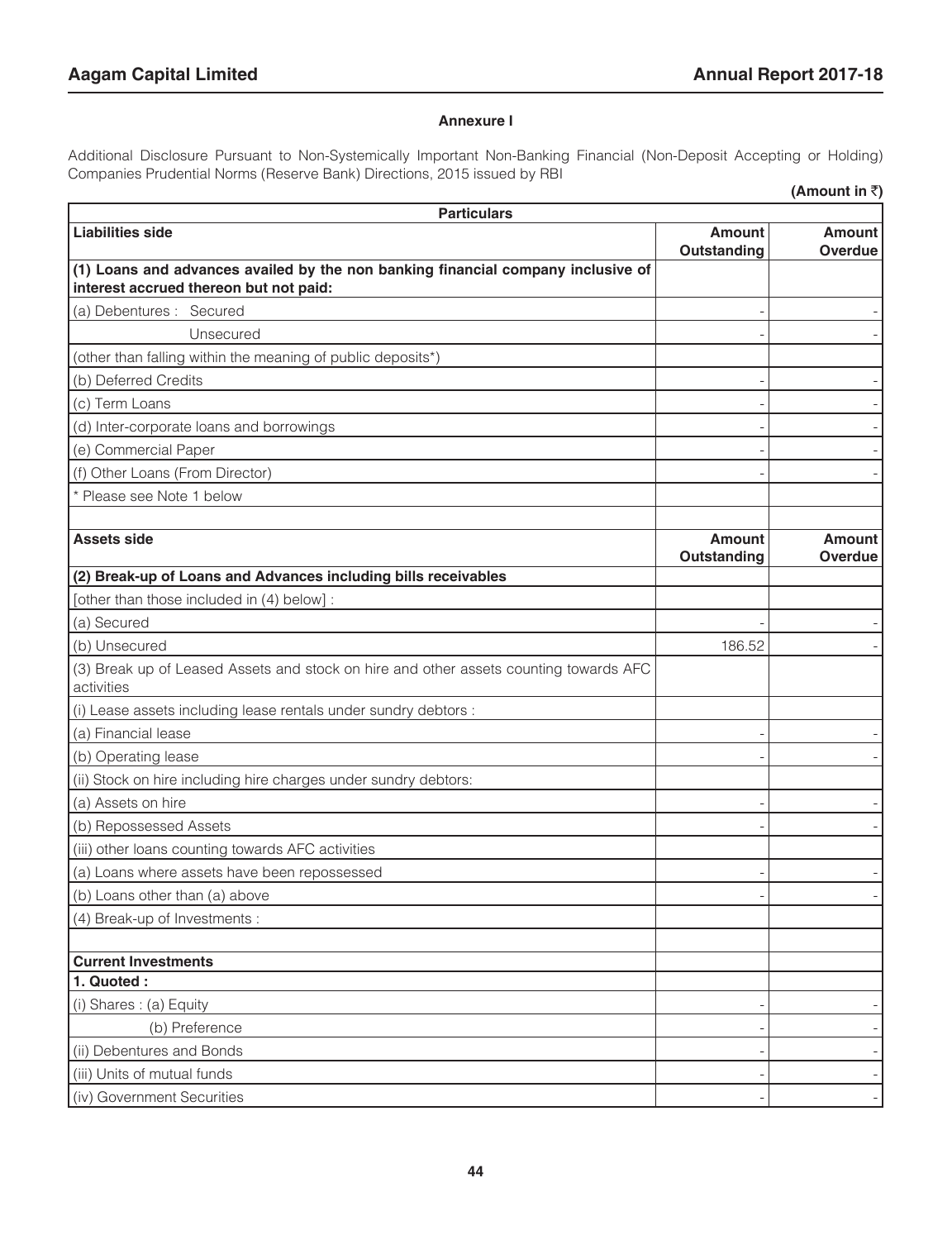**Annexure I**

Additional Disclosure Pursuant to Non-Systemically Important Non-Banking Financial (Non-Deposit Accepting or Holding) Companies Prudential Norms (Reserve Bank) Directions, 2015 issued by RBI

**(Amount in ₹)**

| **Particulars** | | |
|---|---|---|
| **Liabilities side** | **Amount Outstanding** | **Amount Overdue** |
| **(1) Loans and advances availed by the non banking financial company inclusive of interest accrued thereon but not paid:** | | |
| (a) Debentures : Secured | - | - |
| Unsecured | - | - |
| (other than falling within the meaning of public deposits*) | | |
| (b) Deferred Credits | - | - |
| (c) Term Loans | - | - |
| (d) Inter-corporate loans and borrowings | - | - |
| (e) Commercial Paper | - | - |
| (f) Other Loans (From Director) | - | - |
| * Please see Note 1 below | | |
| | | |
| **Assets side** | **Amount Outstanding** | **Amount Overdue** |
| **(2) Break-up of Loans and Advances including bills receivables** | | |
| [other than those included in (4) below] : | | |
| (a) Secured | - | - |
| (b) Unsecured | 186.52 | - |
| (3) Break up of Leased Assets and stock on hire and other assets counting towards AFC activities | | |
| (i) Lease assets including lease rentals under sundry debtors : | | |
| (a) Financial lease | - | - |
| (b) Operating lease | - | - |
| (ii) Stock on hire including hire charges under sundry debtors: | | |
| (a) Assets on hire | - | - |
| (b) Repossessed Assets | - | - |
| (iii) other loans counting towards AFC activities | | |
| (a) Loans where assets have been repossessed | - | - |
| (b) Loans other than (a) above | - | - |
| (4) Break-up of Investments : | | |
| | | |
| **Current Investments** | | |
| **1. Quoted :** | | |
| (i) Shares : (a) Equity | - | - |
| (b) Preference | - | - |
| (ii) Debentures and Bonds | - | - |
| (iii) Units of mutual funds | - | - |
| (iv) Government Securities | - | - |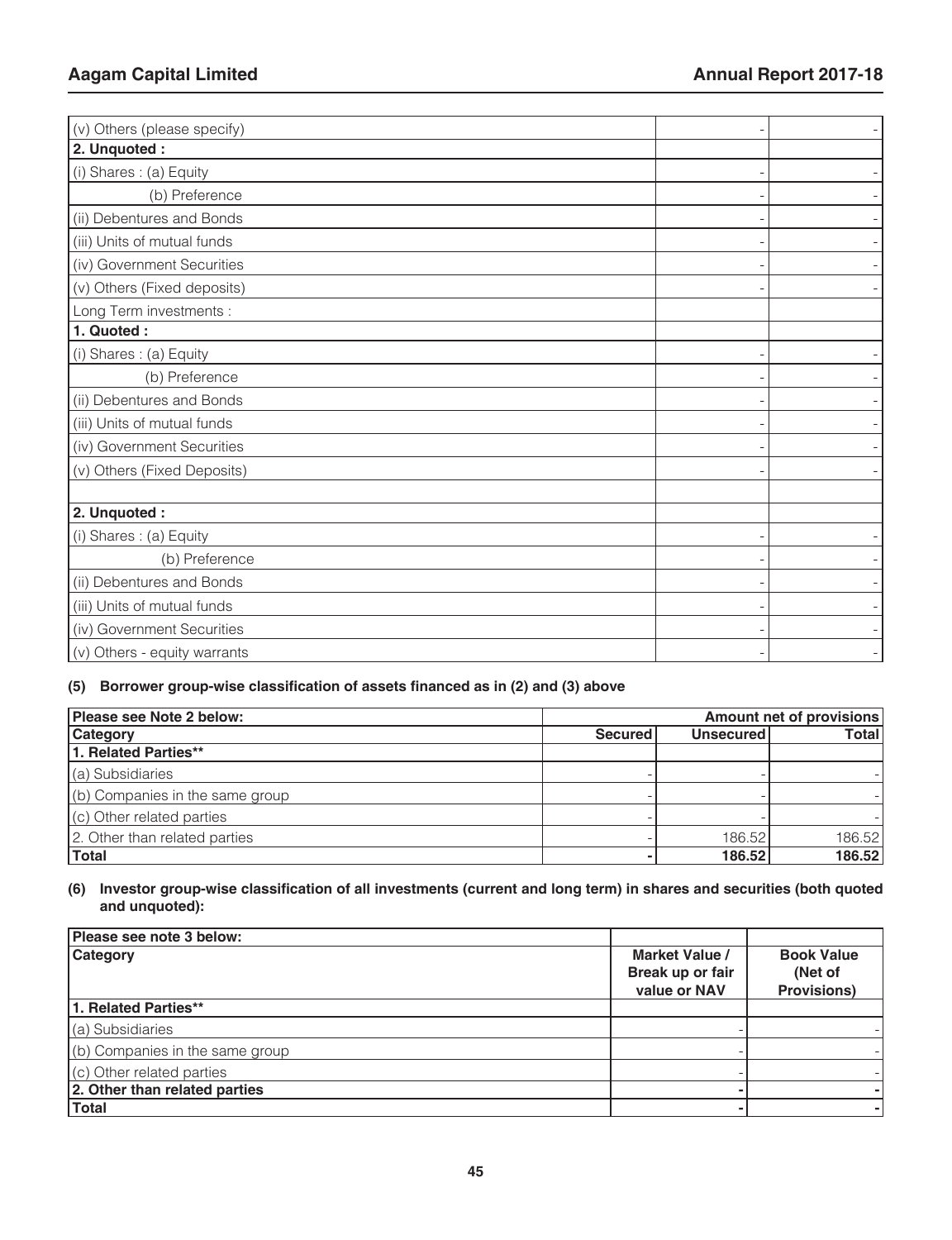| | | |
|---|---|---|
| (v) Others (please specify) | - | - |
| **2. Unquoted :** | | |
| (i) Shares : (a) Equity | - | - |
| (b) Preference | - | - |
| (ii) Debentures and Bonds | - | - |
| (iii) Units of mutual funds | - | - |
| (iv) Government Securities | - | - |
| (v) Others (Fixed deposits) | - | - |
| Long Term investments : | | |
| **1. Quoted :** | | |
| (i) Shares : (a) Equity | - | - |
| (b) Preference | - | - |
| (ii) Debentures and Bonds | - | - |
| (iii) Units of mutual funds | - | - |
| (iv) Government Securities | - | - |
| (v) Others (Fixed Deposits) | - | - |
| | | |
| **2. Unquoted :** | | |
| (i) Shares : (a) Equity | - | - |
| (b) Preference | - | - |
| (ii) Debentures and Bonds | - | - |
| (iii) Units of mutual funds | - | - |
| (iv) Government Securities | - | - |
| (v) Others - equity warrants | - | - |

**(5) Borrower group-wise classification of assets financed as in (2) and (3) above**

| **Please see Note 2 below:** | **Amount net of provisions** | | |
|---|---|---|---|
| **Category** | **Secured** | **Unsecured** | **Total** |
| **1. Related Parties\*\*** | | | |
| (a) Subsidiaries | - | - | - |
| (b) Companies in the same group | - | - | - |
| (c) Other related parties | - | - | - |
| 2. Other than related parties | - | 186.52 | 186.52 |
| **Total** | **-** | **186.52** | **186.52** |

**(6) Investor group-wise classification of all investments (current and long term) in shares and securities (both quoted and unquoted):**

| **Please see note 3 below:** | | |
|---|---|---|
| **Category** | **Market Value / Break up or fair value or NAV** | **Book Value (Net of Provisions)** |
| **1. Related Parties\*\*** | | |
| (a) Subsidiaries | - | - |
| (b) Companies in the same group | - | - |
| (c) Other related parties | - | - |
| **2. Other than related parties** | **-** | **-** |
| **Total** | **-** | **-** |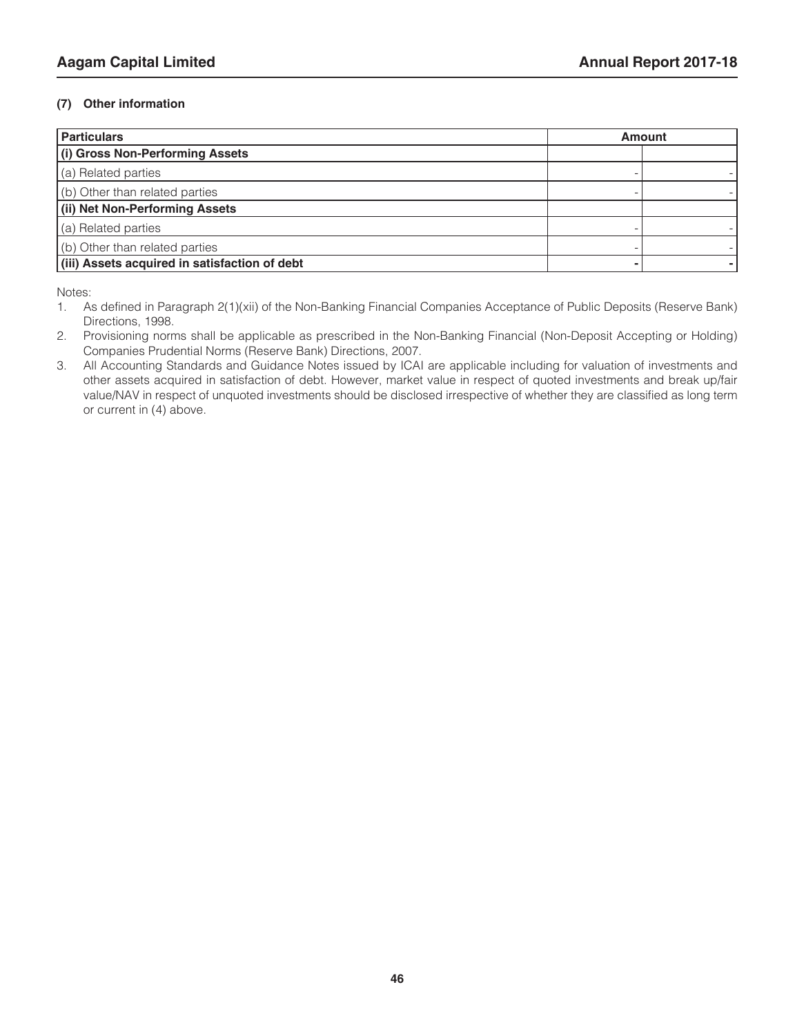### (7) Other information

| Particulars | Amount | |
|---|---|---|
| **(i) Gross Non-Performing Assets** | | |
| (a) Related parties | - | - |
| (b) Other than related parties | - | - |
| **(ii) Net Non-Performing Assets** | | |
| (a) Related parties | - | - |
| (b) Other than related parties | - | - |
| **(iii) Assets acquired in satisfaction of debt** | **-** | **-** |

Notes:

1. As defined in Paragraph 2(1)(xii) of the Non-Banking Financial Companies Acceptance of Public Deposits (Reserve Bank) Directions, 1998.
2. Provisioning norms shall be applicable as prescribed in the Non-Banking Financial (Non-Deposit Accepting or Holding) Companies Prudential Norms (Reserve Bank) Directions, 2007.
3. All Accounting Standards and Guidance Notes issued by ICAI are applicable including for valuation of investments and other assets acquired in satisfaction of debt. However, market value in respect of quoted investments and break up/fair value/NAV in respect of unquoted investments should be disclosed irrespective of whether they are classified as long term or current in (4) above.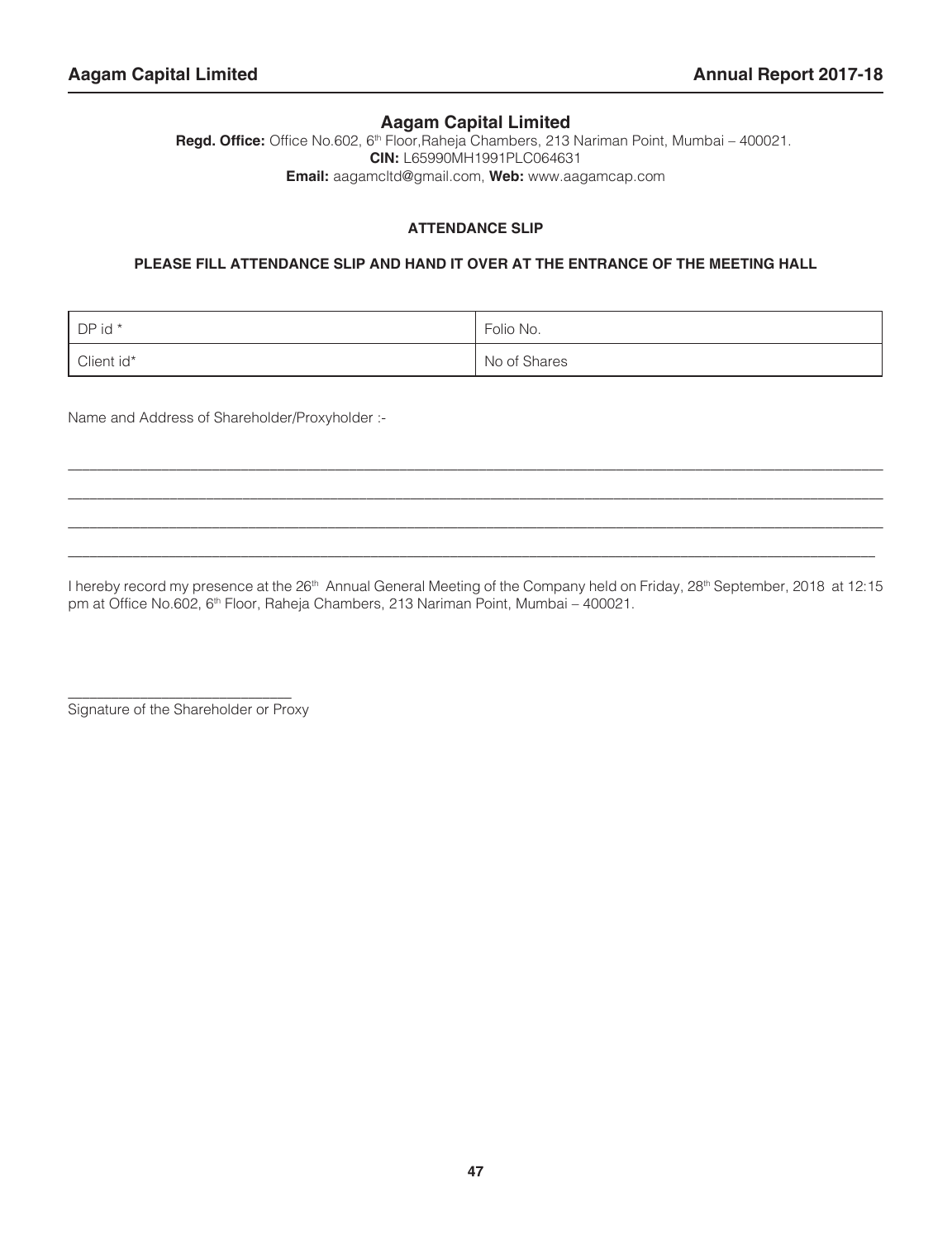# Aagam Capital Limited

**Regd. Office:** Office No.602, 6th Floor,Raheja Chambers, 213 Nariman Point, Mumbai – 400021.
**CIN:** L65990MH1991PLC064631
**Email:** aagamcltd@gmail.com, **Web:** www.aagamcap.com

## ATTENDANCE SLIP

**PLEASE FILL ATTENDANCE SLIP AND HAND IT OVER AT THE ENTRANCE OF THE MEETING HALL**

| DP id * | Folio No. |
|---|---|
| Client id* | No of Shares |

Name and Address of Shareholder/Proxyholder :-

______________________________________________________________________________

______________________________________________________________________________

______________________________________________________________________________

______________________________________________________________________________

I hereby record my presence at the 26th Annual General Meeting of the Company held on Friday, 28th September, 2018 at 12:15 pm at Office No.602, 6th Floor, Raheja Chambers, 213 Nariman Point, Mumbai – 400021.

____________________________

Signature of the Shareholder or Proxy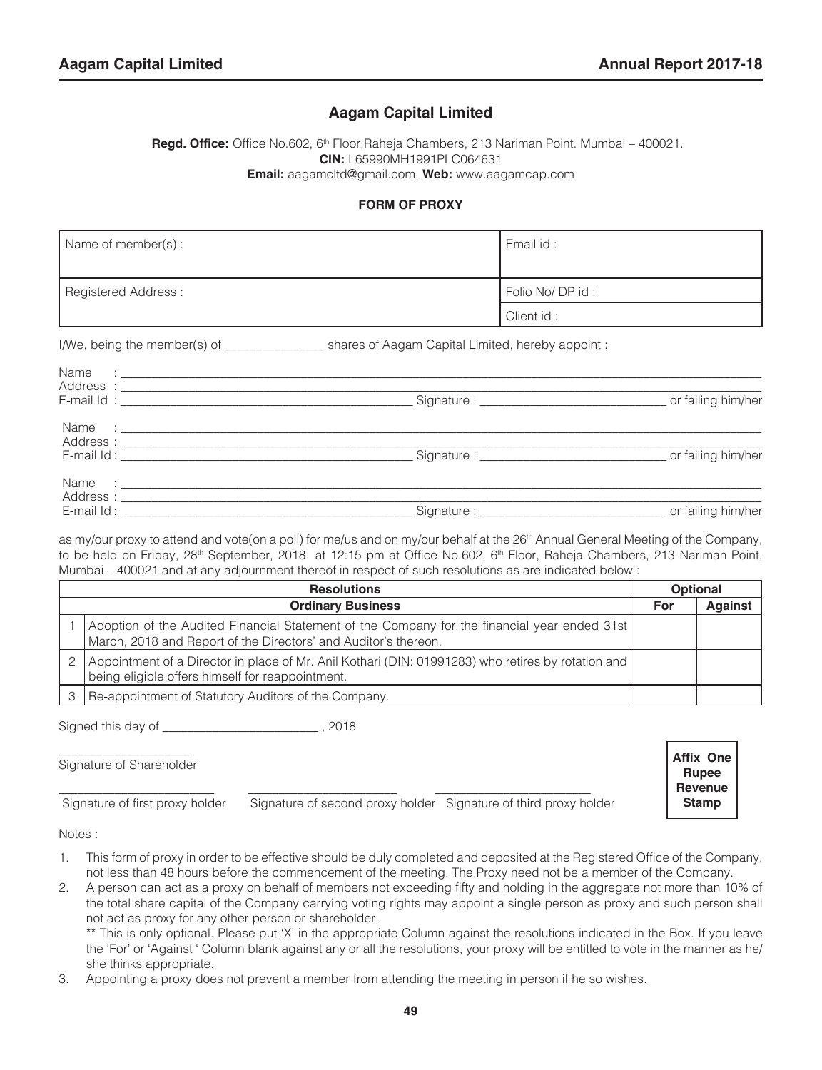# Aagam Capital Limited

**Regd. Office:** Office No.602, 6th Floor,Raheja Chambers, 213 Nariman Point. Mumbai – 400021.
**CIN:** L65990MH1991PLC064631
**Email:** aagamcltd@gmail.com, **Web:** www.aagamcap.com

## FORM OF PROXY

| Name of member(s) : | Email id : |
|---|---|
| Registered Address : | Folio No/ DP id : |
| | Client id : |

I/We, being the member(s) of _______________ shares of Aagam Capital Limited, hereby appoint :

Name : ____________________________________________
Address : ____________________________________________
E-mail Id : ______________________ Signature : ______________________ or failing him/her

Name : ____________________________________________
Address : ____________________________________________
E-mail Id : ______________________ Signature : ______________________ or failing him/her

Name : ____________________________________________
Address : ____________________________________________
E-mail Id : ______________________ Signature : ______________________ or failing him/her

as my/our proxy to attend and vote(on a poll) for me/us and on my/our behalf at the 26th Annual General Meeting of the Company, to be held on Friday, 28th September, 2018 at 12:15 pm at Office No.602, 6th Floor, Raheja Chambers, 213 Nariman Point, Mumbai – 400021 and at any adjournment thereof in respect of such resolutions as are indicated below :

| | Resolutions | Optional | |
|---|---|---|---|
| | **Ordinary Business** | **For** | **Against** |
| 1 | Adoption of the Audited Financial Statement of the Company for the financial year ended 31st March, 2018 and Report of the Directors' and Auditor's thereon. | | |
| 2 | Appointment of a Director in place of Mr. Anil Kothari (DIN: 01991283) who retires by rotation and being eligible offers himself for reappointment. | | |
| 3 | Re-appointment of Statutory Auditors of the Company. | | |

Signed this day of ________________________ , 2018

____________________
Signature of Shareholder

**Affix One Rupee Revenue Stamp**

________________________ ________________________ ________________________
Signature of first proxy holder Signature of second proxy holder Signature of third proxy holder

Notes :

1. This form of proxy in order to be effective should be duly completed and deposited at the Registered Office of the Company, not less than 48 hours before the commencement of the meeting. The Proxy need not be a member of the Company.
2. A person can act as a proxy on behalf of members not exceeding fifty and holding in the aggregate not more than 10% of the total share capital of the Company carrying voting rights may appoint a single person as proxy and such person shall not act as proxy for any other person or shareholder.

   ** This is only optional. Please put 'X' in the appropriate Column against the resolutions indicated in the Box. If you leave the 'For' or 'Against ' Column blank against any or all the resolutions, your proxy will be entitled to vote in the manner as he/ she thinks appropriate.
3. Appointing a proxy does not prevent a member from attending the meeting in person if he so wishes.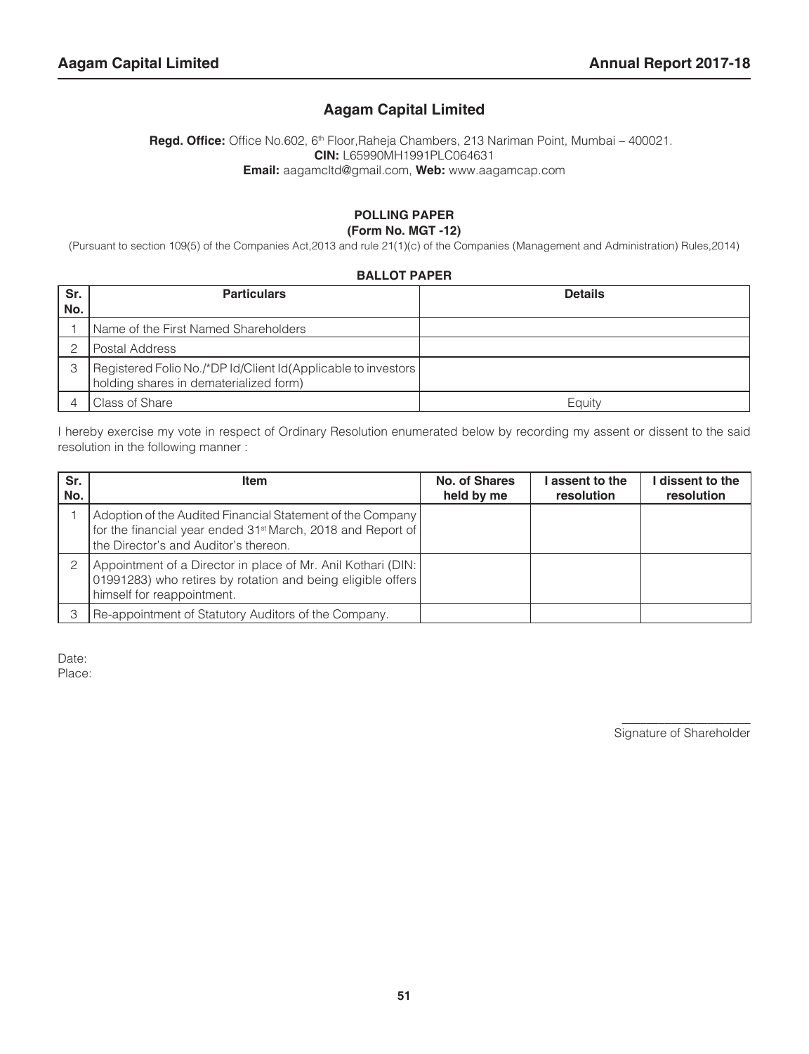# Aagam Capital Limited

**Regd. Office:** Office No.602, 6th Floor,Raheja Chambers, 213 Nariman Point, Mumbai – 400021.
**CIN:** L65990MH1991PLC064631
**Email:** aagamcltd@gmail.com, **Web:** www.aagamcap.com

## POLLING PAPER
### (Form No. MGT -12)

(Pursuant to section 109(5) of the Companies Act,2013 and rule 21(1)(c) of the Companies (Management and Administration) Rules,2014)

### BALLOT PAPER

| Sr. No. | Particulars | Details |
|---|---|---|
| 1 | Name of the First Named Shareholders | |
| 2 | Postal Address | |
| 3 | Registered Folio No./*DP Id/Client Id(Applicable to investors holding shares in dematerialized form) | |
| 4 | Class of Share | Equity |

I hereby exercise my vote in respect of Ordinary Resolution enumerated below by recording my assent or dissent to the said resolution in the following manner :

| Sr. No. | Item | No. of Shares held by me | I assent to the resolution | I dissent to the resolution |
|---|---|---|---|---|
| 1 | Adoption of the Audited Financial Statement of the Company for the financial year ended 31st March, 2018 and Report of the Director's and Auditor's thereon. | | | |
| 2 | Appointment of a Director in place of Mr. Anil Kothari (DIN: 01991283) who retires by rotation and being eligible offers himself for reappointment. | | | |
| 3 | Re-appointment of Statutory Auditors of the Company. | | | |

Date:
Place:

____________________
Signature of Shareholder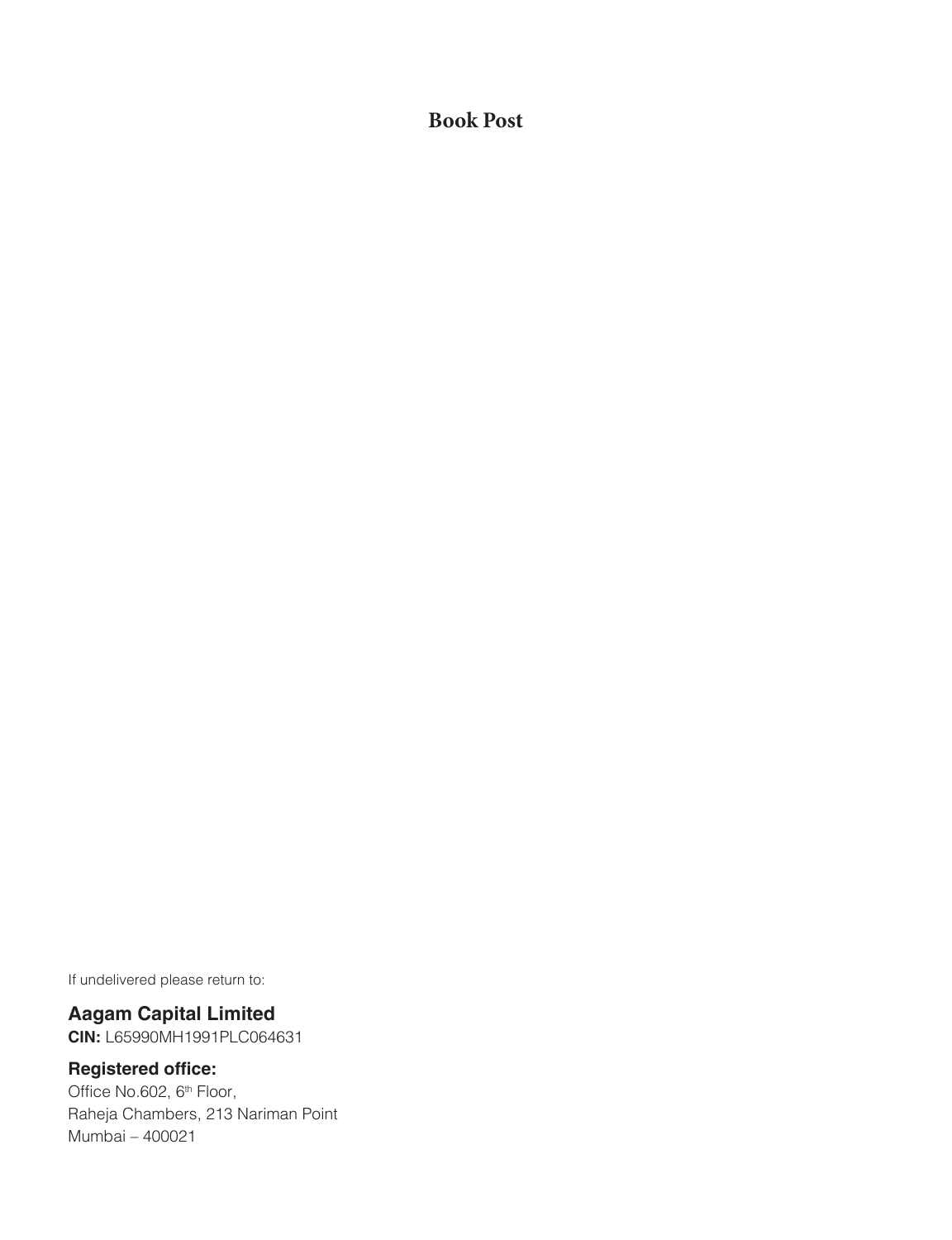**Book Post**

If undelivered please return to:

**Aagam Capital Limited**

**CIN:** L65990MH1991PLC064631

**Registered office:**

Office No.602, 6th Floor,
Raheja Chambers, 213 Nariman Point
Mumbai – 400021